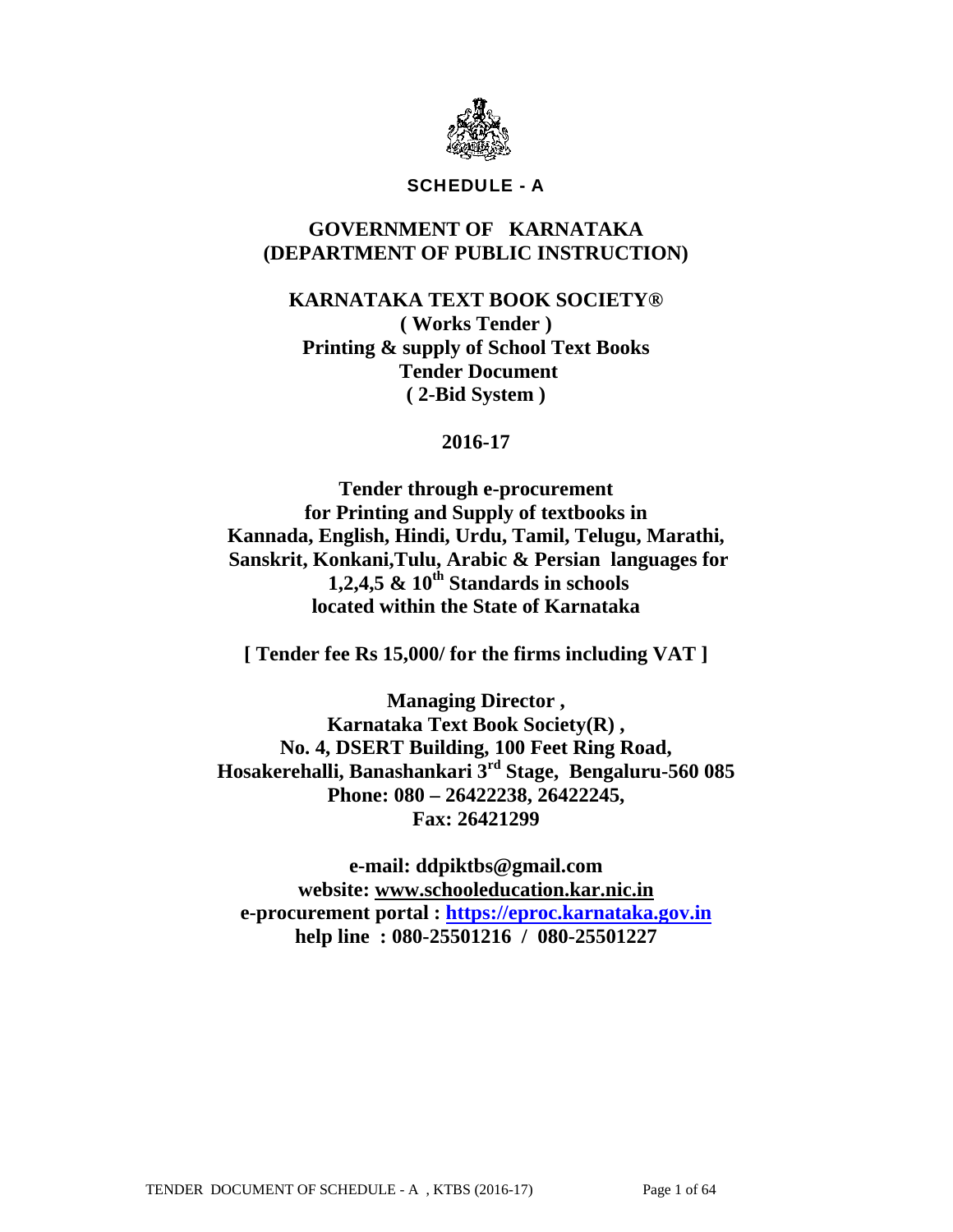**SCHEDULE - A**

# GOVERNMENT OF KARNATAKA
# (DEPARTMENT OF PUBLIC INSTRUCTION)

## KARNATAKA TEXT BOOK SOCIETY®

**( Works Tender )**
**Printing & supply of School Text Books**
**Tender Document**
**( 2-Bid System )**

**2016-17**

**Tender through e-procurement for Printing and Supply of textbooks in Kannada, English, Hindi, Urdu, Tamil, Telugu, Marathi, Sanskrit, Konkani,Tulu, Arabic & Persian languages for 1,2,4,5 & 10th Standards in schools located within the State of Karnataka**

**[ Tender fee Rs 15,000/ for the firms including VAT ]**

**Managing Director ,**
**Karnataka Text Book Society(R) ,**
**No. 4, DSERT Building, 100 Feet Ring Road,**
**Hosakerehalli, Banashankari 3rd Stage, Bengaluru-560 085**
**Phone: 080 – 26422238, 26422245,**
**Fax: 26421299**

**e-mail: ddpiktbs@gmail.com**
**website: www.schooleducation.kar.nic.in**
**e-procurement portal : https://eproc.karnataka.gov.in**
**help line : 080-25501216 / 080-25501227**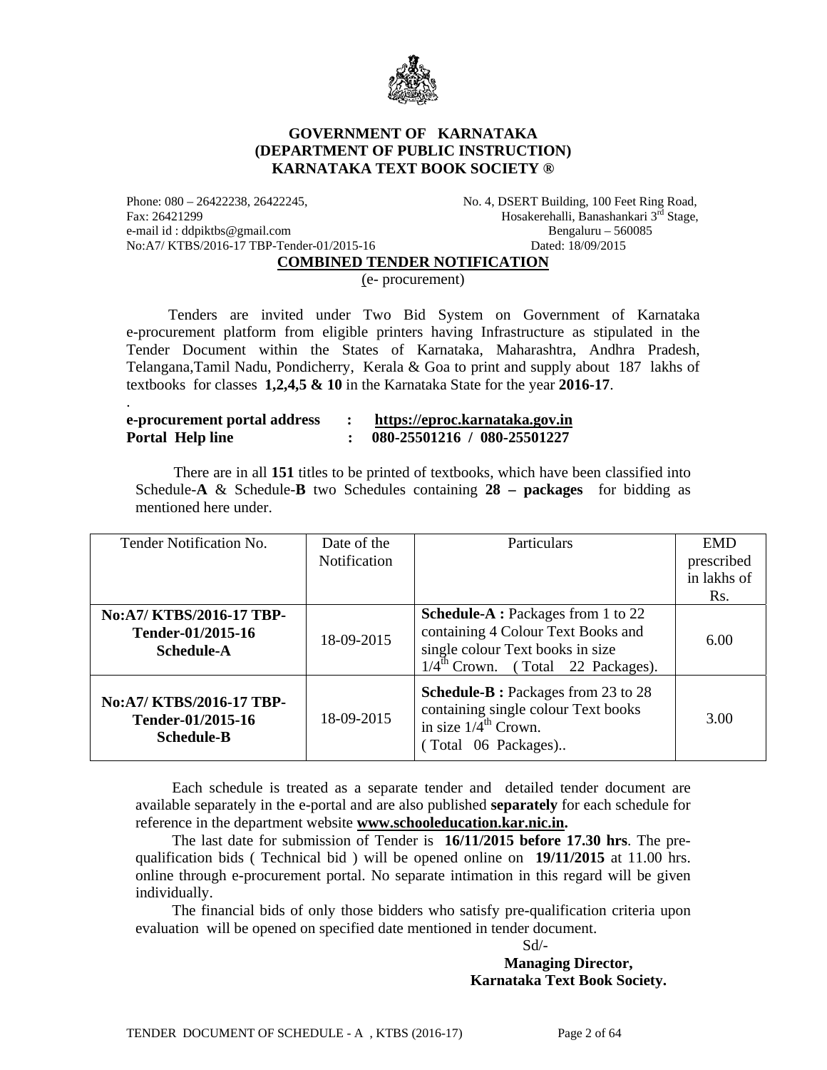# GOVERNMENT OF KARNATAKA
## (DEPARTMENT OF PUBLIC INSTRUCTION)
## KARNATAKA TEXT BOOK SOCIETY ®

Phone: 080 – 26422238, 26422245,
Fax: 26421299
e-mail id : ddpiktbs@gmail.com
No:A7/ KTBS/2016-17 TBP-Tender-01/2015-16

No. 4, DSERT Building, 100 Feet Ring Road,
Hosakerehalli, Banashankari 3rd Stage,
Bengaluru – 560085
Dated: 18/09/2015

**COMBINED TENDER NOTIFICATION**

(e- procurement)

Tenders are invited under Two Bid System on Government of Karnataka e-procurement platform from eligible printers having Infrastructure as stipulated in the Tender Document within the States of Karnataka, Maharashtra, Andhra Pradesh, Telangana,Tamil Nadu, Pondicherry, Kerala & Goa to print and supply about 187 lakhs of textbooks for classes **1,2,4,5 & 10** in the Karnataka State for the year **2016-17**.

.

**e-procurement portal address : https://eproc.karnataka.gov.in**
**Portal Help line : 080-25501216 / 080-25501227**

There are in all **151** titles to be printed of textbooks, which have been classified into Schedule-**A** & Schedule-**B** two Schedules containing **28 – packages** for bidding as mentioned here under.

| Tender Notification No. | Date of the Notification | Particulars | EMD prescribed in lakhs of Rs. |
|---|---|---|---|
| **No:A7/ KTBS/2016-17 TBP-Tender-01/2015-16 Schedule-A** | 18-09-2015 | **Schedule-A :** Packages from 1 to 22 containing 4 Colour Text Books and single colour Text books in size 1/4th Crown. ( Total 22 Packages). | 6.00 |
| **No:A7/ KTBS/2016-17 TBP-Tender-01/2015-16 Schedule-B** | 18-09-2015 | **Schedule-B :** Packages from 23 to 28 containing single colour Text books in size 1/4th Crown. ( Total 06 Packages).. | 3.00 |

Each schedule is treated as a separate tender and detailed tender document are available separately in the e-portal and are also published **separately** for each schedule for reference in the department website **www.schooleducation.kar.nic.in.**

The last date for submission of Tender is **16/11/2015 before 17.30 hrs**. The pre-qualification bids ( Technical bid ) will be opened online on **19/11/2015** at 11.00 hrs. online through e-procurement portal. No separate intimation in this regard will be given individually.

The financial bids of only those bidders who satisfy pre-qualification criteria upon evaluation will be opened on specified date mentioned in tender document.

Sd/-
**Managing Director,**
**Karnataka Text Book Society.**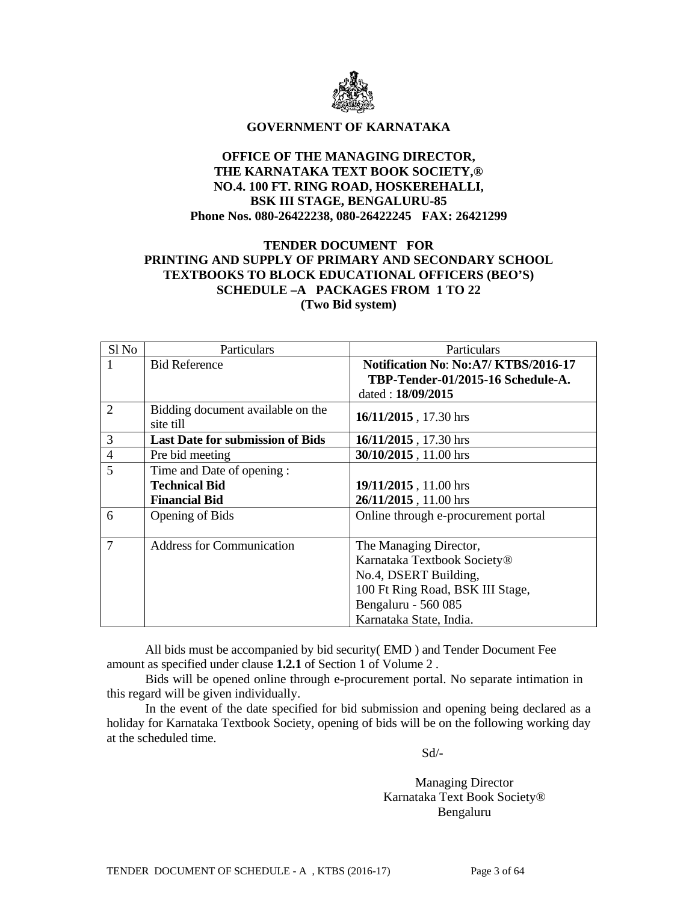**GOVERNMENT OF KARNATAKA**

**OFFICE OF THE MANAGING DIRECTOR,**
**THE KARNATAKA TEXT BOOK SOCIETY,®**
**NO.4. 100 FT. RING ROAD, HOSKEREHALLI,**
**BSK III STAGE, BENGALURU-85**
**Phone Nos. 080-26422238, 080-26422245 FAX: 26421299**

**TENDER DOCUMENT FOR**
**PRINTING AND SUPPLY OF PRIMARY AND SECONDARY SCHOOL TEXTBOOKS TO BLOCK EDUCATIONAL OFFICERS (BEO'S)**
**SCHEDULE –A PACKAGES FROM 1 TO 22**
**(Two Bid system)**

| Sl No | Particulars | Particulars |
|---|---|---|
| 1 | Bid Reference | **Notification No**: **No:A7/ KTBS/2016-17 TBP-Tender-01/2015-16 Schedule-A.** dated : **18/09/2015** |
| 2 | Bidding document available on the site till | **16/11/2015** , 17.30 hrs |
| 3 | **Last Date for submission of Bids** | **16/11/2015** , 17.30 hrs |
| 4 | Pre bid meeting | **30/10/2015** , 11.00 hrs |
| 5 | Time and Date of opening :<br>**Technical Bid**<br>**Financial Bid** | <br>**19/11/2015** , 11.00 hrs<br>**26/11/2015** , 11.00 hrs |
| 6 | Opening of Bids | Online through e-procurement portal |
| 7 | Address for Communication | The Managing Director,<br>Karnataka Textbook Society®<br>No.4, DSERT Building,<br>100 Ft Ring Road, BSK III Stage,<br>Bengaluru - 560 085<br>Karnataka State, India. |

All bids must be accompanied by bid security( EMD ) and Tender Document Fee amount as specified under clause **1.2.1** of Section 1 of Volume 2 .

Bids will be opened online through e-procurement portal. No separate intimation in this regard will be given individually.

In the event of the date specified for bid submission and opening being declared as a holiday for Karnataka Textbook Society, opening of bids will be on the following working day at the scheduled time.

Sd/-

Managing Director
Karnataka Text Book Society®
Bengaluru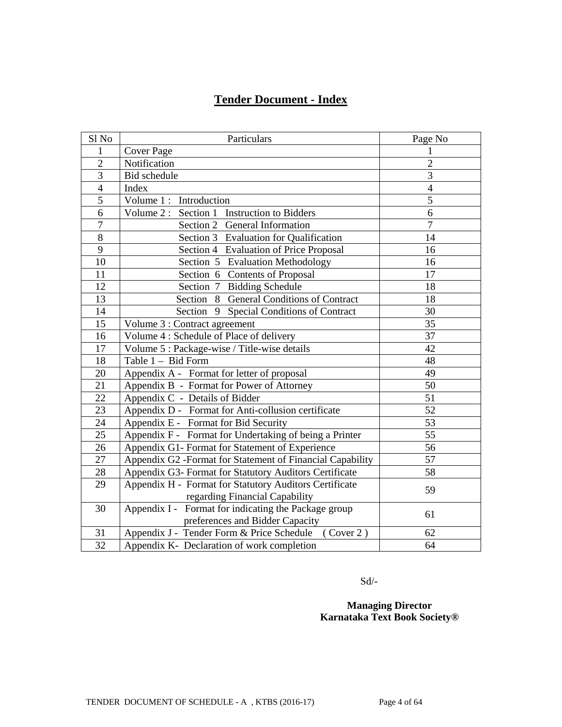# Tender Document - Index

| Sl No | Particulars | Page No |
|---|---|---|
| 1 | Cover Page | 1 |
| 2 | Notification | 2 |
| 3 | Bid schedule | 3 |
| 4 | Index | 4 |
| 5 | Volume 1 : Introduction | 5 |
| 6 | Volume 2 : Section 1 Instruction to Bidders | 6 |
| 7 | Section 2 General Information | 7 |
| 8 | Section 3 Evaluation for Qualification | 14 |
| 9 | Section 4 Evaluation of Price Proposal | 16 |
| 10 | Section 5 Evaluation Methodology | 16 |
| 11 | Section 6 Contents of Proposal | 17 |
| 12 | Section 7 Bidding Schedule | 18 |
| 13 | Section 8 General Conditions of Contract | 18 |
| 14 | Section 9 Special Conditions of Contract | 30 |
| 15 | Volume 3 : Contract agreement | 35 |
| 16 | Volume 4 : Schedule of Place of delivery | 37 |
| 17 | Volume 5 : Package-wise / Title-wise details | 42 |
| 18 | Table 1 – Bid Form | 48 |
| 20 | Appendix A - Format for letter of proposal | 49 |
| 21 | Appendix B - Format for Power of Attorney | 50 |
| 22 | Appendix C - Details of Bidder | 51 |
| 23 | Appendix D - Format for Anti-collusion certificate | 52 |
| 24 | Appendix E - Format for Bid Security | 53 |
| 25 | Appendix F - Format for Undertaking of being a Printer | 55 |
| 26 | Appendix G1- Format for Statement of Experience | 56 |
| 27 | Appendix G2 -Format for Statement of Financial Capability | 57 |
| 28 | Appendix G3- Format for Statutory Auditors Certificate | 58 |
| 29 | Appendix H - Format for Statutory Auditors Certificate regarding Financial Capability | 59 |
| 30 | Appendix I - Format for indicating the Package group preferences and Bidder Capacity | 61 |
| 31 | Appendix J - Tender Form & Price Schedule ( Cover 2 ) | 62 |
| 32 | Appendix K- Declaration of work completion | 64 |

Sd/-

**Managing Director**
**Karnataka Text Book Society®**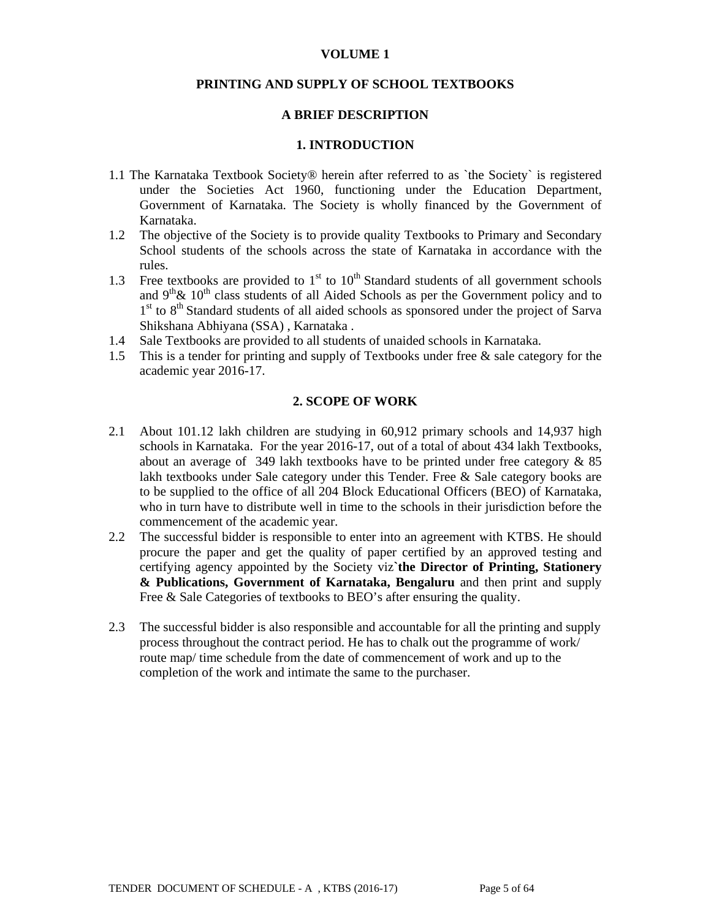# VOLUME 1

## PRINTING AND SUPPLY OF SCHOOL TEXTBOOKS

### A BRIEF DESCRIPTION

### 1. INTRODUCTION

1.1 The Karnataka Textbook Society® herein after referred to as `the Society` is registered under the Societies Act 1960, functioning under the Education Department, Government of Karnataka. The Society is wholly financed by the Government of Karnataka.

1.2 The objective of the Society is to provide quality Textbooks to Primary and Secondary School students of the schools across the state of Karnataka in accordance with the rules.

1.3 Free textbooks are provided to 1st to 10th Standard students of all government schools and 9th & 10th class students of all Aided Schools as per the Government policy and to 1st to 8th Standard students of all aided schools as sponsored under the project of Sarva Shikshana Abhiyana (SSA) , Karnataka .

1.4 Sale Textbooks are provided to all students of unaided schools in Karnataka.

1.5 This is a tender for printing and supply of Textbooks under free & sale category for the academic year 2016-17.

### 2. SCOPE OF WORK

2.1 About 101.12 lakh children are studying in 60,912 primary schools and 14,937 high schools in Karnataka. For the year 2016-17, out of a total of about 434 lakh Textbooks, about an average of 349 lakh textbooks have to be printed under free category & 85 lakh textbooks under Sale category under this Tender. Free & Sale category books are to be supplied to the office of all 204 Block Educational Officers (BEO) of Karnataka, who in turn have to distribute well in time to the schools in their jurisdiction before the commencement of the academic year.

2.2 The successful bidder is responsible to enter into an agreement with KTBS. He should procure the paper and get the quality of paper certified by an approved testing and certifying agency appointed by the Society viz`**the Director of Printing, Stationery & Publications, Government of Karnataka, Bengaluru** and then print and supply Free & Sale Categories of textbooks to BEO's after ensuring the quality.

2.3 The successful bidder is also responsible and accountable for all the printing and supply process throughout the contract period. He has to chalk out the programme of work/ route map/ time schedule from the date of commencement of work and up to the completion of the work and intimate the same to the purchaser.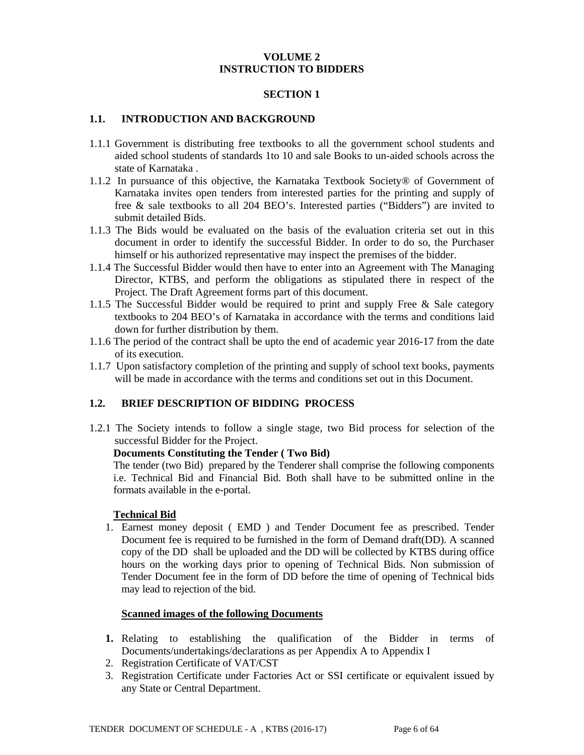# VOLUME 2
# INSTRUCTION TO BIDDERS

## SECTION 1

### 1.1. INTRODUCTION AND BACKGROUND

1.1.1 Government is distributing free textbooks to all the government school students and aided school students of standards 1to 10 and sale Books to un-aided schools across the state of Karnataka .

1.1.2 In pursuance of this objective, the Karnataka Textbook Society® of Government of Karnataka invites open tenders from interested parties for the printing and supply of free & sale textbooks to all 204 BEO's. Interested parties ("Bidders") are invited to submit detailed Bids.

1.1.3 The Bids would be evaluated on the basis of the evaluation criteria set out in this document in order to identify the successful Bidder. In order to do so, the Purchaser himself or his authorized representative may inspect the premises of the bidder.

1.1.4 The Successful Bidder would then have to enter into an Agreement with The Managing Director, KTBS, and perform the obligations as stipulated there in respect of the Project. The Draft Agreement forms part of this document.

1.1.5 The Successful Bidder would be required to print and supply Free & Sale category textbooks to 204 BEO's of Karnataka in accordance with the terms and conditions laid down for further distribution by them.

1.1.6 The period of the contract shall be upto the end of academic year 2016-17 from the date of its execution.

1.1.7 Upon satisfactory completion of the printing and supply of school text books, payments will be made in accordance with the terms and conditions set out in this Document.

### 1.2. BRIEF DESCRIPTION OF BIDDING PROCESS

1.2.1 The Society intends to follow a single stage, two Bid process for selection of the successful Bidder for the Project.

**Documents Constituting the Tender ( Two Bid)**

The tender (two Bid) prepared by the Tenderer shall comprise the following components i.e. Technical Bid and Financial Bid. Both shall have to be submitted online in the formats available in the e-portal.

**<u>Technical Bid</u>**

1. Earnest money deposit ( EMD ) and Tender Document fee as prescribed. Tender Document fee is required to be furnished in the form of Demand draft(DD). A scanned copy of the DD shall be uploaded and the DD will be collected by KTBS during office hours on the working days prior to opening of Technical Bids. Non submission of Tender Document fee in the form of DD before the time of opening of Technical bids may lead to rejection of the bid.

**<u>Scanned images of the following Documents</u>**

1. Relating to establishing the qualification of the Bidder in terms of Documents/undertakings/declarations as per Appendix A to Appendix I
2. Registration Certificate of VAT/CST
3. Registration Certificate under Factories Act or SSI certificate or equivalent issued by any State or Central Department.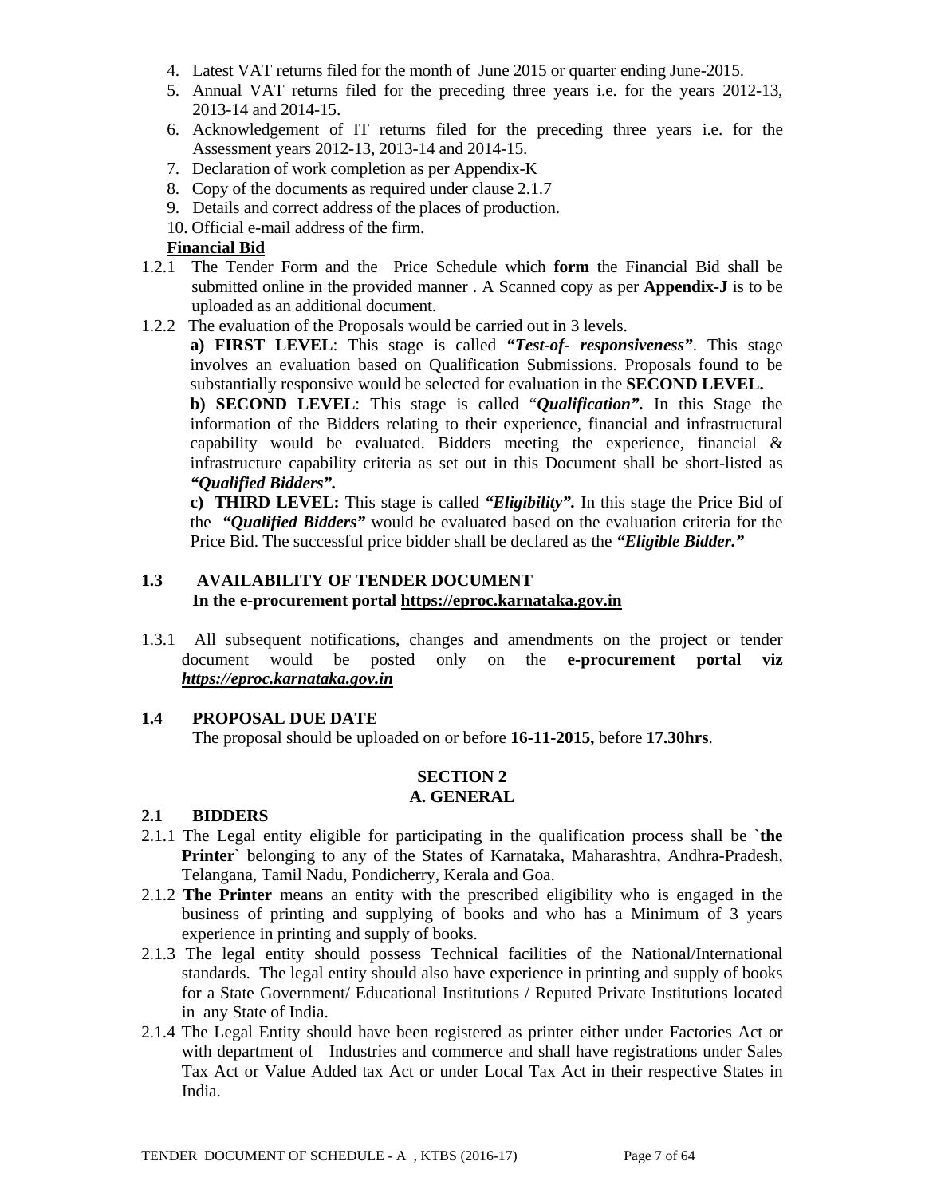4. Latest VAT returns filed for the month of June 2015 or quarter ending June-2015.
5. Annual VAT returns filed for the preceding three years i.e. for the years 2012-13, 2013-14 and 2014-15.
6. Acknowledgement of IT returns filed for the preceding three years i.e. for the Assessment years 2012-13, 2013-14 and 2014-15.
7. Declaration of work completion as per Appendix-K
8. Copy of the documents as required under clause 2.1.7
9. Details and correct address of the places of production.
10. Official e-mail address of the firm.

**Financial Bid**

1.2.1 The Tender Form and the Price Schedule which **form** the Financial Bid shall be submitted online in the provided manner . A Scanned copy as per **Appendix-J** is to be uploaded as an additional document.

1.2.2 The evaluation of the Proposals would be carried out in 3 levels.

**a) FIRST LEVEL**: This stage is called **"*Test-of- responsiveness*"**. This stage involves an evaluation based on Qualification Submissions. Proposals found to be substantially responsive would be selected for evaluation in the **SECOND LEVEL.**

**b) SECOND LEVEL**: This stage is called "***Qualification*".** In this Stage the information of the Bidders relating to their experience, financial and infrastructural capability would be evaluated. Bidders meeting the experience, financial & infrastructure capability criteria as set out in this Document shall be short-listed as ***"Qualified Bidders".***

**c) THIRD LEVEL:** This stage is called ***"Eligibility".*** In this stage the Price Bid of the ***"Qualified Bidders"*** would be evaluated based on the evaluation criteria for the Price Bid. The successful price bidder shall be declared as the ***"Eligible Bidder."***

## 1.3 AVAILABILITY OF TENDER DOCUMENT

**In the e-procurement portal https://eproc.karnataka.gov.in**

1.3.1 All subsequent notifications, changes and amendments on the project or tender document would be posted only on the **e-procurement portal viz *https://eproc.karnataka.gov.in***

## 1.4 PROPOSAL DUE DATE

The proposal should be uploaded on or before **16-11-2015,** before **17.30hrs**.

# SECTION 2

## A. GENERAL

### 2.1 BIDDERS

2.1.1 The Legal entity eligible for participating in the qualification process shall be `**the Printer**` belonging to any of the States of Karnataka, Maharashtra, Andhra-Pradesh, Telangana, Tamil Nadu, Pondicherry, Kerala and Goa.

2.1.2 **The Printer** means an entity with the prescribed eligibility who is engaged in the business of printing and supplying of books and who has a Minimum of 3 years experience in printing and supply of books.

2.1.3 The legal entity should possess Technical facilities of the National/International standards. The legal entity should also have experience in printing and supply of books for a State Government/ Educational Institutions / Reputed Private Institutions located in any State of India.

2.1.4 The Legal Entity should have been registered as printer either under Factories Act or with department of Industries and commerce and shall have registrations under Sales Tax Act or Value Added tax Act or under Local Tax Act in their respective States in India.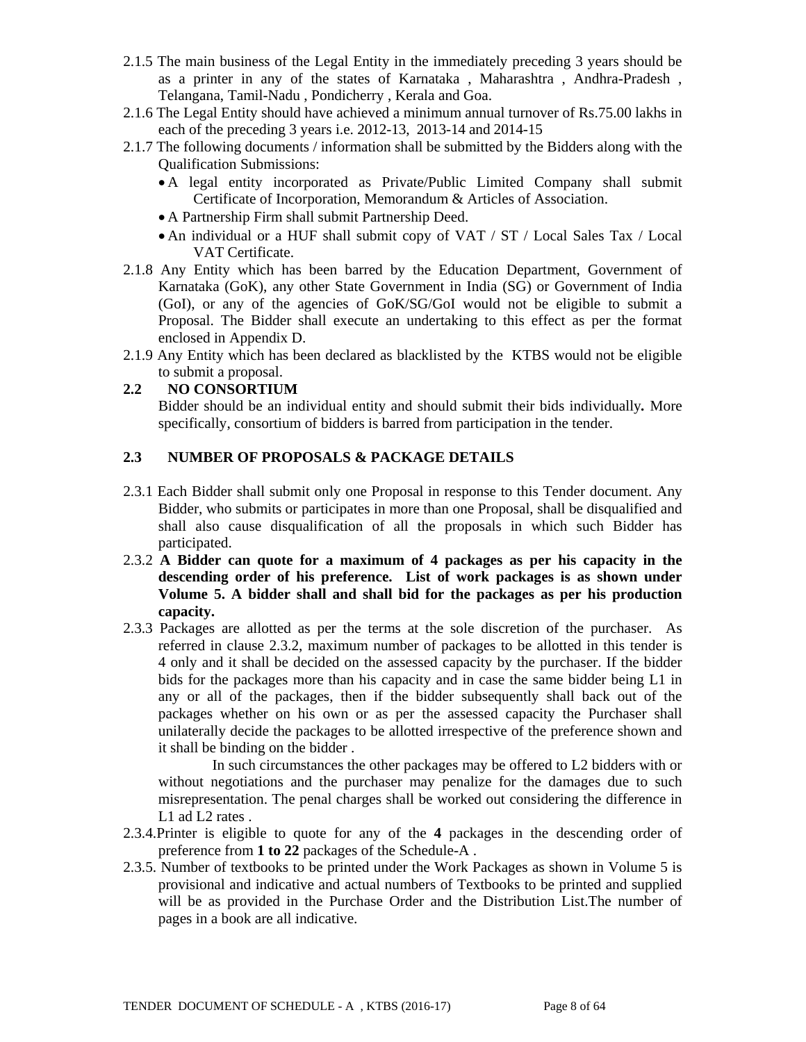2.1.5 The main business of the Legal Entity in the immediately preceding 3 years should be as a printer in any of the states of Karnataka , Maharashtra , Andhra-Pradesh , Telangana, Tamil-Nadu , Pondicherry , Kerala and Goa.

2.1.6 The Legal Entity should have achieved a minimum annual turnover of Rs.75.00 lakhs in each of the preceding 3 years i.e. 2012-13, 2013-14 and 2014-15

2.1.7 The following documents / information shall be submitted by the Bidders along with the Qualification Submissions:

- A legal entity incorporated as Private/Public Limited Company shall submit Certificate of Incorporation, Memorandum & Articles of Association.
- A Partnership Firm shall submit Partnership Deed.
- An individual or a HUF shall submit copy of VAT / ST / Local Sales Tax / Local VAT Certificate.

2.1.8 Any Entity which has been barred by the Education Department, Government of Karnataka (GoK), any other State Government in India (SG) or Government of India (GoI), or any of the agencies of GoK/SG/GoI would not be eligible to submit a Proposal. The Bidder shall execute an undertaking to this effect as per the format enclosed in Appendix D.

2.1.9 Any Entity which has been declared as blacklisted by the KTBS would not be eligible to submit a proposal.

## 2.2 NO CONSORTIUM

Bidder should be an individual entity and should submit their bids individually**.** More specifically, consortium of bidders is barred from participation in the tender.

## 2.3 NUMBER OF PROPOSALS & PACKAGE DETAILS

2.3.1 Each Bidder shall submit only one Proposal in response to this Tender document. Any Bidder, who submits or participates in more than one Proposal, shall be disqualified and shall also cause disqualification of all the proposals in which such Bidder has participated.

2.3.2 **A Bidder can quote for a maximum of 4 packages as per his capacity in the descending order of his preference. List of work packages is as shown under Volume 5. A bidder shall and shall bid for the packages as per his production capacity.**

2.3.3 Packages are allotted as per the terms at the sole discretion of the purchaser. As referred in clause 2.3.2, maximum number of packages to be allotted in this tender is 4 only and it shall be decided on the assessed capacity by the purchaser. If the bidder bids for the packages more than his capacity and in case the same bidder being L1 in any or all of the packages, then if the bidder subsequently shall back out of the packages whether on his own or as per the assessed capacity the Purchaser shall unilaterally decide the packages to be allotted irrespective of the preference shown and it shall be binding on the bidder .

In such circumstances the other packages may be offered to L2 bidders with or without negotiations and the purchaser may penalize for the damages due to such misrepresentation. The penal charges shall be worked out considering the difference in L1 ad L2 rates .

2.3.4.Printer is eligible to quote for any of the **4** packages in the descending order of preference from **1 to 22** packages of the Schedule-A .

2.3.5. Number of textbooks to be printed under the Work Packages as shown in Volume 5 is provisional and indicative and actual numbers of Textbooks to be printed and supplied will be as provided in the Purchase Order and the Distribution List.The number of pages in a book are all indicative.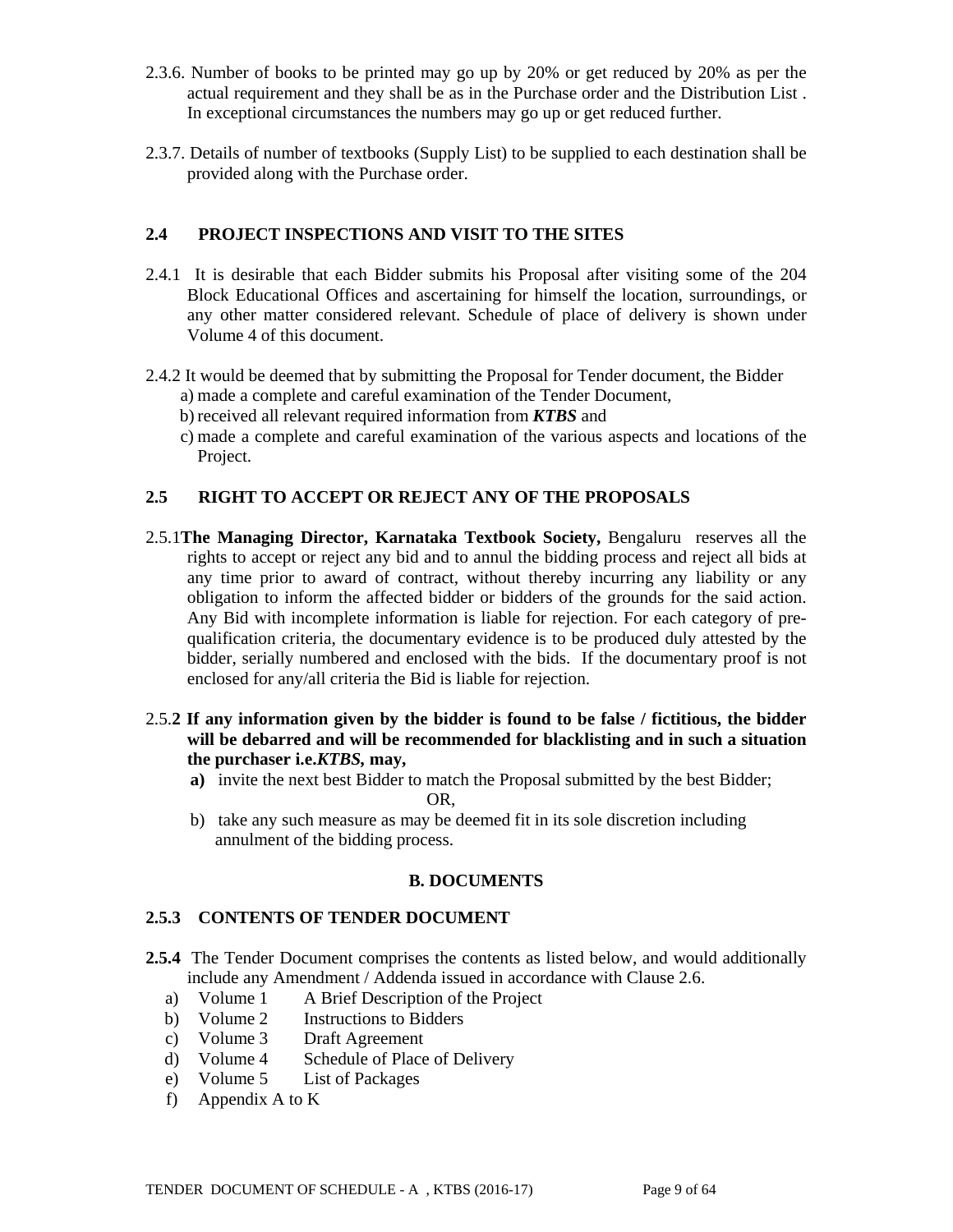2.3.6. Number of books to be printed may go up by 20% or get reduced by 20% as per the actual requirement and they shall be as in the Purchase order and the Distribution List . In exceptional circumstances the numbers may go up or get reduced further.

2.3.7. Details of number of textbooks (Supply List) to be supplied to each destination shall be provided along with the Purchase order.

## 2.4 PROJECT INSPECTIONS AND VISIT TO THE SITES

2.4.1 It is desirable that each Bidder submits his Proposal after visiting some of the 204 Block Educational Offices and ascertaining for himself the location, surroundings, or any other matter considered relevant. Schedule of place of delivery is shown under Volume 4 of this document.

2.4.2 It would be deemed that by submitting the Proposal for Tender document, the Bidder

a) made a complete and careful examination of the Tender Document,

b) received all relevant required information from ***KTBS*** and

c) made a complete and careful examination of the various aspects and locations of the Project.

## 2.5 RIGHT TO ACCEPT OR REJECT ANY OF THE PROPOSALS

2.5.1**The Managing Director, Karnataka Textbook Society,** Bengaluru reserves all the rights to accept or reject any bid and to annul the bidding process and reject all bids at any time prior to award of contract, without thereby incurring any liability or any obligation to inform the affected bidder or bidders of the grounds for the said action. Any Bid with incomplete information is liable for rejection. For each category of pre-qualification criteria, the documentary evidence is to be produced duly attested by the bidder, serially numbered and enclosed with the bids. If the documentary proof is not enclosed for any/all criteria the Bid is liable for rejection.

2.5.**2 If any information given by the bidder is found to be false / fictitious, the bidder will be debarred and will be recommended for blacklisting and in such a situation the purchaser i.e.*KTBS*, may,**

**a)** invite the next best Bidder to match the Proposal submitted by the best Bidder;

OR,

b) take any such measure as may be deemed fit in its sole discretion including annulment of the bidding process.

## B. DOCUMENTS

## 2.5.3 CONTENTS OF TENDER DOCUMENT

**2.5.4** The Tender Document comprises the contents as listed below, and would additionally include any Amendment / Addenda issued in accordance with Clause 2.6.

a) Volume 1 A Brief Description of the Project
b) Volume 2 Instructions to Bidders
c) Volume 3 Draft Agreement
d) Volume 4 Schedule of Place of Delivery
e) Volume 5 List of Packages
f) Appendix A to K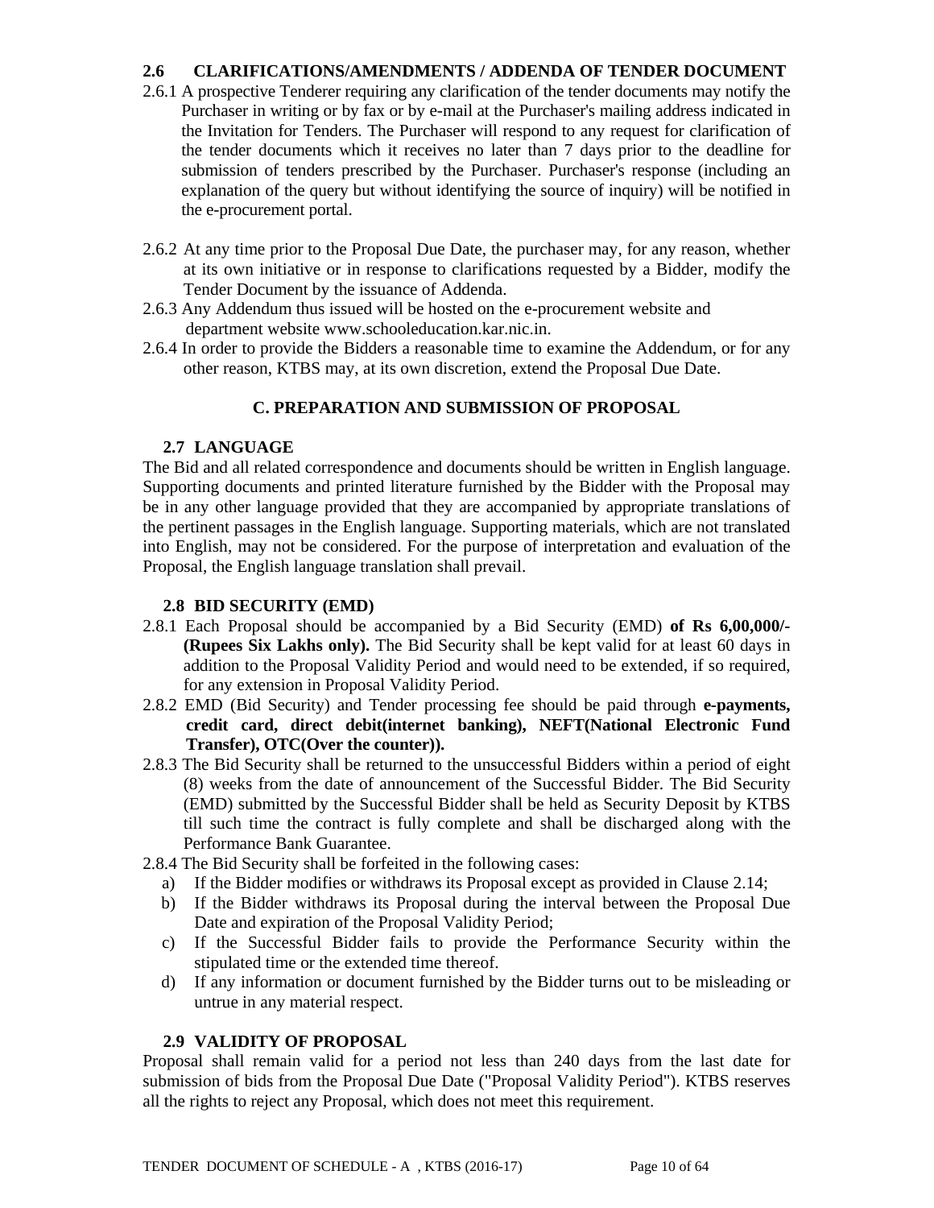### 2.6 CLARIFICATIONS/AMENDMENTS / ADDENDA OF TENDER DOCUMENT

2.6.1 A prospective Tenderer requiring any clarification of the tender documents may notify the Purchaser in writing or by fax or by e-mail at the Purchaser's mailing address indicated in the Invitation for Tenders. The Purchaser will respond to any request for clarification of the tender documents which it receives no later than 7 days prior to the deadline for submission of tenders prescribed by the Purchaser. Purchaser's response (including an explanation of the query but without identifying the source of inquiry) will be notified in the e-procurement portal.

2.6.2 At any time prior to the Proposal Due Date, the purchaser may, for any reason, whether at its own initiative or in response to clarifications requested by a Bidder, modify the Tender Document by the issuance of Addenda.

2.6.3 Any Addendum thus issued will be hosted on the e-procurement website and department website www.schooleducation.kar.nic.in.

2.6.4 In order to provide the Bidders a reasonable time to examine the Addendum, or for any other reason, KTBS may, at its own discretion, extend the Proposal Due Date.

## C. PREPARATION AND SUBMISSION OF PROPOSAL

### 2.7 LANGUAGE

The Bid and all related correspondence and documents should be written in English language. Supporting documents and printed literature furnished by the Bidder with the Proposal may be in any other language provided that they are accompanied by appropriate translations of the pertinent passages in the English language. Supporting materials, which are not translated into English, may not be considered. For the purpose of interpretation and evaluation of the Proposal, the English language translation shall prevail.

### 2.8 BID SECURITY (EMD)

2.8.1 Each Proposal should be accompanied by a Bid Security (EMD) **of Rs 6,00,000/- (Rupees Six Lakhs only).** The Bid Security shall be kept valid for at least 60 days in addition to the Proposal Validity Period and would need to be extended, if so required, for any extension in Proposal Validity Period.

2.8.2 EMD (Bid Security) and Tender processing fee should be paid through **e-payments, credit card, direct debit(internet banking), NEFT(National Electronic Fund Transfer), OTC(Over the counter)).**

2.8.3 The Bid Security shall be returned to the unsuccessful Bidders within a period of eight (8) weeks from the date of announcement of the Successful Bidder. The Bid Security (EMD) submitted by the Successful Bidder shall be held as Security Deposit by KTBS till such time the contract is fully complete and shall be discharged along with the Performance Bank Guarantee.

2.8.4 The Bid Security shall be forfeited in the following cases:

a) If the Bidder modifies or withdraws its Proposal except as provided in Clause 2.14;
b) If the Bidder withdraws its Proposal during the interval between the Proposal Due Date and expiration of the Proposal Validity Period;
c) If the Successful Bidder fails to provide the Performance Security within the stipulated time or the extended time thereof.
d) If any information or document furnished by the Bidder turns out to be misleading or untrue in any material respect.

### 2.9 VALIDITY OF PROPOSAL

Proposal shall remain valid for a period not less than 240 days from the last date for submission of bids from the Proposal Due Date ("Proposal Validity Period"). KTBS reserves all the rights to reject any Proposal, which does not meet this requirement.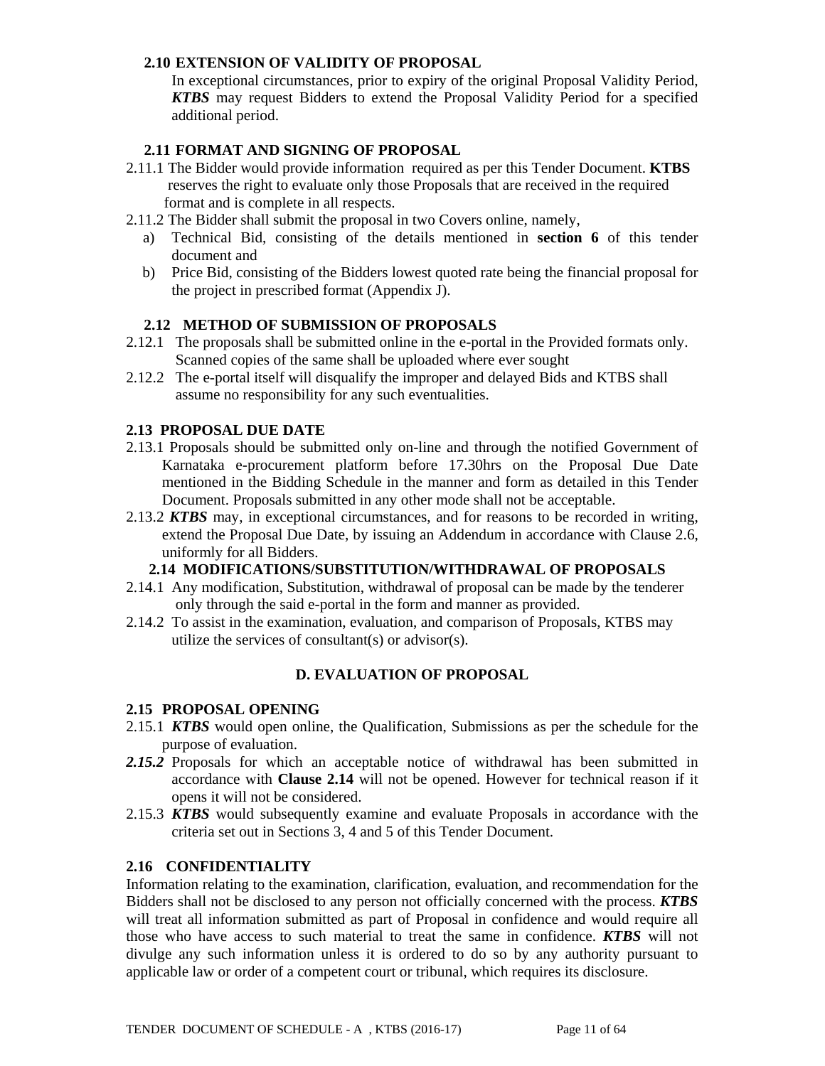### 2.10 EXTENSION OF VALIDITY OF PROPOSAL

In exceptional circumstances, prior to expiry of the original Proposal Validity Period, ***KTBS*** may request Bidders to extend the Proposal Validity Period for a specified additional period.

### 2.11 FORMAT AND SIGNING OF PROPOSAL

2.11.1 The Bidder would provide information required as per this Tender Document. **KTBS** reserves the right to evaluate only those Proposals that are received in the required format and is complete in all respects.

2.11.2 The Bidder shall submit the proposal in two Covers online, namely,

a) Technical Bid, consisting of the details mentioned in **section 6** of this tender document and

b) Price Bid, consisting of the Bidders lowest quoted rate being the financial proposal for the project in prescribed format (Appendix J).

### 2.12 METHOD OF SUBMISSION OF PROPOSALS

2.12.1 The proposals shall be submitted online in the e-portal in the Provided formats only. Scanned copies of the same shall be uploaded where ever sought

2.12.2 The e-portal itself will disqualify the improper and delayed Bids and KTBS shall assume no responsibility for any such eventualities.

### 2.13 PROPOSAL DUE DATE

2.13.1 Proposals should be submitted only on-line and through the notified Government of Karnataka e-procurement platform before 17.30hrs on the Proposal Due Date mentioned in the Bidding Schedule in the manner and form as detailed in this Tender Document. Proposals submitted in any other mode shall not be acceptable.

2.13.2 ***KTBS*** may, in exceptional circumstances, and for reasons to be recorded in writing, extend the Proposal Due Date, by issuing an Addendum in accordance with Clause 2.6, uniformly for all Bidders.

### 2.14 MODIFICATIONS/SUBSTITUTION/WITHDRAWAL OF PROPOSALS

2.14.1 Any modification, Substitution, withdrawal of proposal can be made by the tenderer only through the said e-portal in the form and manner as provided.

2.14.2 To assist in the examination, evaluation, and comparison of Proposals, KTBS may utilize the services of consultant(s) or advisor(s).

## D. EVALUATION OF PROPOSAL

### 2.15 PROPOSAL OPENING

2.15.1 ***KTBS*** would open online, the Qualification, Submissions as per the schedule for the purpose of evaluation.

***2.15.2*** Proposals for which an acceptable notice of withdrawal has been submitted in accordance with **Clause 2.14** will not be opened. However for technical reason if it opens it will not be considered.

2.15.3 ***KTBS*** would subsequently examine and evaluate Proposals in accordance with the criteria set out in Sections 3, 4 and 5 of this Tender Document.

### 2.16 CONFIDENTIALITY

Information relating to the examination, clarification, evaluation, and recommendation for the Bidders shall not be disclosed to any person not officially concerned with the process. ***KTBS*** will treat all information submitted as part of Proposal in confidence and would require all those who have access to such material to treat the same in confidence. ***KTBS*** will not divulge any such information unless it is ordered to do so by any authority pursuant to applicable law or order of a competent court or tribunal, which requires its disclosure.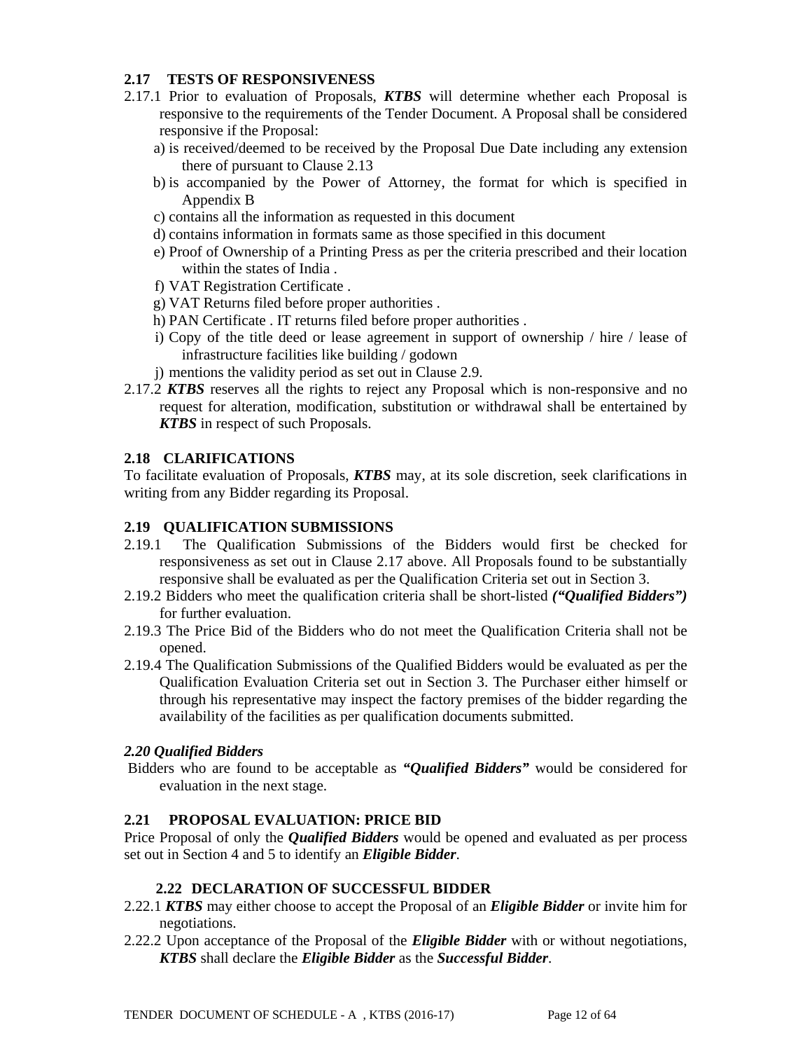### 2.17 TESTS OF RESPONSIVENESS

2.17.1 Prior to evaluation of Proposals, ***KTBS*** will determine whether each Proposal is responsive to the requirements of the Tender Document. A Proposal shall be considered responsive if the Proposal:

a) is received/deemed to be received by the Proposal Due Date including any extension there of pursuant to Clause 2.13
b) is accompanied by the Power of Attorney, the format for which is specified in Appendix B
c) contains all the information as requested in this document
d) contains information in formats same as those specified in this document
e) Proof of Ownership of a Printing Press as per the criteria prescribed and their location within the states of India .
f) VAT Registration Certificate .
g) VAT Returns filed before proper authorities .
h) PAN Certificate . IT returns filed before proper authorities .
i) Copy of the title deed or lease agreement in support of ownership / hire / lease of infrastructure facilities like building / godown
j) mentions the validity period as set out in Clause 2.9.

2.17.2 ***KTBS*** reserves all the rights to reject any Proposal which is non-responsive and no request for alteration, modification, substitution or withdrawal shall be entertained by ***KTBS*** in respect of such Proposals.

### 2.18 CLARIFICATIONS

To facilitate evaluation of Proposals, ***KTBS*** may, at its sole discretion, seek clarifications in writing from any Bidder regarding its Proposal.

### 2.19 QUALIFICATION SUBMISSIONS

2.19.1 The Qualification Submissions of the Bidders would first be checked for responsiveness as set out in Clause 2.17 above. All Proposals found to be substantially responsive shall be evaluated as per the Qualification Criteria set out in Section 3.

2.19.2 Bidders who meet the qualification criteria shall be short-listed ***("Qualified Bidders")*** for further evaluation.

2.19.3 The Price Bid of the Bidders who do not meet the Qualification Criteria shall not be opened.

2.19.4 The Qualification Submissions of the Qualified Bidders would be evaluated as per the Qualification Evaluation Criteria set out in Section 3. The Purchaser either himself or through his representative may inspect the factory premises of the bidder regarding the availability of the facilities as per qualification documents submitted.

### *2.20 Qualified Bidders*

Bidders who are found to be acceptable as ***"Qualified Bidders"*** would be considered for evaluation in the next stage.

### 2.21 PROPOSAL EVALUATION: PRICE BID

Price Proposal of only the ***Qualified Bidders*** would be opened and evaluated as per process set out in Section 4 and 5 to identify an ***Eligible Bidder***.

### 2.22 DECLARATION OF SUCCESSFUL BIDDER

2.22.1 ***KTBS*** may either choose to accept the Proposal of an ***Eligible Bidder*** or invite him for negotiations.

2.22.2 Upon acceptance of the Proposal of the ***Eligible Bidder*** with or without negotiations, ***KTBS*** shall declare the ***Eligible Bidder*** as the ***Successful Bidder***.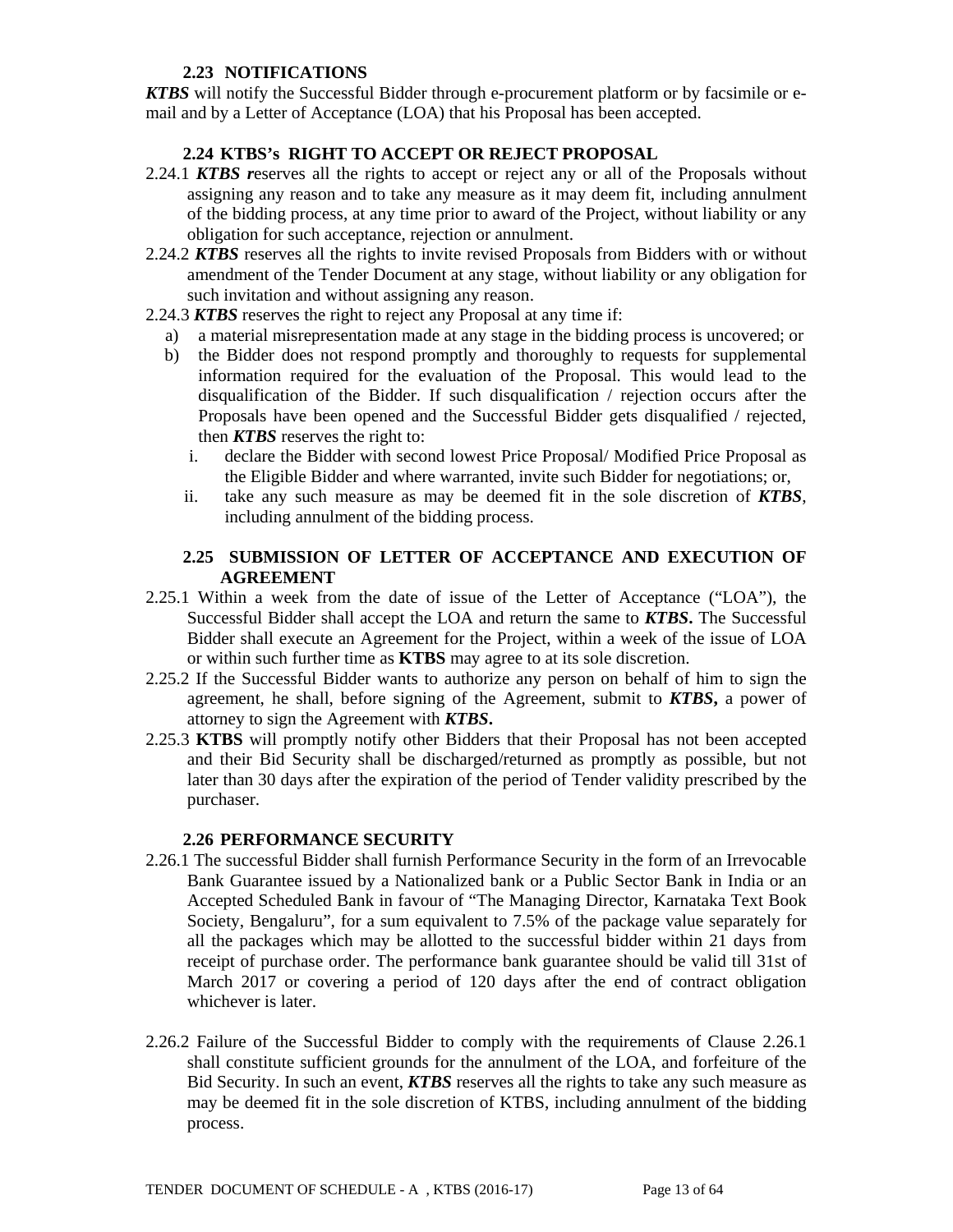### 2.23 NOTIFICATIONS

***KTBS*** will notify the Successful Bidder through e-procurement platform or by facsimile or e-mail and by a Letter of Acceptance (LOA) that his Proposal has been accepted.

### 2.24 KTBS's RIGHT TO ACCEPT OR REJECT PROPOSAL

2.24.1 ***KTBS r***eserves all the rights to accept or reject any or all of the Proposals without assigning any reason and to take any measure as it may deem fit, including annulment of the bidding process, at any time prior to award of the Project, without liability or any obligation for such acceptance, rejection or annulment.

2.24.2 ***KTBS*** reserves all the rights to invite revised Proposals from Bidders with or without amendment of the Tender Document at any stage, without liability or any obligation for such invitation and without assigning any reason.

2.24.3 ***KTBS*** reserves the right to reject any Proposal at any time if:

a) a material misrepresentation made at any stage in the bidding process is uncovered; or

b) the Bidder does not respond promptly and thoroughly to requests for supplemental information required for the evaluation of the Proposal. This would lead to the disqualification of the Bidder. If such disqualification / rejection occurs after the Proposals have been opened and the Successful Bidder gets disqualified / rejected, then ***KTBS*** reserves the right to:

   i. declare the Bidder with second lowest Price Proposal/ Modified Price Proposal as the Eligible Bidder and where warranted, invite such Bidder for negotiations; or,

   ii. take any such measure as may be deemed fit in the sole discretion of ***KTBS***, including annulment of the bidding process.

### 2.25 SUBMISSION OF LETTER OF ACCEPTANCE AND EXECUTION OF AGREEMENT

2.25.1 Within a week from the date of issue of the Letter of Acceptance ("LOA"), the Successful Bidder shall accept the LOA and return the same to ***KTBS*****.** The Successful Bidder shall execute an Agreement for the Project, within a week of the issue of LOA or within such further time as **KTBS** may agree to at its sole discretion.

2.25.2 If the Successful Bidder wants to authorize any person on behalf of him to sign the agreement, he shall, before signing of the Agreement, submit to ***KTBS*****,** a power of attorney to sign the Agreement with ***KTBS*****.**

2.25.3 **KTBS** will promptly notify other Bidders that their Proposal has not been accepted and their Bid Security shall be discharged/returned as promptly as possible, but not later than 30 days after the expiration of the period of Tender validity prescribed by the purchaser.

### 2.26 PERFORMANCE SECURITY

2.26.1 The successful Bidder shall furnish Performance Security in the form of an Irrevocable Bank Guarantee issued by a Nationalized bank or a Public Sector Bank in India or an Accepted Scheduled Bank in favour of "The Managing Director, Karnataka Text Book Society, Bengaluru", for a sum equivalent to 7.5% of the package value separately for all the packages which may be allotted to the successful bidder within 21 days from receipt of purchase order. The performance bank guarantee should be valid till 31st of March 2017 or covering a period of 120 days after the end of contract obligation whichever is later.

2.26.2 Failure of the Successful Bidder to comply with the requirements of Clause 2.26.1 shall constitute sufficient grounds for the annulment of the LOA, and forfeiture of the Bid Security. In such an event, ***KTBS*** reserves all the rights to take any such measure as may be deemed fit in the sole discretion of KTBS, including annulment of the bidding process.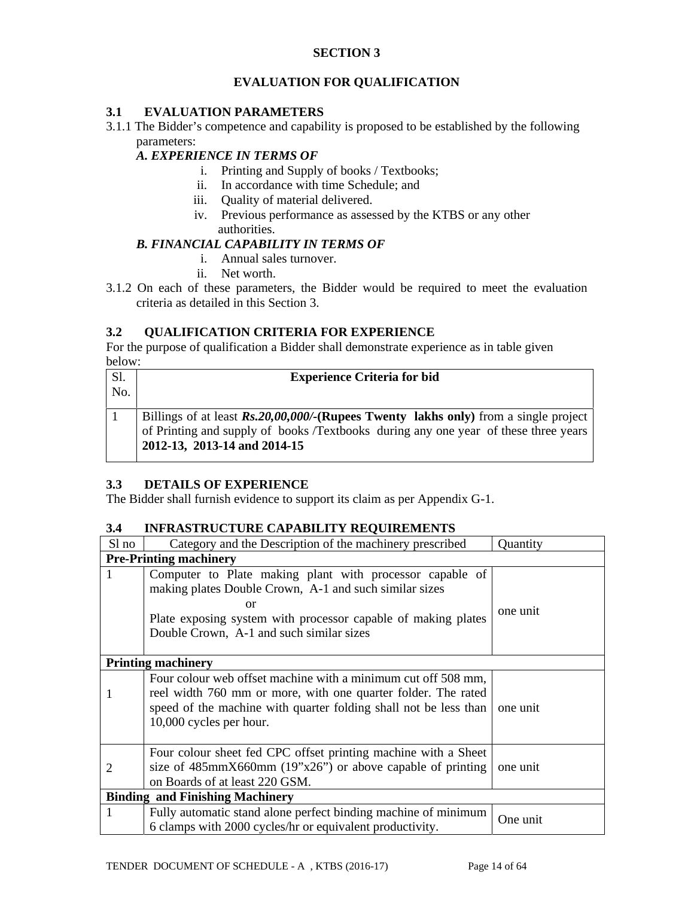## SECTION 3

## EVALUATION FOR QUALIFICATION

### 3.1 EVALUATION PARAMETERS

3.1.1 The Bidder's competence and capability is proposed to be established by the following parameters:

***A. EXPERIENCE IN TERMS OF***

i. Printing and Supply of books / Textbooks;
ii. In accordance with time Schedule; and
iii. Quality of material delivered.
iv. Previous performance as assessed by the KTBS or any other authorities.

***B. FINANCIAL CAPABILITY IN TERMS OF***

i. Annual sales turnover.
ii. Net worth.

3.1.2 On each of these parameters, the Bidder would be required to meet the evaluation criteria as detailed in this Section 3.

### 3.2 QUALIFICATION CRITERIA FOR EXPERIENCE

For the purpose of qualification a Bidder shall demonstrate experience as in table given below:

| Sl. No. | **Experience Criteria for bid** |
|---|---|
| 1 | Billings of at least ***Rs.20,00,000/-*****(Rupees Twenty lakhs only)** from a single project of Printing and supply of books /Textbooks during any one year of these three years **2012-13, 2013-14 and 2014-15** |

### 3.3 DETAILS OF EXPERIENCE

The Bidder shall furnish evidence to support its claim as per Appendix G-1.

### 3.4 INFRASTRUCTURE CAPABILITY REQUIREMENTS

| Sl no | Category and the Description of the machinery prescribed | Quantity |
|---|---|---|
| **Pre-Printing machinery** | | |
| 1 | Computer to Plate making plant with processor capable of making plates Double Crown, A-1 and such similar sizes<br>or<br>Plate exposing system with processor capable of making plates Double Crown, A-1 and such similar sizes | one unit |
| **Printing machinery** | | |
| 1 | Four colour web offset machine with a minimum cut off 508 mm, reel width 760 mm or more, with one quarter folder. The rated speed of the machine with quarter folding shall not be less than 10,000 cycles per hour. | one unit |
| 2 | Four colour sheet fed CPC offset printing machine with a Sheet size of 485mmX660mm (19"x26") or above capable of printing on Boards of at least 220 GSM. | one unit |
| **Binding and Finishing Machinery** | | |
| 1 | Fully automatic stand alone perfect binding machine of minimum 6 clamps with 2000 cycles/hr or equivalent productivity. | One unit |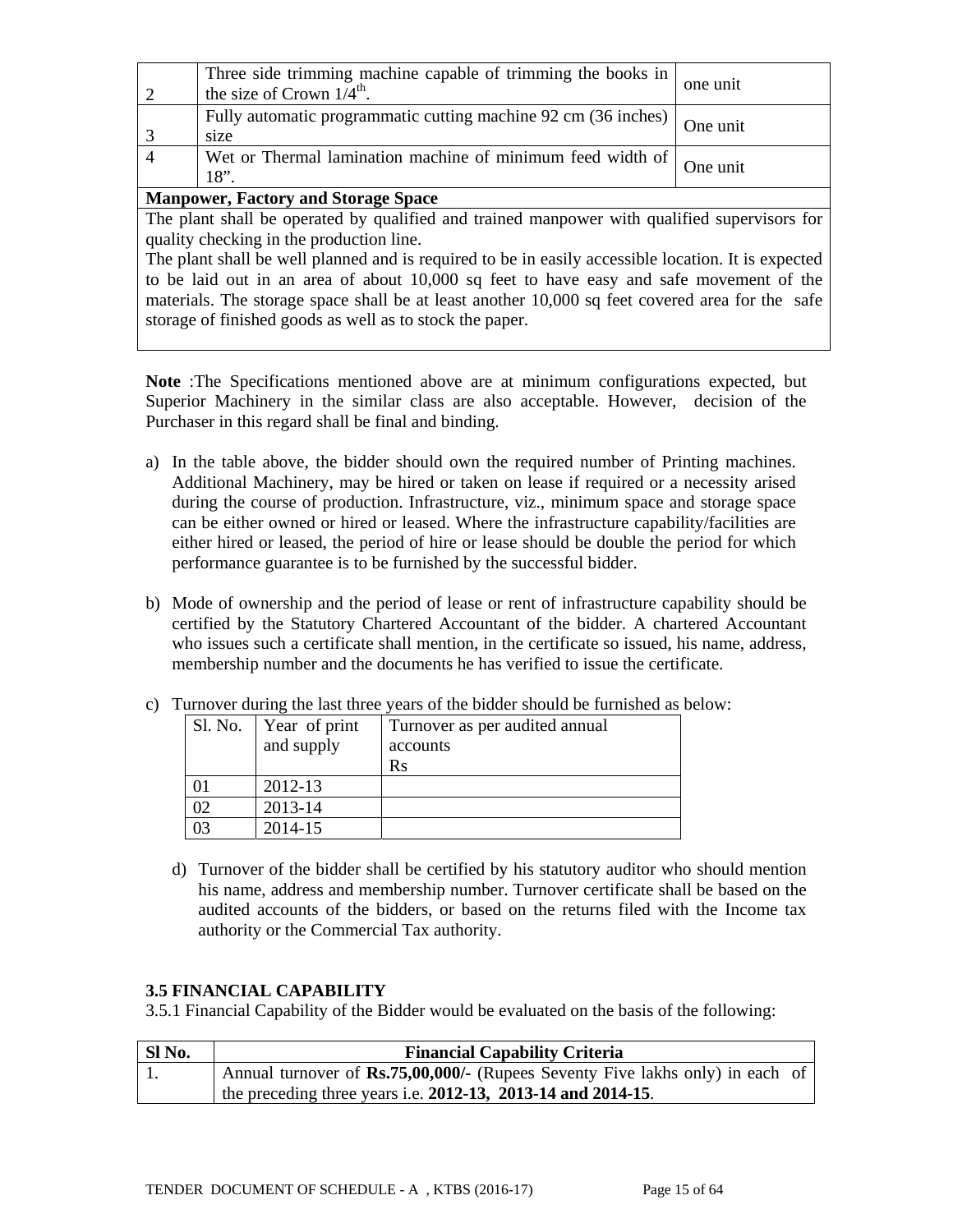| | | |
|---|---|---|
| 2 | Three side trimming machine capable of trimming the books in the size of Crown 1/4th. | one unit |
| 3 | Fully automatic programmatic cutting machine 92 cm (36 inches) size | One unit |
| 4 | Wet or Thermal lamination machine of minimum feed width of 18". | One unit |
| **Manpower, Factory and Storage Space** | | |
| The plant shall be operated by qualified and trained manpower with qualified supervisors for quality checking in the production line. The plant shall be well planned and is required to be in easily accessible location. It is expected to be laid out in an area of about 10,000 sq feet to have easy and safe movement of the materials. The storage space shall be at least another 10,000 sq feet covered area for the safe storage of finished goods as well as to stock the paper. | | |

**Note** :The Specifications mentioned above are at minimum configurations expected, but Superior Machinery in the similar class are also acceptable. However, decision of the Purchaser in this regard shall be final and binding.

a) In the table above, the bidder should own the required number of Printing machines. Additional Machinery, may be hired or taken on lease if required or a necessity arised during the course of production. Infrastructure, viz., minimum space and storage space can be either owned or hired or leased. Where the infrastructure capability/facilities are either hired or leased, the period of hire or lease should be double the period for which performance guarantee is to be furnished by the successful bidder.

b) Mode of ownership and the period of lease or rent of infrastructure capability should be certified by the Statutory Chartered Accountant of the bidder. A chartered Accountant who issues such a certificate shall mention, in the certificate so issued, his name, address, membership number and the documents he has verified to issue the certificate.

c) Turnover during the last three years of the bidder should be furnished as below:

| Sl. No. | Year of print and supply | Turnover as per audited annual accounts Rs |
|---|---|---|
| 01 | 2012-13 | |
| 02 | 2013-14 | |
| 03 | 2014-15 | |

d) Turnover of the bidder shall be certified by his statutory auditor who should mention his name, address and membership number. Turnover certificate shall be based on the audited accounts of the bidders, or based on the returns filed with the Income tax authority or the Commercial Tax authority.

### 3.5 FINANCIAL CAPABILITY

3.5.1 Financial Capability of the Bidder would be evaluated on the basis of the following:

| Sl No. | Financial Capability Criteria |
|---|---|
| 1. | Annual turnover of **Rs.75,00,000/-** (Rupees Seventy Five lakhs only) in each of the preceding three years i.e. **2012-13, 2013-14 and 2014-15**. |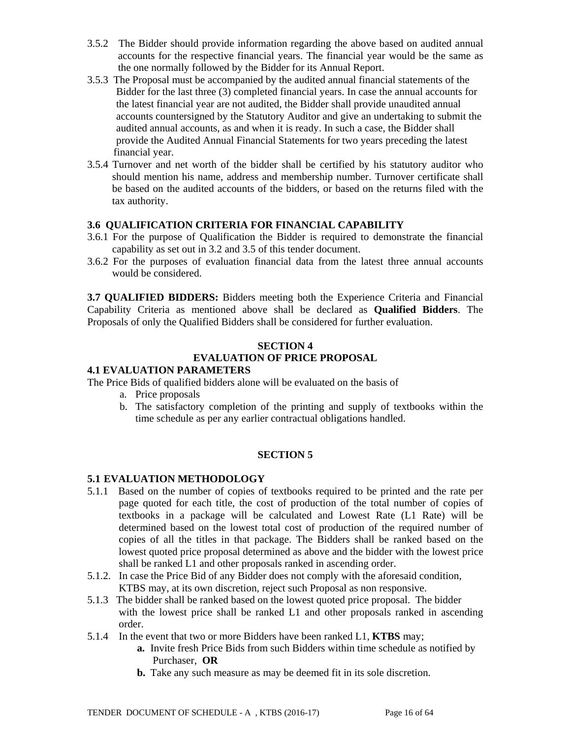3.5.2 The Bidder should provide information regarding the above based on audited annual accounts for the respective financial years. The financial year would be the same as the one normally followed by the Bidder for its Annual Report.

3.5.3 The Proposal must be accompanied by the audited annual financial statements of the Bidder for the last three (3) completed financial years. In case the annual accounts for the latest financial year are not audited, the Bidder shall provide unaudited annual accounts countersigned by the Statutory Auditor and give an undertaking to submit the audited annual accounts, as and when it is ready. In such a case, the Bidder shall provide the Audited Annual Financial Statements for two years preceding the latest financial year.

3.5.4 Turnover and net worth of the bidder shall be certified by his statutory auditor who should mention his name, address and membership number. Turnover certificate shall be based on the audited accounts of the bidders, or based on the returns filed with the tax authority.

### 3.6 QUALIFICATION CRITERIA FOR FINANCIAL CAPABILITY

3.6.1 For the purpose of Qualification the Bidder is required to demonstrate the financial capability as set out in 3.2 and 3.5 of this tender document.

3.6.2 For the purposes of evaluation financial data from the latest three annual accounts would be considered.

**3.7 QUALIFIED BIDDERS:** Bidders meeting both the Experience Criteria and Financial Capability Criteria as mentioned above shall be declared as **Qualified Bidders**. The Proposals of only the Qualified Bidders shall be considered for further evaluation.

## SECTION 4
## EVALUATION OF PRICE PROPOSAL

### 4.1 EVALUATION PARAMETERS

The Price Bids of qualified bidders alone will be evaluated on the basis of

a. Price proposals
b. The satisfactory completion of the printing and supply of textbooks within the time schedule as per any earlier contractual obligations handled.

## SECTION 5

### 5.1 EVALUATION METHODOLOGY

5.1.1 Based on the number of copies of textbooks required to be printed and the rate per page quoted for each title, the cost of production of the total number of copies of textbooks in a package will be calculated and Lowest Rate (L1 Rate) will be determined based on the lowest total cost of production of the required number of copies of all the titles in that package. The Bidders shall be ranked based on the lowest quoted price proposal determined as above and the bidder with the lowest price shall be ranked L1 and other proposals ranked in ascending order.

5.1.2. In case the Price Bid of any Bidder does not comply with the aforesaid condition, KTBS may, at its own discretion, reject such Proposal as non responsive.

5.1.3 The bidder shall be ranked based on the lowest quoted price proposal. The bidder with the lowest price shall be ranked L1 and other proposals ranked in ascending order.

5.1.4 In the event that two or more Bidders have been ranked L1, **KTBS** may;

**a.** Invite fresh Price Bids from such Bidders within time schedule as notified by Purchaser, **OR**

**b.** Take any such measure as may be deemed fit in its sole discretion.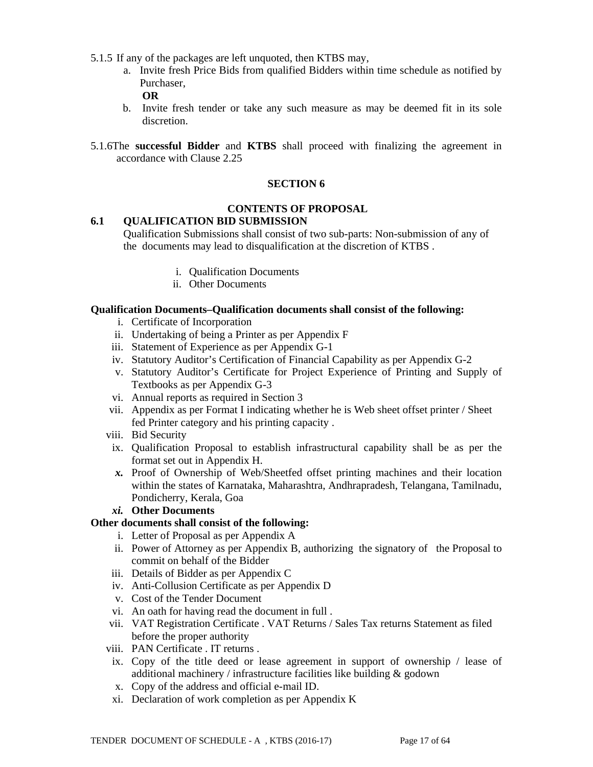5.1.5 If any of the packages are left unquoted, then KTBS may,

a. Invite fresh Price Bids from qualified Bidders within time schedule as notified by Purchaser,

**OR**

b. Invite fresh tender or take any such measure as may be deemed fit in its sole discretion.

5.1.6The **successful Bidder** and **KTBS** shall proceed with finalizing the agreement in accordance with Clause 2.25

## SECTION 6

## CONTENTS OF PROPOSAL

### 6.1 QUALIFICATION BID SUBMISSION

Qualification Submissions shall consist of two sub-parts: Non-submission of any of the documents may lead to disqualification at the discretion of KTBS .

i. Qualification Documents
ii. Other Documents

**Qualification Documents–Qualification documents shall consist of the following:**

i. Certificate of Incorporation
ii. Undertaking of being a Printer as per Appendix F
iii. Statement of Experience as per Appendix G-1
iv. Statutory Auditor's Certification of Financial Capability as per Appendix G-2
v. Statutory Auditor's Certificate for Project Experience of Printing and Supply of Textbooks as per Appendix G-3
vi. Annual reports as required in Section 3
vii. Appendix as per Format I indicating whether he is Web sheet offset printer / Sheet fed Printer category and his printing capacity .
viii. Bid Security
ix. Qualification Proposal to establish infrastructural capability shall be as per the format set out in Appendix H.
***x.*** Proof of Ownership of Web/Sheetfed offset printing machines and their location within the states of Karnataka, Maharashtra, Andhrapradesh, Telangana, Tamilnadu, Pondicherry, Kerala, Goa
***xi.*** **Other Documents**

**Other documents shall consist of the following:**

i. Letter of Proposal as per Appendix A
ii. Power of Attorney as per Appendix B, authorizing the signatory of the Proposal to commit on behalf of the Bidder
iii. Details of Bidder as per Appendix C
iv. Anti-Collusion Certificate as per Appendix D
v. Cost of the Tender Document
vi. An oath for having read the document in full .
vii. VAT Registration Certificate . VAT Returns / Sales Tax returns Statement as filed before the proper authority
viii. PAN Certificate . IT returns .
ix. Copy of the title deed or lease agreement in support of ownership / lease of additional machinery / infrastructure facilities like building & godown
x. Copy of the address and official e-mail ID.
xi. Declaration of work completion as per Appendix K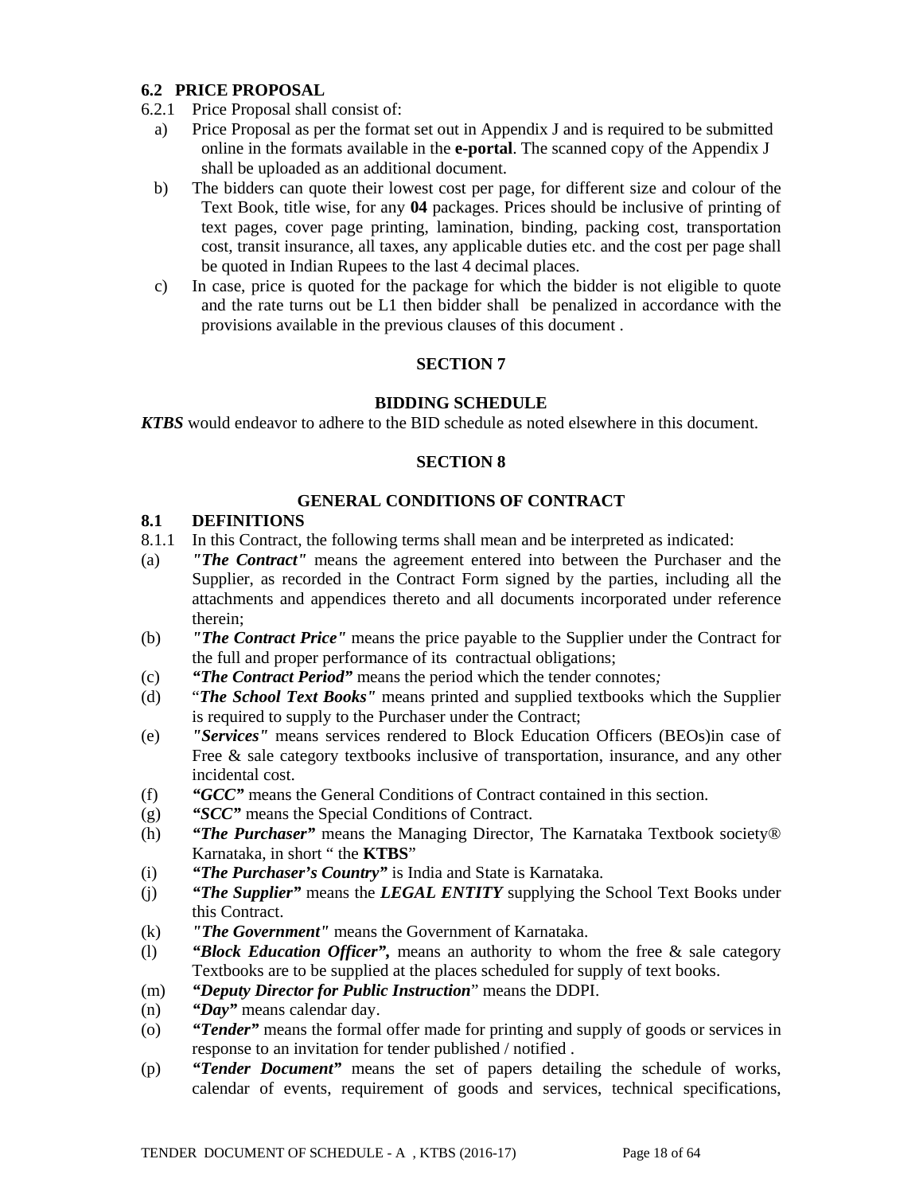### 6.2 PRICE PROPOSAL

6.2.1 Price Proposal shall consist of:

a) Price Proposal as per the format set out in Appendix J and is required to be submitted online in the formats available in the **e-portal**. The scanned copy of the Appendix J shall be uploaded as an additional document.

b) The bidders can quote their lowest cost per page, for different size and colour of the Text Book, title wise, for any **04** packages. Prices should be inclusive of printing of text pages, cover page printing, lamination, binding, packing cost, transportation cost, transit insurance, all taxes, any applicable duties etc. and the cost per page shall be quoted in Indian Rupees to the last 4 decimal places.

c) In case, price is quoted for the package for which the bidder is not eligible to quote and the rate turns out be L1 then bidder shall be penalized in accordance with the provisions available in the previous clauses of this document .

## SECTION 7

### BIDDING SCHEDULE

***KTBS*** would endeavor to adhere to the BID schedule as noted elsewhere in this document.

## SECTION 8

### GENERAL CONDITIONS OF CONTRACT

### 8.1 DEFINITIONS

8.1.1 In this Contract, the following terms shall mean and be interpreted as indicated:

(a) ***"The Contract"*** means the agreement entered into between the Purchaser and the Supplier, as recorded in the Contract Form signed by the parties, including all the attachments and appendices thereto and all documents incorporated under reference therein;

(b) ***"The Contract Price"*** means the price payable to the Supplier under the Contract for the full and proper performance of its contractual obligations;

(c) ***"The Contract Period"*** means the period which the tender connotes*;*

(d) "***The School Text Books"*** means printed and supplied textbooks which the Supplier is required to supply to the Purchaser under the Contract;

(e) ***"Services"*** means services rendered to Block Education Officers (BEOs)in case of Free & sale category textbooks inclusive of transportation, insurance, and any other incidental cost.

(f) ***"GCC"*** means the General Conditions of Contract contained in this section.

(g) ***"SCC"*** means the Special Conditions of Contract.

(h) ***"The Purchaser"*** means the Managing Director, The Karnataka Textbook society® Karnataka, in short " the **KTBS**"

(i) ***"The Purchaser's Country"*** is India and State is Karnataka.

(j) ***"The Supplier"*** means the ***LEGAL ENTITY*** supplying the School Text Books under this Contract.

(k) ***"The Government"*** means the Government of Karnataka.

(l) ***"Block Education Officer",*** means an authority to whom the free & sale category Textbooks are to be supplied at the places scheduled for supply of text books.

(m) ***"Deputy Director for Public Instruction***" means the DDPI.

(n) ***"Day"*** means calendar day.

(o) ***"Tender"*** means the formal offer made for printing and supply of goods or services in response to an invitation for tender published / notified .

(p) ***"Tender Document"*** means the set of papers detailing the schedule of works, calendar of events, requirement of goods and services, technical specifications,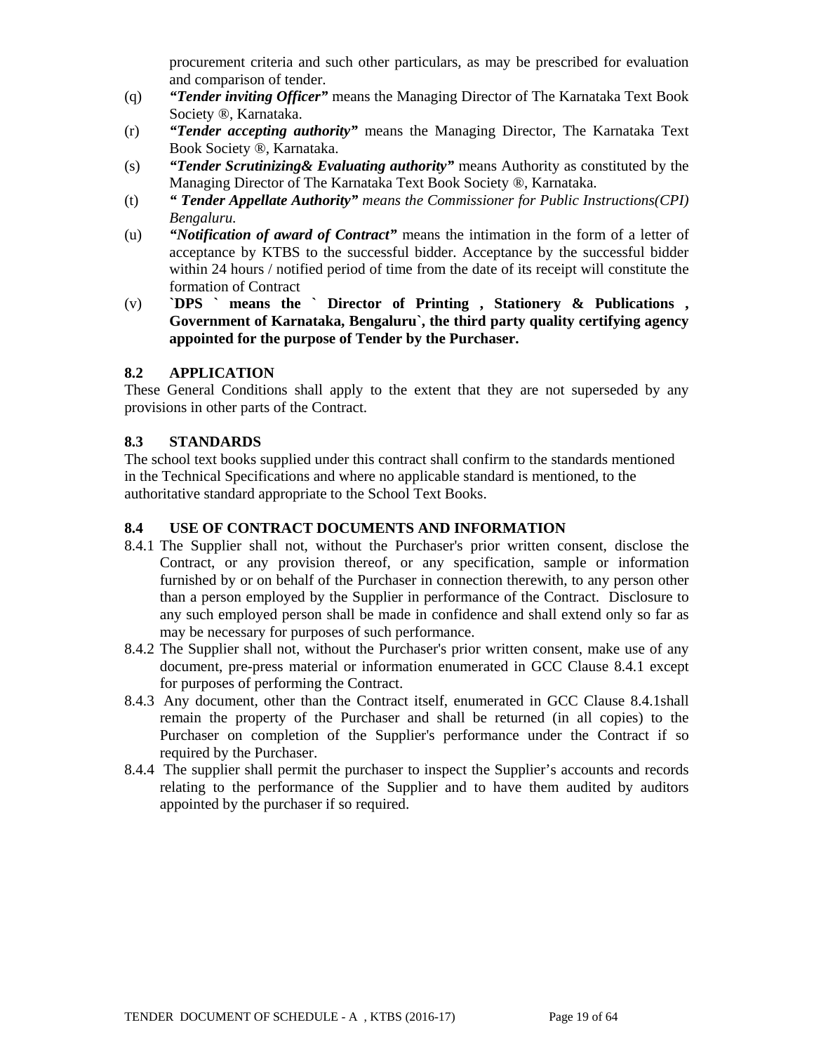procurement criteria and such other particulars, as may be prescribed for evaluation and comparison of tender.

(q) ***"Tender inviting Officer"*** means the Managing Director of The Karnataka Text Book Society ®, Karnataka.

(r) ***"Tender accepting authority"*** means the Managing Director, The Karnataka Text Book Society ®, Karnataka.

(s) ***"Tender Scrutinizing& Evaluating authority"*** means Authority as constituted by the Managing Director of The Karnataka Text Book Society ®, Karnataka.

(t) ***" Tender Appellate Authority"*** *means the Commissioner for Public Instructions(CPI) Bengaluru.*

(u) ***"Notification of award of Contract"*** means the intimation in the form of a letter of acceptance by KTBS to the successful bidder. Acceptance by the successful bidder within 24 hours / notified period of time from the date of its receipt will constitute the formation of Contract

(v) **`DPS ` means the ` Director of Printing , Stationery & Publications , Government of Karnataka, Bengaluru`, the third party quality certifying agency appointed for the purpose of Tender by the Purchaser.**

## 8.2 APPLICATION

These General Conditions shall apply to the extent that they are not superseded by any provisions in other parts of the Contract.

## 8.3 STANDARDS

The school text books supplied under this contract shall confirm to the standards mentioned in the Technical Specifications and where no applicable standard is mentioned, to the authoritative standard appropriate to the School Text Books.

## 8.4 USE OF CONTRACT DOCUMENTS AND INFORMATION

8.4.1 The Supplier shall not, without the Purchaser's prior written consent, disclose the Contract, or any provision thereof, or any specification, sample or information furnished by or on behalf of the Purchaser in connection therewith, to any person other than a person employed by the Supplier in performance of the Contract. Disclosure to any such employed person shall be made in confidence and shall extend only so far as may be necessary for purposes of such performance.

8.4.2 The Supplier shall not, without the Purchaser's prior written consent, make use of any document, pre-press material or information enumerated in GCC Clause 8.4.1 except for purposes of performing the Contract.

8.4.3 Any document, other than the Contract itself, enumerated in GCC Clause 8.4.1shall remain the property of the Purchaser and shall be returned (in all copies) to the Purchaser on completion of the Supplier's performance under the Contract if so required by the Purchaser.

8.4.4 The supplier shall permit the purchaser to inspect the Supplier's accounts and records relating to the performance of the Supplier and to have them audited by auditors appointed by the purchaser if so required.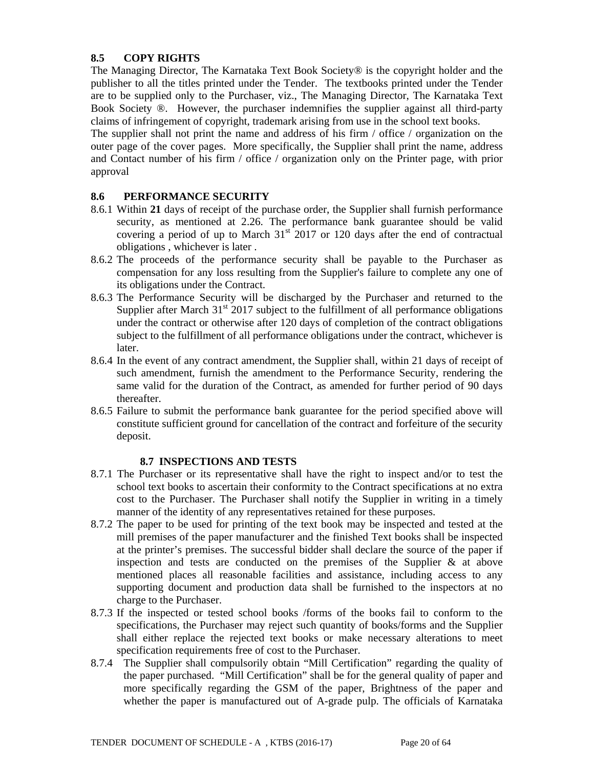## 8.5 COPY RIGHTS

The Managing Director, The Karnataka Text Book Society® is the copyright holder and the publisher to all the titles printed under the Tender. The textbooks printed under the Tender are to be supplied only to the Purchaser, viz., The Managing Director, The Karnataka Text Book Society ®. However, the purchaser indemnifies the supplier against all third-party claims of infringement of copyright, trademark arising from use in the school text books.

The supplier shall not print the name and address of his firm / office / organization on the outer page of the cover pages. More specifically, the Supplier shall print the name, address and Contact number of his firm / office / organization only on the Printer page, with prior approval

## 8.6 PERFORMANCE SECURITY

8.6.1 Within **21** days of receipt of the purchase order, the Supplier shall furnish performance security, as mentioned at 2.26. The performance bank guarantee should be valid covering a period of up to March 31st 2017 or 120 days after the end of contractual obligations , whichever is later .

8.6.2 The proceeds of the performance security shall be payable to the Purchaser as compensation for any loss resulting from the Supplier's failure to complete any one of its obligations under the Contract.

8.6.3 The Performance Security will be discharged by the Purchaser and returned to the Supplier after March 31st 2017 subject to the fulfillment of all performance obligations under the contract or otherwise after 120 days of completion of the contract obligations subject to the fulfillment of all performance obligations under the contract, whichever is later.

8.6.4 In the event of any contract amendment, the Supplier shall, within 21 days of receipt of such amendment, furnish the amendment to the Performance Security, rendering the same valid for the duration of the Contract, as amended for further period of 90 days thereafter.

8.6.5 Failure to submit the performance bank guarantee for the period specified above will constitute sufficient ground for cancellation of the contract and forfeiture of the security deposit.

## 8.7 INSPECTIONS AND TESTS

8.7.1 The Purchaser or its representative shall have the right to inspect and/or to test the school text books to ascertain their conformity to the Contract specifications at no extra cost to the Purchaser. The Purchaser shall notify the Supplier in writing in a timely manner of the identity of any representatives retained for these purposes.

8.7.2 The paper to be used for printing of the text book may be inspected and tested at the mill premises of the paper manufacturer and the finished Text books shall be inspected at the printer's premises. The successful bidder shall declare the source of the paper if inspection and tests are conducted on the premises of the Supplier & at above mentioned places all reasonable facilities and assistance, including access to any supporting document and production data shall be furnished to the inspectors at no charge to the Purchaser.

8.7.3 If the inspected or tested school books /forms of the books fail to conform to the specifications, the Purchaser may reject such quantity of books/forms and the Supplier shall either replace the rejected text books or make necessary alterations to meet specification requirements free of cost to the Purchaser.

8.7.4 The Supplier shall compulsorily obtain "Mill Certification" regarding the quality of the paper purchased. "Mill Certification" shall be for the general quality of paper and more specifically regarding the GSM of the paper, Brightness of the paper and whether the paper is manufactured out of A-grade pulp. The officials of Karnataka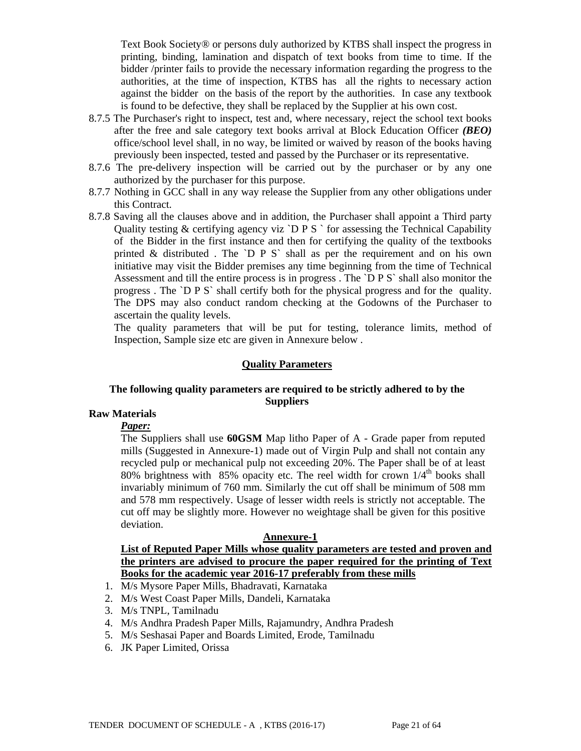Text Book Society® or persons duly authorized by KTBS shall inspect the progress in printing, binding, lamination and dispatch of text books from time to time. If the bidder /printer fails to provide the necessary information regarding the progress to the authorities, at the time of inspection, KTBS has all the rights to necessary action against the bidder on the basis of the report by the authorities. In case any textbook is found to be defective, they shall be replaced by the Supplier at his own cost.

8.7.5 The Purchaser's right to inspect, test and, where necessary, reject the school text books after the free and sale category text books arrival at Block Education Officer ***(BEO)*** office/school level shall, in no way, be limited or waived by reason of the books having previously been inspected, tested and passed by the Purchaser or its representative.

8.7.6 The pre-delivery inspection will be carried out by the purchaser or by any one authorized by the purchaser for this purpose.

8.7.7 Nothing in GCC shall in any way release the Supplier from any other obligations under this Contract.

8.7.8 Saving all the clauses above and in addition, the Purchaser shall appoint a Third party Quality testing & certifying agency viz `D P S ` for assessing the Technical Capability of the Bidder in the first instance and then for certifying the quality of the textbooks printed & distributed . The `D P S` shall as per the requirement and on his own initiative may visit the Bidder premises any time beginning from the time of Technical Assessment and till the entire process is in progress . The `D P S` shall also monitor the progress . The `D P S` shall certify both for the physical progress and for the quality. The DPS may also conduct random checking at the Godowns of the Purchaser to ascertain the quality levels.

The quality parameters that will be put for testing, tolerance limits, method of Inspection, Sample size etc are given in Annexure below .

## Quality Parameters

**The following quality parameters are required to be strictly adhered to by the Suppliers**

**Raw Materials**

***Paper:***

The Suppliers shall use **60GSM** Map litho Paper of A - Grade paper from reputed mills (Suggested in Annexure-1) made out of Virgin Pulp and shall not contain any recycled pulp or mechanical pulp not exceeding 20%. The Paper shall be of at least 80% brightness with 85% opacity etc. The reel width for crown $1/4^{th}$ books shall invariably minimum of 760 mm. Similarly the cut off shall be minimum of 508 mm and 578 mm respectively. Usage of lesser width reels is strictly not acceptable. The cut off may be slightly more. However no weightage shall be given for this positive deviation.

**Annexure-1**

**List of Reputed Paper Mills whose quality parameters are tested and proven and the printers are advised to procure the paper required for the printing of Text Books for the academic year 2016-17 preferably from these mills**

1. M/s Mysore Paper Mills, Bhadravati, Karnataka
2. M/s West Coast Paper Mills, Dandeli, Karnataka
3. M/s TNPL, Tamilnadu
4. M/s Andhra Pradesh Paper Mills, Rajamundry, Andhra Pradesh
5. M/s Seshasai Paper and Boards Limited, Erode, Tamilnadu
6. JK Paper Limited, Orissa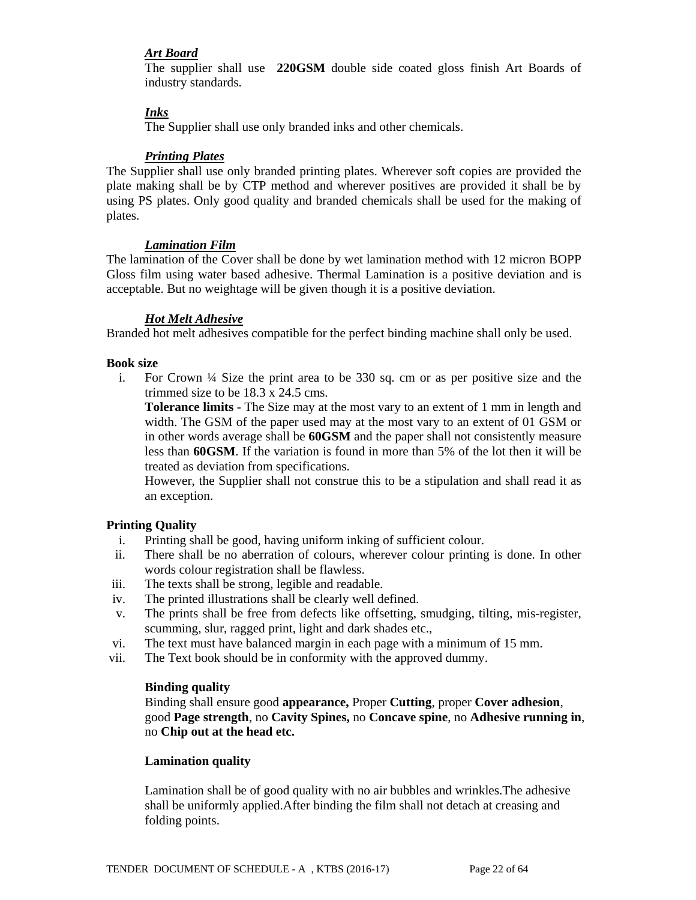***Art Board***

The supplier shall use **220GSM** double side coated gloss finish Art Boards of industry standards.

***Inks***

The Supplier shall use only branded inks and other chemicals.

***Printing Plates***

The Supplier shall use only branded printing plates. Wherever soft copies are provided the plate making shall be by CTP method and wherever positives are provided it shall be by using PS plates. Only good quality and branded chemicals shall be used for the making of plates.

***Lamination Film***

The lamination of the Cover shall be done by wet lamination method with 12 micron BOPP Gloss film using water based adhesive. Thermal Lamination is a positive deviation and is acceptable. But no weightage will be given though it is a positive deviation.

***Hot Melt Adhesive***

Branded hot melt adhesives compatible for the perfect binding machine shall only be used.

**Book size**

i. For Crown ¼ Size the print area to be 330 sq. cm or as per positive size and the trimmed size to be 18.3 x 24.5 cms.

   **Tolerance limits** - The Size may at the most vary to an extent of 1 mm in length and width. The GSM of the paper used may at the most vary to an extent of 01 GSM or in other words average shall be **60GSM** and the paper shall not consistently measure less than **60GSM**. If the variation is found in more than 5% of the lot then it will be treated as deviation from specifications.

   However, the Supplier shall not construe this to be a stipulation and shall read it as an exception.

**Printing Quality**

i. Printing shall be good, having uniform inking of sufficient colour.
ii. There shall be no aberration of colours, wherever colour printing is done. In other words colour registration shall be flawless.
iii. The texts shall be strong, legible and readable.
iv. The printed illustrations shall be clearly well defined.
v. The prints shall be free from defects like offsetting, smudging, tilting, mis-register, scumming, slur, ragged print, light and dark shades etc.,
vi. The text must have balanced margin in each page with a minimum of 15 mm.
vii. The Text book should be in conformity with the approved dummy.

**Binding quality**

Binding shall ensure good **appearance,** Proper **Cutting**, proper **Cover adhesion**, good **Page strength**, no **Cavity Spines,** no **Concave spine**, no **Adhesive running in**, no **Chip out at the head etc.**

**Lamination quality**

Lamination shall be of good quality with no air bubbles and wrinkles.The adhesive shall be uniformly applied.After binding the film shall not detach at creasing and folding points.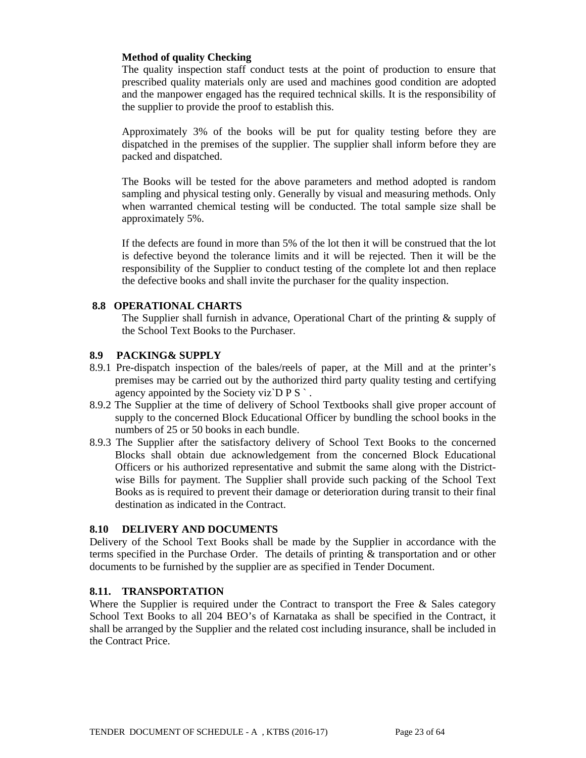**Method of quality Checking**

The quality inspection staff conduct tests at the point of production to ensure that prescribed quality materials only are used and machines good condition are adopted and the manpower engaged has the required technical skills. It is the responsibility of the supplier to provide the proof to establish this.

Approximately 3% of the books will be put for quality testing before they are dispatched in the premises of the supplier. The supplier shall inform before they are packed and dispatched.

The Books will be tested for the above parameters and method adopted is random sampling and physical testing only. Generally by visual and measuring methods. Only when warranted chemical testing will be conducted. The total sample size shall be approximately 5%.

If the defects are found in more than 5% of the lot then it will be construed that the lot is defective beyond the tolerance limits and it will be rejected. Then it will be the responsibility of the Supplier to conduct testing of the complete lot and then replace the defective books and shall invite the purchaser for the quality inspection.

### 8.8 OPERATIONAL CHARTS

The Supplier shall furnish in advance, Operational Chart of the printing & supply of the School Text Books to the Purchaser.

### 8.9 PACKING& SUPPLY

8.9.1 Pre-dispatch inspection of the bales/reels of paper, at the Mill and at the printer's premises may be carried out by the authorized third party quality testing and certifying agency appointed by the Society viz`D P S ` .

8.9.2 The Supplier at the time of delivery of School Textbooks shall give proper account of supply to the concerned Block Educational Officer by bundling the school books in the numbers of 25 or 50 books in each bundle.

8.9.3 The Supplier after the satisfactory delivery of School Text Books to the concerned Blocks shall obtain due acknowledgement from the concerned Block Educational Officers or his authorized representative and submit the same along with the District-wise Bills for payment. The Supplier shall provide such packing of the School Text Books as is required to prevent their damage or deterioration during transit to their final destination as indicated in the Contract.

### 8.10 DELIVERY AND DOCUMENTS

Delivery of the School Text Books shall be made by the Supplier in accordance with the terms specified in the Purchase Order. The details of printing & transportation and or other documents to be furnished by the supplier are as specified in Tender Document.

### 8.11. TRANSPORTATION

Where the Supplier is required under the Contract to transport the Free & Sales category School Text Books to all 204 BEO's of Karnataka as shall be specified in the Contract, it shall be arranged by the Supplier and the related cost including insurance, shall be included in the Contract Price.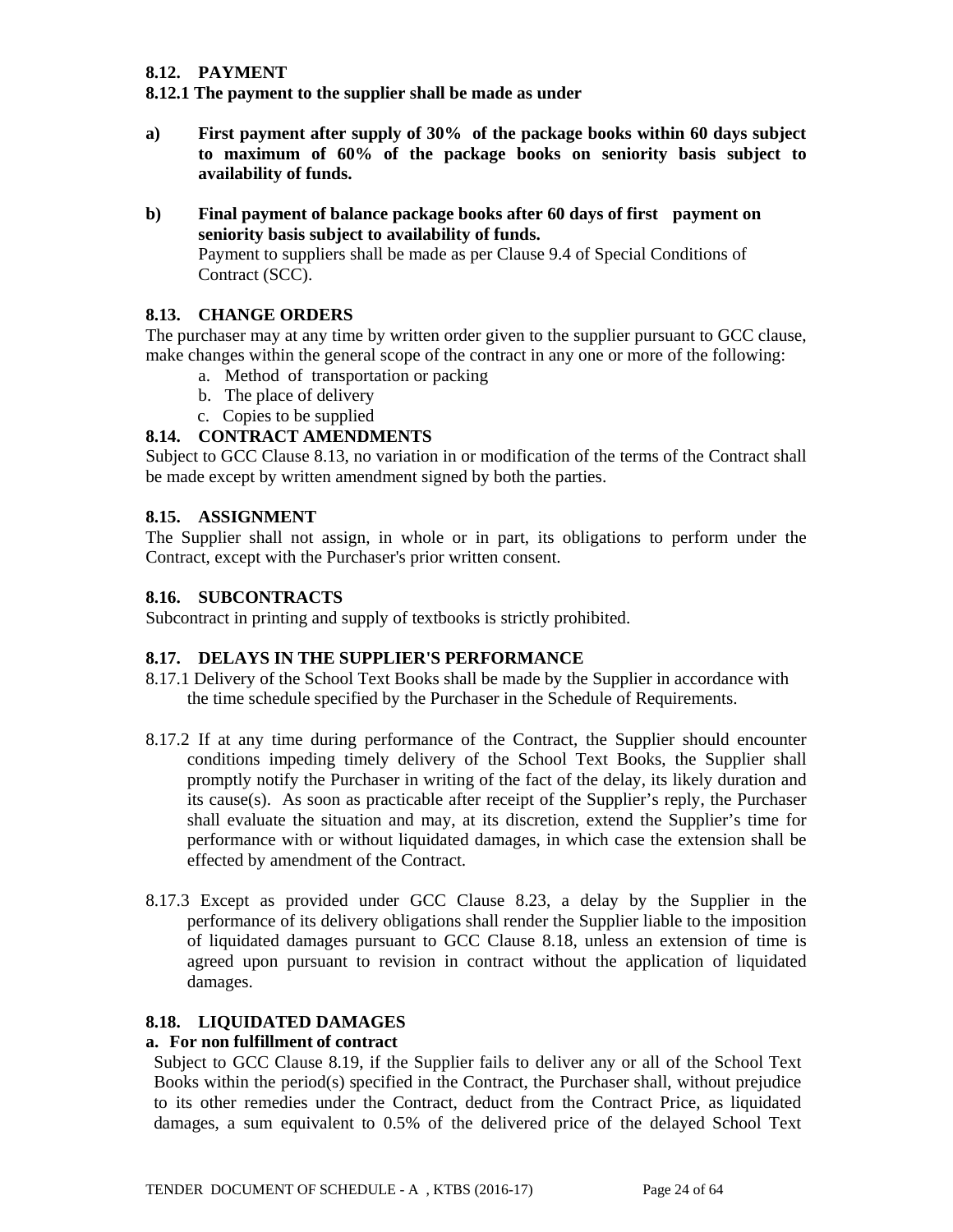### 8.12. PAYMENT

**8.12.1 The payment to the supplier shall be made as under**

**a)** **First payment after supply of 30% of the package books within 60 days subject to maximum of 60% of the package books on seniority basis subject to availability of funds.**

**b)** **Final payment of balance package books after 60 days of first payment on seniority basis subject to availability of funds.**
Payment to suppliers shall be made as per Clause 9.4 of Special Conditions of Contract (SCC).

### 8.13. CHANGE ORDERS

The purchaser may at any time by written order given to the supplier pursuant to GCC clause, make changes within the general scope of the contract in any one or more of the following:

a. Method of transportation or packing
b. The place of delivery
c. Copies to be supplied

### 8.14. CONTRACT AMENDMENTS

Subject to GCC Clause 8.13, no variation in or modification of the terms of the Contract shall be made except by written amendment signed by both the parties.

### 8.15. ASSIGNMENT

The Supplier shall not assign, in whole or in part, its obligations to perform under the Contract, except with the Purchaser's prior written consent.

### 8.16. SUBCONTRACTS

Subcontract in printing and supply of textbooks is strictly prohibited.

### 8.17. DELAYS IN THE SUPPLIER'S PERFORMANCE

8.17.1 Delivery of the School Text Books shall be made by the Supplier in accordance with the time schedule specified by the Purchaser in the Schedule of Requirements.

8.17.2 If at any time during performance of the Contract, the Supplier should encounter conditions impeding timely delivery of the School Text Books, the Supplier shall promptly notify the Purchaser in writing of the fact of the delay, its likely duration and its cause(s). As soon as practicable after receipt of the Supplier's reply, the Purchaser shall evaluate the situation and may, at its discretion, extend the Supplier's time for performance with or without liquidated damages, in which case the extension shall be effected by amendment of the Contract.

8.17.3 Except as provided under GCC Clause 8.23, a delay by the Supplier in the performance of its delivery obligations shall render the Supplier liable to the imposition of liquidated damages pursuant to GCC Clause 8.18, unless an extension of time is agreed upon pursuant to revision in contract without the application of liquidated damages.

### 8.18. LIQUIDATED DAMAGES

**a. For non fulfillment of contract**

Subject to GCC Clause 8.19, if the Supplier fails to deliver any or all of the School Text Books within the period(s) specified in the Contract, the Purchaser shall, without prejudice to its other remedies under the Contract, deduct from the Contract Price, as liquidated damages, a sum equivalent to 0.5% of the delivered price of the delayed School Text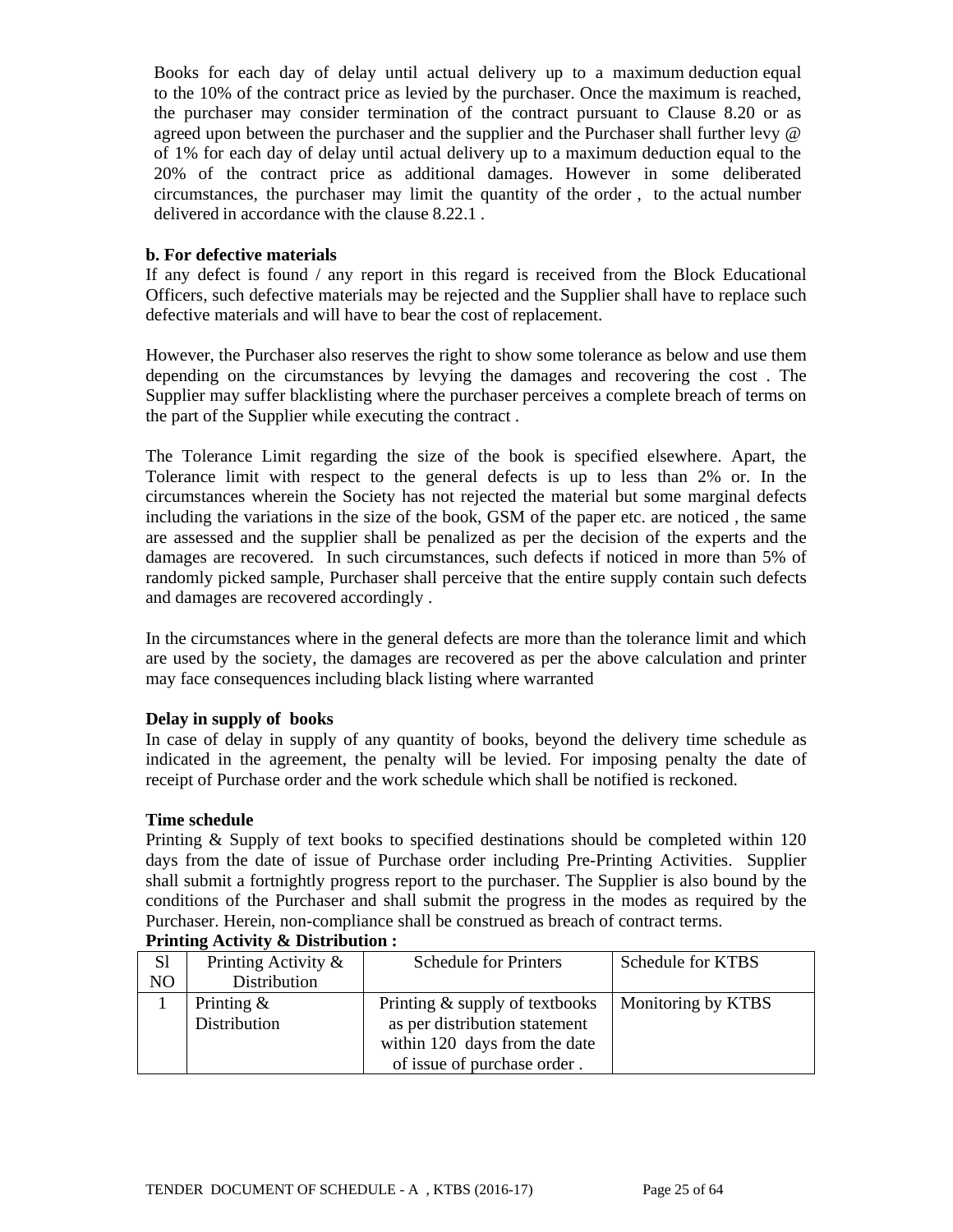Books for each day of delay until actual delivery up to a maximum deduction equal to the 10% of the contract price as levied by the purchaser. Once the maximum is reached, the purchaser may consider termination of the contract pursuant to Clause 8.20 or as agreed upon between the purchaser and the supplier and the Purchaser shall further levy @ of 1% for each day of delay until actual delivery up to a maximum deduction equal to the 20% of the contract price as additional damages. However in some deliberated circumstances, the purchaser may limit the quantity of the order , to the actual number delivered in accordance with the clause 8.22.1 .

**b. For defective materials**

If any defect is found / any report in this regard is received from the Block Educational Officers, such defective materials may be rejected and the Supplier shall have to replace such defective materials and will have to bear the cost of replacement.

However, the Purchaser also reserves the right to show some tolerance as below and use them depending on the circumstances by levying the damages and recovering the cost . The Supplier may suffer blacklisting where the purchaser perceives a complete breach of terms on the part of the Supplier while executing the contract .

The Tolerance Limit regarding the size of the book is specified elsewhere. Apart, the Tolerance limit with respect to the general defects is up to less than 2% or. In the circumstances wherein the Society has not rejected the material but some marginal defects including the variations in the size of the book, GSM of the paper etc. are noticed , the same are assessed and the supplier shall be penalized as per the decision of the experts and the damages are recovered. In such circumstances, such defects if noticed in more than 5% of randomly picked sample, Purchaser shall perceive that the entire supply contain such defects and damages are recovered accordingly .

In the circumstances where in the general defects are more than the tolerance limit and which are used by the society, the damages are recovered as per the above calculation and printer may face consequences including black listing where warranted

**Delay in supply of books**

In case of delay in supply of any quantity of books, beyond the delivery time schedule as indicated in the agreement, the penalty will be levied. For imposing penalty the date of receipt of Purchase order and the work schedule which shall be notified is reckoned.

**Time schedule**

Printing & Supply of text books to specified destinations should be completed within 120 days from the date of issue of Purchase order including Pre-Printing Activities. Supplier shall submit a fortnightly progress report to the purchaser. The Supplier is also bound by the conditions of the Purchaser and shall submit the progress in the modes as required by the Purchaser. Herein, non-compliance shall be construed as breach of contract terms.

**Printing Activity & Distribution :**

| Sl NO | Printing Activity & Distribution | Schedule for Printers | Schedule for KTBS |
|---|---|---|---|
| 1 | Printing & Distribution | Printing & supply of textbooks as per distribution statement within 120 days from the date of issue of purchase order . | Monitoring by KTBS |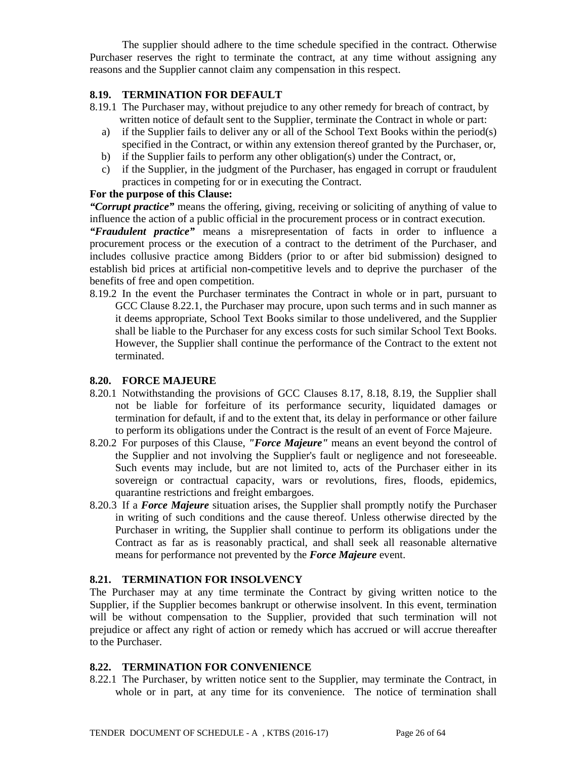The supplier should adhere to the time schedule specified in the contract. Otherwise Purchaser reserves the right to terminate the contract, at any time without assigning any reasons and the Supplier cannot claim any compensation in this respect.

## 8.19. TERMINATION FOR DEFAULT

8.19.1 The Purchaser may, without prejudice to any other remedy for breach of contract, by written notice of default sent to the Supplier, terminate the Contract in whole or part:

a) if the Supplier fails to deliver any or all of the School Text Books within the period(s) specified in the Contract, or within any extension thereof granted by the Purchaser, or,
b) if the Supplier fails to perform any other obligation(s) under the Contract, or,
c) if the Supplier, in the judgment of the Purchaser, has engaged in corrupt or fraudulent practices in competing for or in executing the Contract.

**For the purpose of this Clause:**

***"Corrupt practice"*** means the offering, giving, receiving or soliciting of anything of value to influence the action of a public official in the procurement process or in contract execution.

***"Fraudulent practice"*** means a misrepresentation of facts in order to influence a procurement process or the execution of a contract to the detriment of the Purchaser, and includes collusive practice among Bidders (prior to or after bid submission) designed to establish bid prices at artificial non-competitive levels and to deprive the purchaser of the benefits of free and open competition.

8.19.2 In the event the Purchaser terminates the Contract in whole or in part, pursuant to GCC Clause 8.22.1, the Purchaser may procure, upon such terms and in such manner as it deems appropriate, School Text Books similar to those undelivered, and the Supplier shall be liable to the Purchaser for any excess costs for such similar School Text Books. However, the Supplier shall continue the performance of the Contract to the extent not terminated.

## 8.20. FORCE MAJEURE

8.20.1 Notwithstanding the provisions of GCC Clauses 8.17, 8.18, 8.19, the Supplier shall not be liable for forfeiture of its performance security, liquidated damages or termination for default, if and to the extent that, its delay in performance or other failure to perform its obligations under the Contract is the result of an event of Force Majeure.

8.20.2 For purposes of this Clause, ***"Force Majeure"*** means an event beyond the control of the Supplier and not involving the Supplier's fault or negligence and not foreseeable. Such events may include, but are not limited to, acts of the Purchaser either in its sovereign or contractual capacity, wars or revolutions, fires, floods, epidemics, quarantine restrictions and freight embargoes.

8.20.3 If a ***Force Majeure*** situation arises, the Supplier shall promptly notify the Purchaser in writing of such conditions and the cause thereof. Unless otherwise directed by the Purchaser in writing, the Supplier shall continue to perform its obligations under the Contract as far as is reasonably practical, and shall seek all reasonable alternative means for performance not prevented by the ***Force Majeure*** event.

## 8.21. TERMINATION FOR INSOLVENCY

The Purchaser may at any time terminate the Contract by giving written notice to the Supplier, if the Supplier becomes bankrupt or otherwise insolvent. In this event, termination will be without compensation to the Supplier, provided that such termination will not prejudice or affect any right of action or remedy which has accrued or will accrue thereafter to the Purchaser.

## 8.22. TERMINATION FOR CONVENIENCE

8.22.1 The Purchaser, by written notice sent to the Supplier, may terminate the Contract, in whole or in part, at any time for its convenience. The notice of termination shall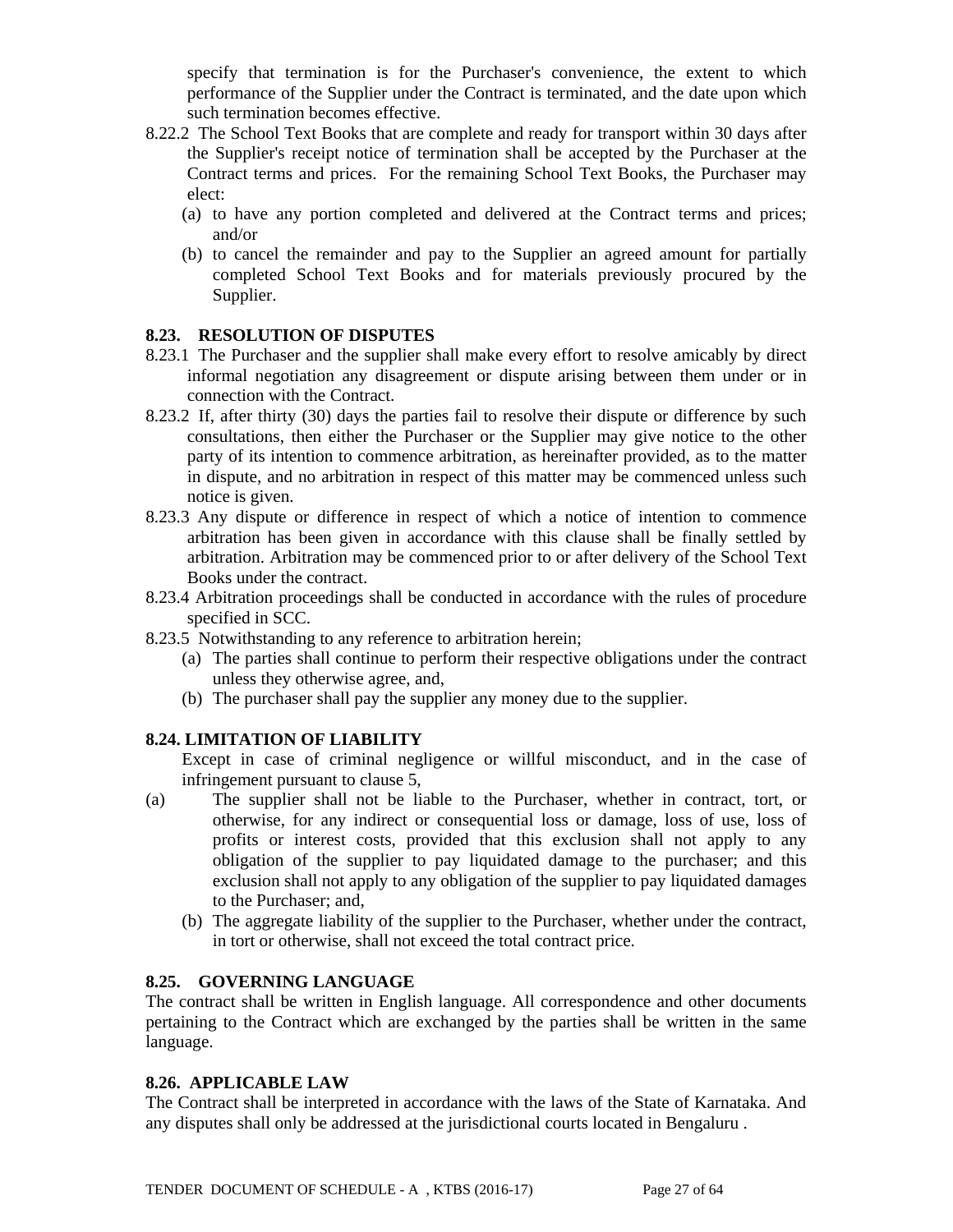specify that termination is for the Purchaser's convenience, the extent to which performance of the Supplier under the Contract is terminated, and the date upon which such termination becomes effective.

8.22.2 The School Text Books that are complete and ready for transport within 30 days after the Supplier's receipt notice of termination shall be accepted by the Purchaser at the Contract terms and prices. For the remaining School Text Books, the Purchaser may elect:

(a) to have any portion completed and delivered at the Contract terms and prices; and/or

(b) to cancel the remainder and pay to the Supplier an agreed amount for partially completed School Text Books and for materials previously procured by the Supplier.

### 8.23. RESOLUTION OF DISPUTES

8.23.1 The Purchaser and the supplier shall make every effort to resolve amicably by direct informal negotiation any disagreement or dispute arising between them under or in connection with the Contract.

8.23.2 If, after thirty (30) days the parties fail to resolve their dispute or difference by such consultations, then either the Purchaser or the Supplier may give notice to the other party of its intention to commence arbitration, as hereinafter provided, as to the matter in dispute, and no arbitration in respect of this matter may be commenced unless such notice is given.

8.23.3 Any dispute or difference in respect of which a notice of intention to commence arbitration has been given in accordance with this clause shall be finally settled by arbitration. Arbitration may be commenced prior to or after delivery of the School Text Books under the contract.

8.23.4 Arbitration proceedings shall be conducted in accordance with the rules of procedure specified in SCC.

8.23.5 Notwithstanding to any reference to arbitration herein;

(a) The parties shall continue to perform their respective obligations under the contract unless they otherwise agree, and,

(b) The purchaser shall pay the supplier any money due to the supplier.

### 8.24. LIMITATION OF LIABILITY

Except in case of criminal negligence or willful misconduct, and in the case of infringement pursuant to clause 5,

(a) The supplier shall not be liable to the Purchaser, whether in contract, tort, or otherwise, for any indirect or consequential loss or damage, loss of use, loss of profits or interest costs, provided that this exclusion shall not apply to any obligation of the supplier to pay liquidated damage to the purchaser; and this exclusion shall not apply to any obligation of the supplier to pay liquidated damages to the Purchaser; and,

(b) The aggregate liability of the supplier to the Purchaser, whether under the contract, in tort or otherwise, shall not exceed the total contract price.

### 8.25. GOVERNING LANGUAGE

The contract shall be written in English language. All correspondence and other documents pertaining to the Contract which are exchanged by the parties shall be written in the same language.

### 8.26. APPLICABLE LAW

The Contract shall be interpreted in accordance with the laws of the State of Karnataka. And any disputes shall only be addressed at the jurisdictional courts located in Bengaluru .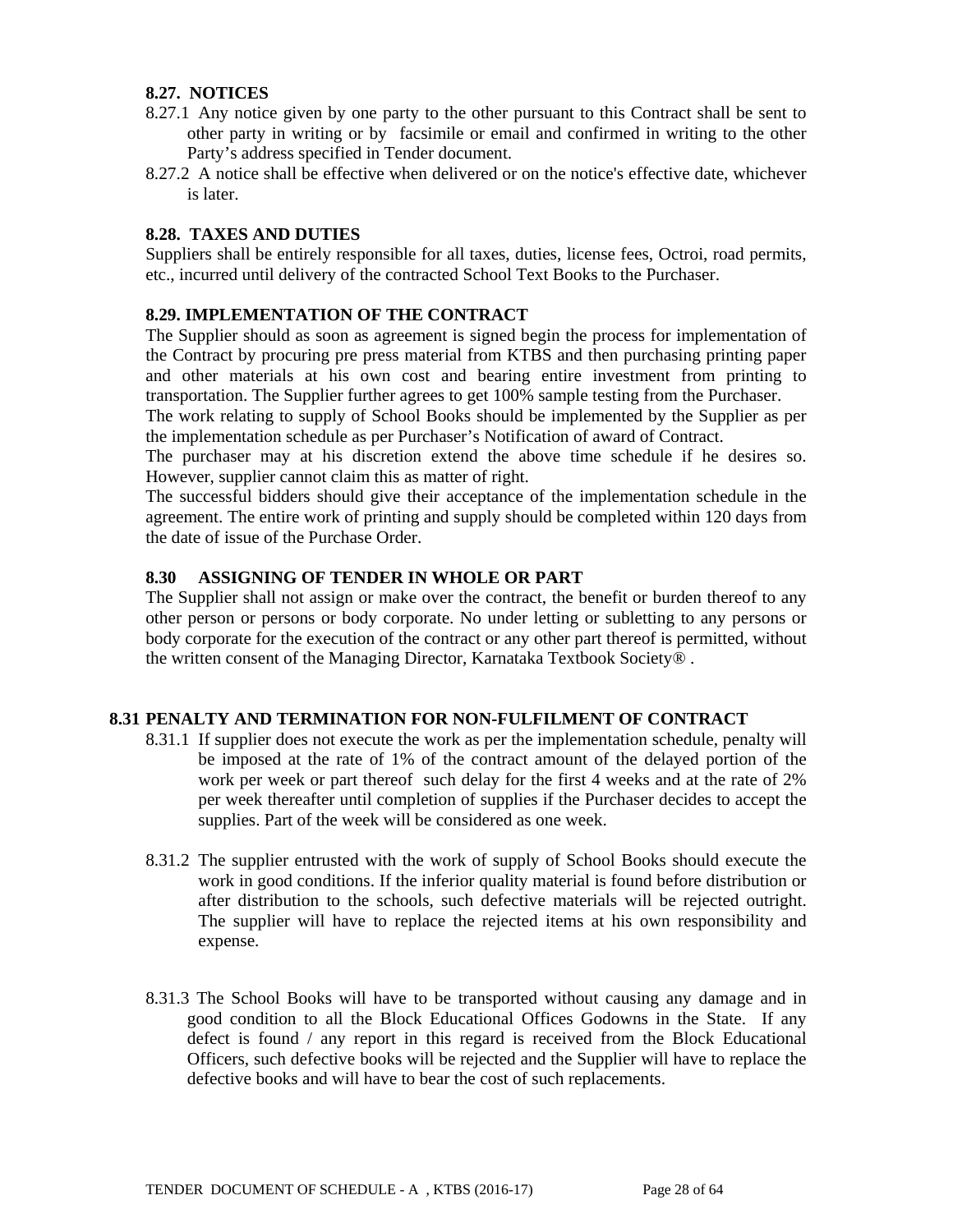### 8.27. NOTICES

8.27.1 Any notice given by one party to the other pursuant to this Contract shall be sent to other party in writing or by facsimile or email and confirmed in writing to the other Party's address specified in Tender document.

8.27.2 A notice shall be effective when delivered or on the notice's effective date, whichever is later.

### 8.28. TAXES AND DUTIES

Suppliers shall be entirely responsible for all taxes, duties, license fees, Octroi, road permits, etc., incurred until delivery of the contracted School Text Books to the Purchaser.

### 8.29. IMPLEMENTATION OF THE CONTRACT

The Supplier should as soon as agreement is signed begin the process for implementation of the Contract by procuring pre press material from KTBS and then purchasing printing paper and other materials at his own cost and bearing entire investment from printing to transportation. The Supplier further agrees to get 100% sample testing from the Purchaser.

The work relating to supply of School Books should be implemented by the Supplier as per the implementation schedule as per Purchaser's Notification of award of Contract.

The purchaser may at his discretion extend the above time schedule if he desires so. However, supplier cannot claim this as matter of right.

The successful bidders should give their acceptance of the implementation schedule in the agreement. The entire work of printing and supply should be completed within 120 days from the date of issue of the Purchase Order.

### 8.30 ASSIGNING OF TENDER IN WHOLE OR PART

The Supplier shall not assign or make over the contract, the benefit or burden thereof to any other person or persons or body corporate. No under letting or subletting to any persons or body corporate for the execution of the contract or any other part thereof is permitted, without the written consent of the Managing Director, Karnataka Textbook Society® .

### 8.31 PENALTY AND TERMINATION FOR NON-FULFILMENT OF CONTRACT

8.31.1 If supplier does not execute the work as per the implementation schedule, penalty will be imposed at the rate of 1% of the contract amount of the delayed portion of the work per week or part thereof such delay for the first 4 weeks and at the rate of 2% per week thereafter until completion of supplies if the Purchaser decides to accept the supplies. Part of the week will be considered as one week.

8.31.2 The supplier entrusted with the work of supply of School Books should execute the work in good conditions. If the inferior quality material is found before distribution or after distribution to the schools, such defective materials will be rejected outright. The supplier will have to replace the rejected items at his own responsibility and expense.

8.31.3 The School Books will have to be transported without causing any damage and in good condition to all the Block Educational Offices Godowns in the State. If any defect is found / any report in this regard is received from the Block Educational Officers, such defective books will be rejected and the Supplier will have to replace the defective books and will have to bear the cost of such replacements.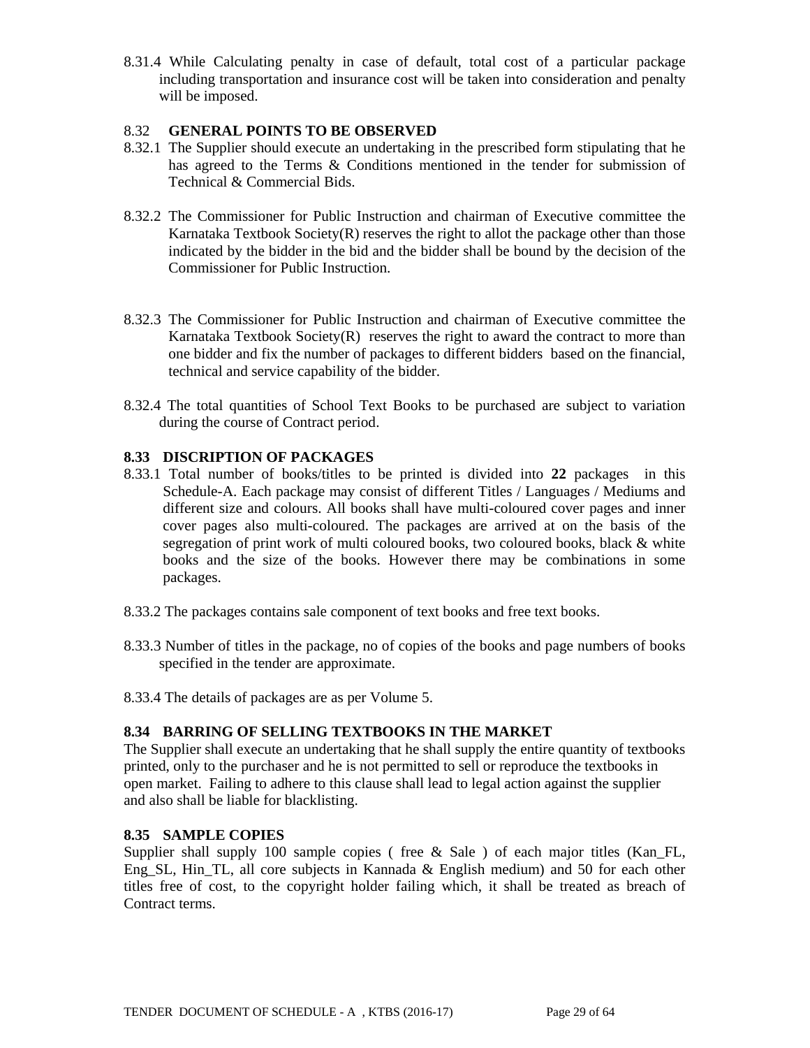8.31.4 While Calculating penalty in case of default, total cost of a particular package including transportation and insurance cost will be taken into consideration and penalty will be imposed.

### 8.32 GENERAL POINTS TO BE OBSERVED

8.32.1 The Supplier should execute an undertaking in the prescribed form stipulating that he has agreed to the Terms & Conditions mentioned in the tender for submission of Technical & Commercial Bids.

8.32.2 The Commissioner for Public Instruction and chairman of Executive committee the Karnataka Textbook Society(R) reserves the right to allot the package other than those indicated by the bidder in the bid and the bidder shall be bound by the decision of the Commissioner for Public Instruction.

8.32.3 The Commissioner for Public Instruction and chairman of Executive committee the Karnataka Textbook Society(R) reserves the right to award the contract to more than one bidder and fix the number of packages to different bidders based on the financial, technical and service capability of the bidder.

8.32.4 The total quantities of School Text Books to be purchased are subject to variation during the course of Contract period.

### 8.33 DISCRIPTION OF PACKAGES

8.33.1 Total number of books/titles to be printed is divided into **22** packages in this Schedule-A. Each package may consist of different Titles / Languages / Mediums and different size and colours. All books shall have multi-coloured cover pages and inner cover pages also multi-coloured. The packages are arrived at on the basis of the segregation of print work of multi coloured books, two coloured books, black & white books and the size of the books. However there may be combinations in some packages.

8.33.2 The packages contains sale component of text books and free text books.

8.33.3 Number of titles in the package, no of copies of the books and page numbers of books specified in the tender are approximate.

8.33.4 The details of packages are as per Volume 5.

### 8.34 BARRING OF SELLING TEXTBOOKS IN THE MARKET

The Supplier shall execute an undertaking that he shall supply the entire quantity of textbooks printed, only to the purchaser and he is not permitted to sell or reproduce the textbooks in open market. Failing to adhere to this clause shall lead to legal action against the supplier and also shall be liable for blacklisting.

### 8.35 SAMPLE COPIES

Supplier shall supply 100 sample copies ( free & Sale ) of each major titles (Kan_FL, Eng_SL, Hin_TL, all core subjects in Kannada & English medium) and 50 for each other titles free of cost, to the copyright holder failing which, it shall be treated as breach of Contract terms.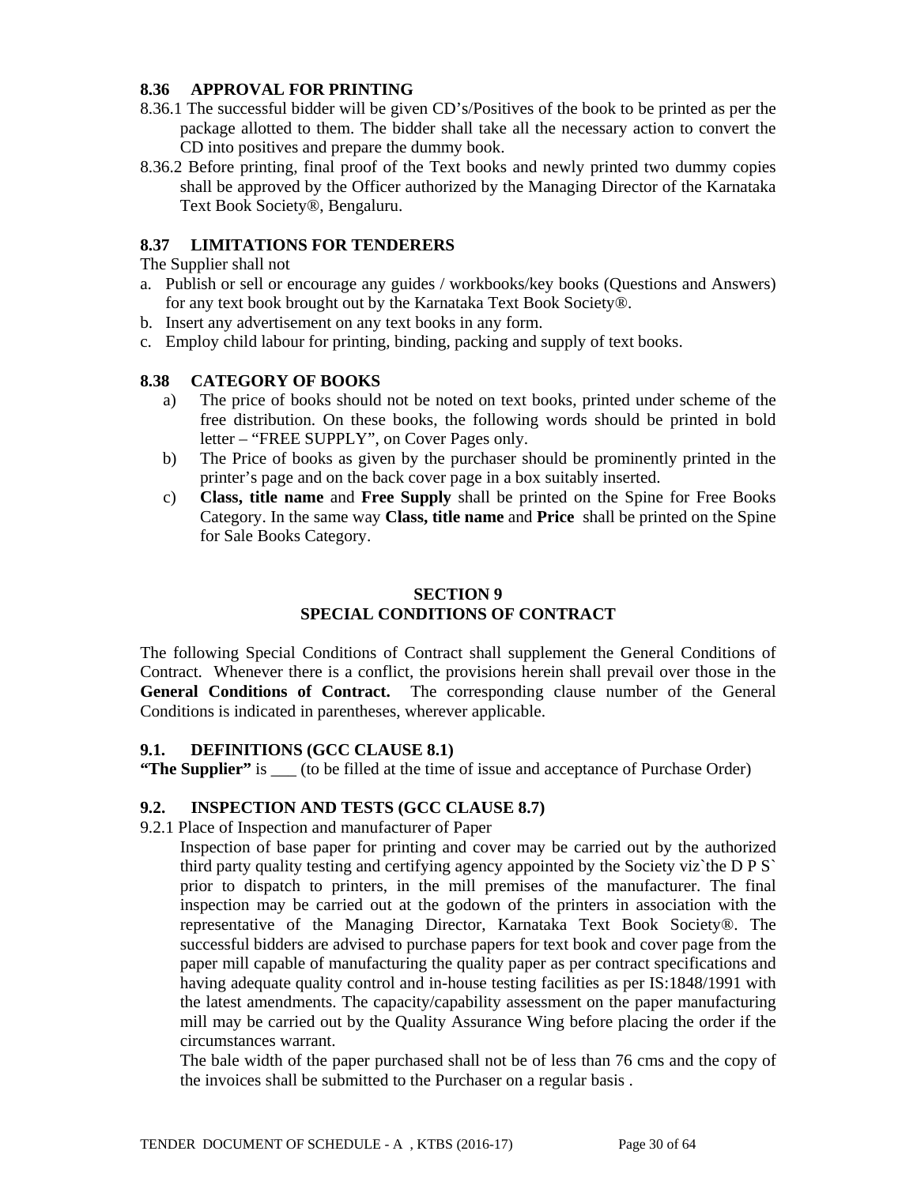### 8.36 APPROVAL FOR PRINTING

8.36.1 The successful bidder will be given CD's/Positives of the book to be printed as per the package allotted to them. The bidder shall take all the necessary action to convert the CD into positives and prepare the dummy book.

8.36.2 Before printing, final proof of the Text books and newly printed two dummy copies shall be approved by the Officer authorized by the Managing Director of the Karnataka Text Book Society®, Bengaluru.

### 8.37 LIMITATIONS FOR TENDERERS

The Supplier shall not

a. Publish or sell or encourage any guides / workbooks/key books (Questions and Answers) for any text book brought out by the Karnataka Text Book Society®.
b. Insert any advertisement on any text books in any form.
c. Employ child labour for printing, binding, packing and supply of text books.

### 8.38 CATEGORY OF BOOKS

a) The price of books should not be noted on text books, printed under scheme of the free distribution. On these books, the following words should be printed in bold letter – "FREE SUPPLY", on Cover Pages only.

b) The Price of books as given by the purchaser should be prominently printed in the printer's page and on the back cover page in a box suitably inserted.

c) **Class, title name** and **Free Supply** shall be printed on the Spine for Free Books Category. In the same way **Class, title name** and **Price** shall be printed on the Spine for Sale Books Category.

## SECTION 9
## SPECIAL CONDITIONS OF CONTRACT

The following Special Conditions of Contract shall supplement the General Conditions of Contract. Whenever there is a conflict, the provisions herein shall prevail over those in the **General Conditions of Contract.** The corresponding clause number of the General Conditions is indicated in parentheses, wherever applicable.

### 9.1. DEFINITIONS (GCC CLAUSE 8.1)

**"The Supplier"** is ___ (to be filled at the time of issue and acceptance of Purchase Order)

### 9.2. INSPECTION AND TESTS (GCC CLAUSE 8.7)

9.2.1 Place of Inspection and manufacturer of Paper

Inspection of base paper for printing and cover may be carried out by the authorized third party quality testing and certifying agency appointed by the Society viz`the D P S` prior to dispatch to printers, in the mill premises of the manufacturer. The final inspection may be carried out at the godown of the printers in association with the representative of the Managing Director, Karnataka Text Book Society®. The successful bidders are advised to purchase papers for text book and cover page from the paper mill capable of manufacturing the quality paper as per contract specifications and having adequate quality control and in-house testing facilities as per IS:1848/1991 with the latest amendments. The capacity/capability assessment on the paper manufacturing mill may be carried out by the Quality Assurance Wing before placing the order if the circumstances warrant.

The bale width of the paper purchased shall not be of less than 76 cms and the copy of the invoices shall be submitted to the Purchaser on a regular basis .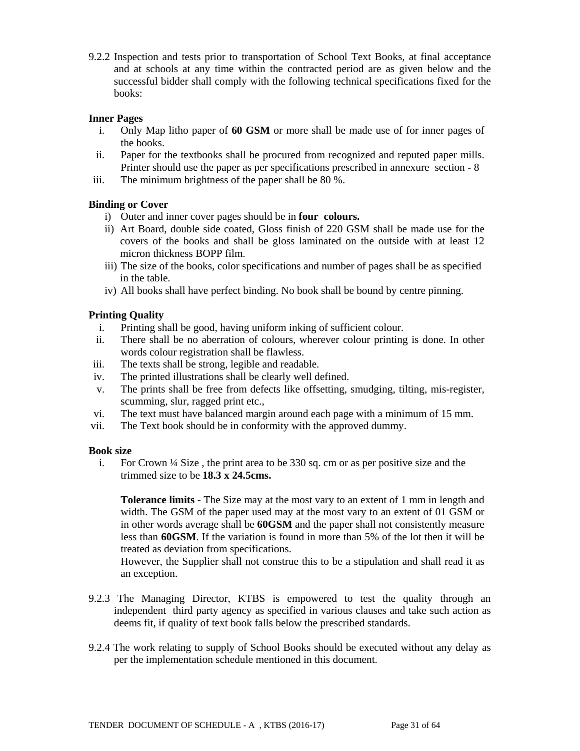9.2.2 Inspection and tests prior to transportation of School Text Books, at final acceptance and at schools at any time within the contracted period are as given below and the successful bidder shall comply with the following technical specifications fixed for the books:

**Inner Pages**

i. Only Map litho paper of **60 GSM** or more shall be made use of for inner pages of the books.
ii. Paper for the textbooks shall be procured from recognized and reputed paper mills. Printer should use the paper as per specifications prescribed in annexure section - 8
iii. The minimum brightness of the paper shall be 80 %.

**Binding or Cover**

i) Outer and inner cover pages should be in **four colours.**
ii) Art Board, double side coated, Gloss finish of 220 GSM shall be made use for the covers of the books and shall be gloss laminated on the outside with at least 12 micron thickness BOPP film.
iii) The size of the books, color specifications and number of pages shall be as specified in the table.
iv) All books shall have perfect binding. No book shall be bound by centre pinning.

**Printing Quality**

i. Printing shall be good, having uniform inking of sufficient colour.
ii. There shall be no aberration of colours, wherever colour printing is done. In other words colour registration shall be flawless.
iii. The texts shall be strong, legible and readable.
iv. The printed illustrations shall be clearly well defined.
v. The prints shall be free from defects like offsetting, smudging, tilting, mis-register, scumming, slur, ragged print etc.,
vi. The text must have balanced margin around each page with a minimum of 15 mm.
vii. The Text book should be in conformity with the approved dummy.

**Book size**

i. For Crown ¼ Size , the print area to be 330 sq. cm or as per positive size and the trimmed size to be **18.3 x 24.5cms.**

   **Tolerance limits** - The Size may at the most vary to an extent of 1 mm in length and width. The GSM of the paper used may at the most vary to an extent of 01 GSM or in other words average shall be **60GSM** and the paper shall not consistently measure less than **60GSM**. If the variation is found in more than 5% of the lot then it will be treated as deviation from specifications.
   However, the Supplier shall not construe this to be a stipulation and shall read it as an exception.

9.2.3 The Managing Director, KTBS is empowered to test the quality through an independent third party agency as specified in various clauses and take such action as deems fit, if quality of text book falls below the prescribed standards.

9.2.4 The work relating to supply of School Books should be executed without any delay as per the implementation schedule mentioned in this document.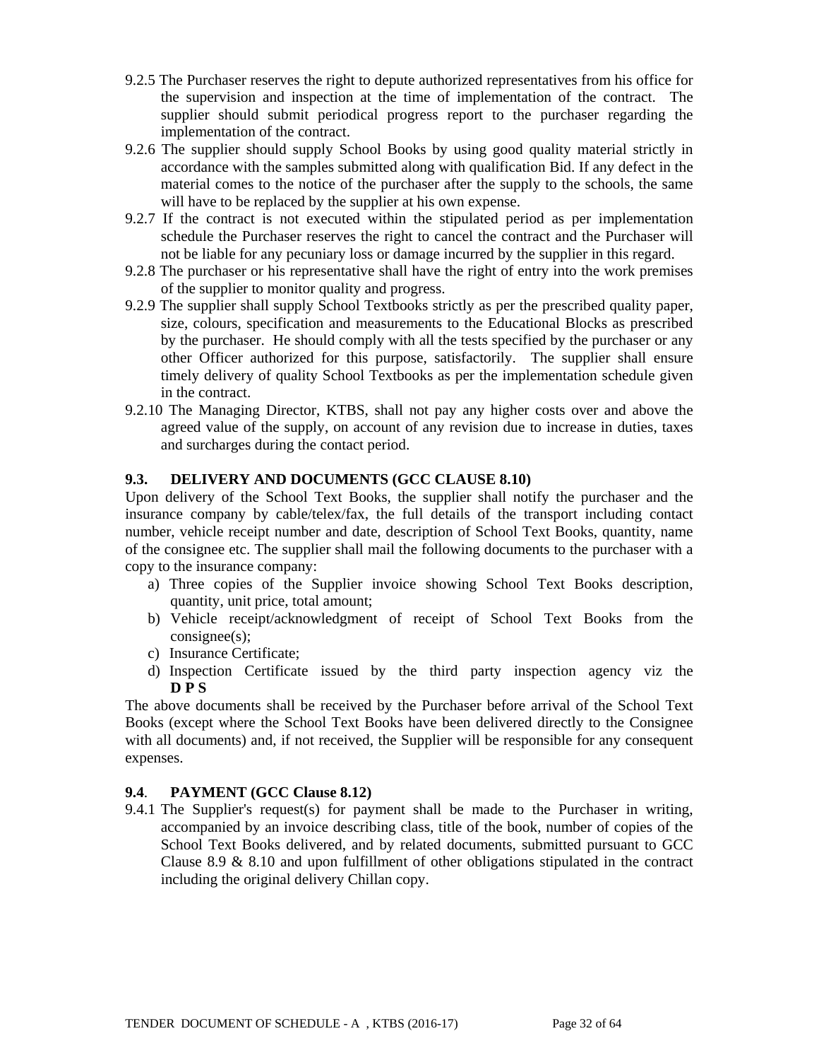9.2.5 The Purchaser reserves the right to depute authorized representatives from his office for the supervision and inspection at the time of implementation of the contract. The supplier should submit periodical progress report to the purchaser regarding the implementation of the contract.

9.2.6 The supplier should supply School Books by using good quality material strictly in accordance with the samples submitted along with qualification Bid. If any defect in the material comes to the notice of the purchaser after the supply to the schools, the same will have to be replaced by the supplier at his own expense.

9.2.7 If the contract is not executed within the stipulated period as per implementation schedule the Purchaser reserves the right to cancel the contract and the Purchaser will not be liable for any pecuniary loss or damage incurred by the supplier in this regard.

9.2.8 The purchaser or his representative shall have the right of entry into the work premises of the supplier to monitor quality and progress.

9.2.9 The supplier shall supply School Textbooks strictly as per the prescribed quality paper, size, colours, specification and measurements to the Educational Blocks as prescribed by the purchaser. He should comply with all the tests specified by the purchaser or any other Officer authorized for this purpose, satisfactorily. The supplier shall ensure timely delivery of quality School Textbooks as per the implementation schedule given in the contract.

9.2.10 The Managing Director, KTBS, shall not pay any higher costs over and above the agreed value of the supply, on account of any revision due to increase in duties, taxes and surcharges during the contact period.

### 9.3. DELIVERY AND DOCUMENTS (GCC CLAUSE 8.10)

Upon delivery of the School Text Books, the supplier shall notify the purchaser and the insurance company by cable/telex/fax, the full details of the transport including contact number, vehicle receipt number and date, description of School Text Books, quantity, name of the consignee etc. The supplier shall mail the following documents to the purchaser with a copy to the insurance company:

a) Three copies of the Supplier invoice showing School Text Books description, quantity, unit price, total amount;
b) Vehicle receipt/acknowledgment of receipt of School Text Books from the consignee(s);
c) Insurance Certificate;
d) Inspection Certificate issued by the third party inspection agency viz the **D P S**

The above documents shall be received by the Purchaser before arrival of the School Text Books (except where the School Text Books have been delivered directly to the Consignee with all documents) and, if not received, the Supplier will be responsible for any consequent expenses.

### 9.4. PAYMENT (GCC Clause 8.12)

9.4.1 The Supplier's request(s) for payment shall be made to the Purchaser in writing, accompanied by an invoice describing class, title of the book, number of copies of the School Text Books delivered, and by related documents, submitted pursuant to GCC Clause 8.9 & 8.10 and upon fulfillment of other obligations stipulated in the contract including the original delivery Chillan copy.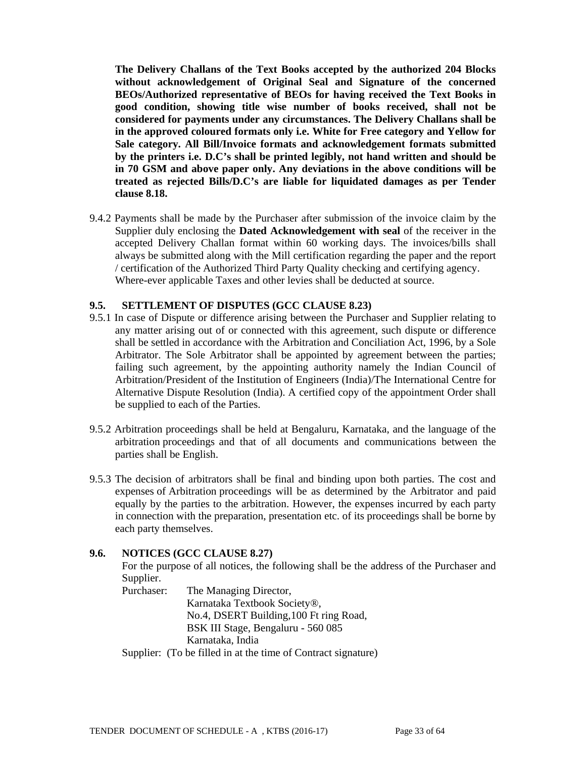**The Delivery Challans of the Text Books accepted by the authorized 204 Blocks without acknowledgement of Original Seal and Signature of the concerned BEOs/Authorized representative of BEOs for having received the Text Books in good condition, showing title wise number of books received, shall not be considered for payments under any circumstances. The Delivery Challans shall be in the approved coloured formats only i.e. White for Free category and Yellow for Sale category. All Bill/Invoice formats and acknowledgement formats submitted by the printers i.e. D.C's shall be printed legibly, not hand written and should be in 70 GSM and above paper only. Any deviations in the above conditions will be treated as rejected Bills/D.C's are liable for liquidated damages as per Tender clause 8.18.**

9.4.2 Payments shall be made by the Purchaser after submission of the invoice claim by the Supplier duly enclosing the **Dated Acknowledgement with seal** of the receiver in the accepted Delivery Challan format within 60 working days. The invoices/bills shall always be submitted along with the Mill certification regarding the paper and the report / certification of the Authorized Third Party Quality checking and certifying agency. Where-ever applicable Taxes and other levies shall be deducted at source.

### 9.5. SETTLEMENT OF DISPUTES (GCC CLAUSE 8.23)

9.5.1 In case of Dispute or difference arising between the Purchaser and Supplier relating to any matter arising out of or connected with this agreement, such dispute or difference shall be settled in accordance with the Arbitration and Conciliation Act, 1996, by a Sole Arbitrator. The Sole Arbitrator shall be appointed by agreement between the parties; failing such agreement, by the appointing authority namely the Indian Council of Arbitration/President of the Institution of Engineers (India)/The International Centre for Alternative Dispute Resolution (India). A certified copy of the appointment Order shall be supplied to each of the Parties.

9.5.2 Arbitration proceedings shall be held at Bengaluru, Karnataka, and the language of the arbitration proceedings and that of all documents and communications between the parties shall be English.

9.5.3 The decision of arbitrators shall be final and binding upon both parties. The cost and expenses of Arbitration proceedings will be as determined by the Arbitrator and paid equally by the parties to the arbitration. However, the expenses incurred by each party in connection with the preparation, presentation etc. of its proceedings shall be borne by each party themselves.

### 9.6. NOTICES (GCC CLAUSE 8.27)

For the purpose of all notices, the following shall be the address of the Purchaser and Supplier.

Purchaser: The Managing Director,
Karnataka Textbook Society®,
No.4, DSERT Building,100 Ft ring Road,
BSK III Stage, Bengaluru - 560 085
Karnataka, India

Supplier: (To be filled in at the time of Contract signature)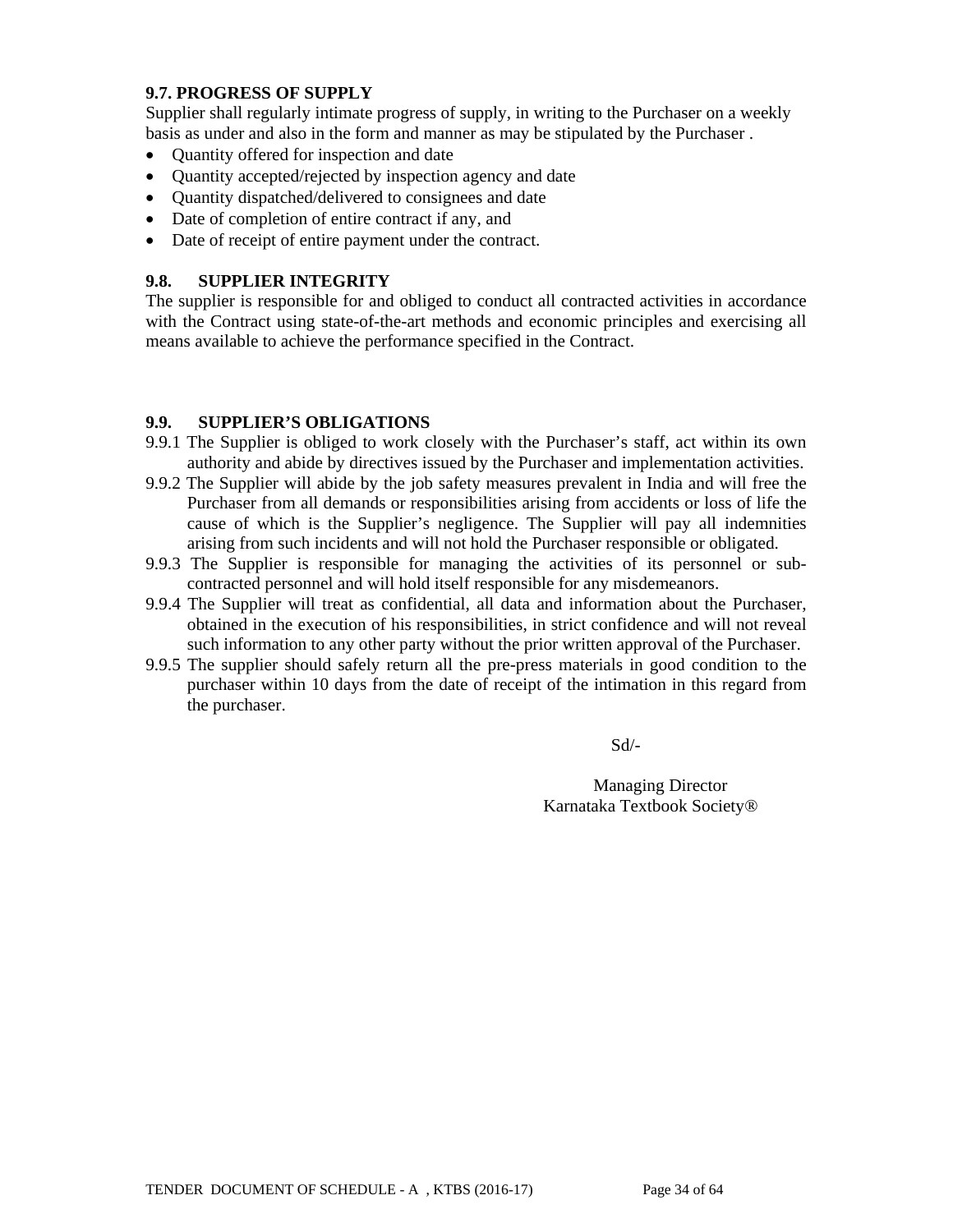### 9.7. PROGRESS OF SUPPLY

Supplier shall regularly intimate progress of supply, in writing to the Purchaser on a weekly basis as under and also in the form and manner as may be stipulated by the Purchaser .

- Quantity offered for inspection and date
- Quantity accepted/rejected by inspection agency and date
- Quantity dispatched/delivered to consignees and date
- Date of completion of entire contract if any, and
- Date of receipt of entire payment under the contract.

### 9.8. SUPPLIER INTEGRITY

The supplier is responsible for and obliged to conduct all contracted activities in accordance with the Contract using state-of-the-art methods and economic principles and exercising all means available to achieve the performance specified in the Contract.

### 9.9. SUPPLIER'S OBLIGATIONS

9.9.1 The Supplier is obliged to work closely with the Purchaser's staff, act within its own authority and abide by directives issued by the Purchaser and implementation activities.

9.9.2 The Supplier will abide by the job safety measures prevalent in India and will free the Purchaser from all demands or responsibilities arising from accidents or loss of life the cause of which is the Supplier's negligence. The Supplier will pay all indemnities arising from such incidents and will not hold the Purchaser responsible or obligated.

9.9.3 The Supplier is responsible for managing the activities of its personnel or sub-contracted personnel and will hold itself responsible for any misdemeanors.

9.9.4 The Supplier will treat as confidential, all data and information about the Purchaser, obtained in the execution of his responsibilities, in strict confidence and will not reveal such information to any other party without the prior written approval of the Purchaser.

9.9.5 The supplier should safely return all the pre-press materials in good condition to the purchaser within 10 days from the date of receipt of the intimation in this regard from the purchaser.

Sd/-

Managing Director
Karnataka Textbook Society®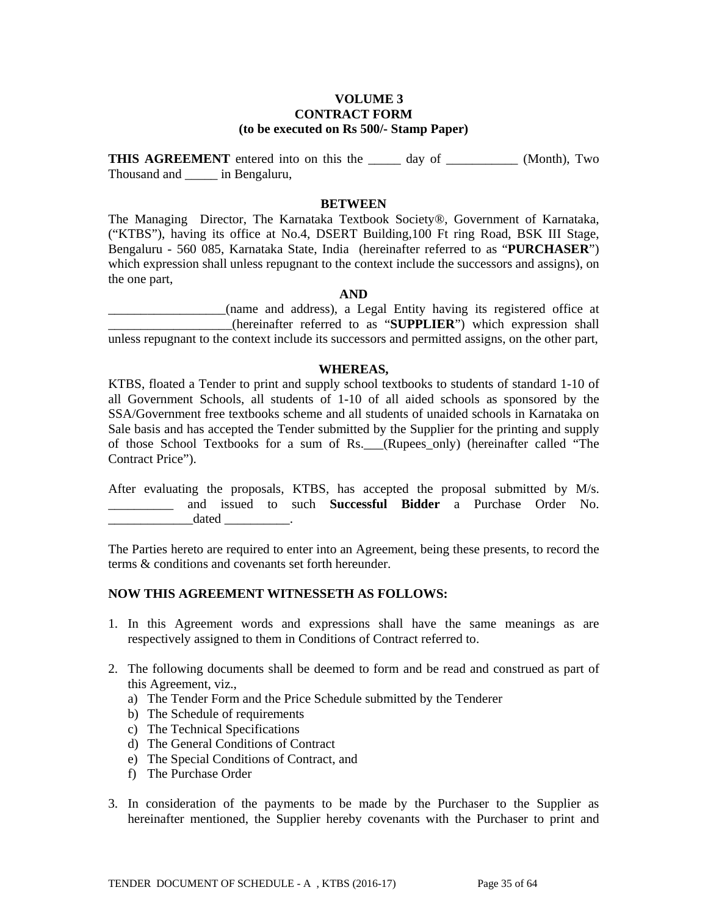**VOLUME 3**
**CONTRACT FORM**
**(to be executed on Rs 500/- Stamp Paper)**

**THIS AGREEMENT** entered into on this the _____ day of ___________ (Month), Two Thousand and _____ in Bengaluru,

**BETWEEN**

The Managing Director, The Karnataka Textbook Society®, Government of Karnataka, ("KTBS"), having its office at No.4, DSERT Building,100 Ft ring Road, BSK III Stage, Bengaluru - 560 085, Karnataka State, India (hereinafter referred to as "**PURCHASER**") which expression shall unless repugnant to the context include the successors and assigns), on the one part,

**AND**

__________________(name and address), a Legal Entity having its registered office at ___________________(hereinafter referred to as "**SUPPLIER**") which expression shall unless repugnant to the context include its successors and permitted assigns, on the other part,

**WHEREAS,**

KTBS, floated a Tender to print and supply school textbooks to students of standard 1-10 of all Government Schools, all students of 1-10 of all aided schools as sponsored by the SSA/Government free textbooks scheme and all students of unaided schools in Karnataka on Sale basis and has accepted the Tender submitted by the Supplier for the printing and supply of those School Textbooks for a sum of Rs.___(Rupees_only) (hereinafter called "The Contract Price").

After evaluating the proposals, KTBS, has accepted the proposal submitted by M/s. __________ and issued to such **Successful Bidder** a Purchase Order No. _____________dated __________.

The Parties hereto are required to enter into an Agreement, being these presents, to record the terms & conditions and covenants set forth hereunder.

**NOW THIS AGREEMENT WITNESSETH AS FOLLOWS:**

1. In this Agreement words and expressions shall have the same meanings as are respectively assigned to them in Conditions of Contract referred to.

2. The following documents shall be deemed to form and be read and construed as part of this Agreement, viz.,
   a) The Tender Form and the Price Schedule submitted by the Tenderer
   b) The Schedule of requirements
   c) The Technical Specifications
   d) The General Conditions of Contract
   e) The Special Conditions of Contract, and
   f) The Purchase Order

3. In consideration of the payments to be made by the Purchaser to the Supplier as hereinafter mentioned, the Supplier hereby covenants with the Purchaser to print and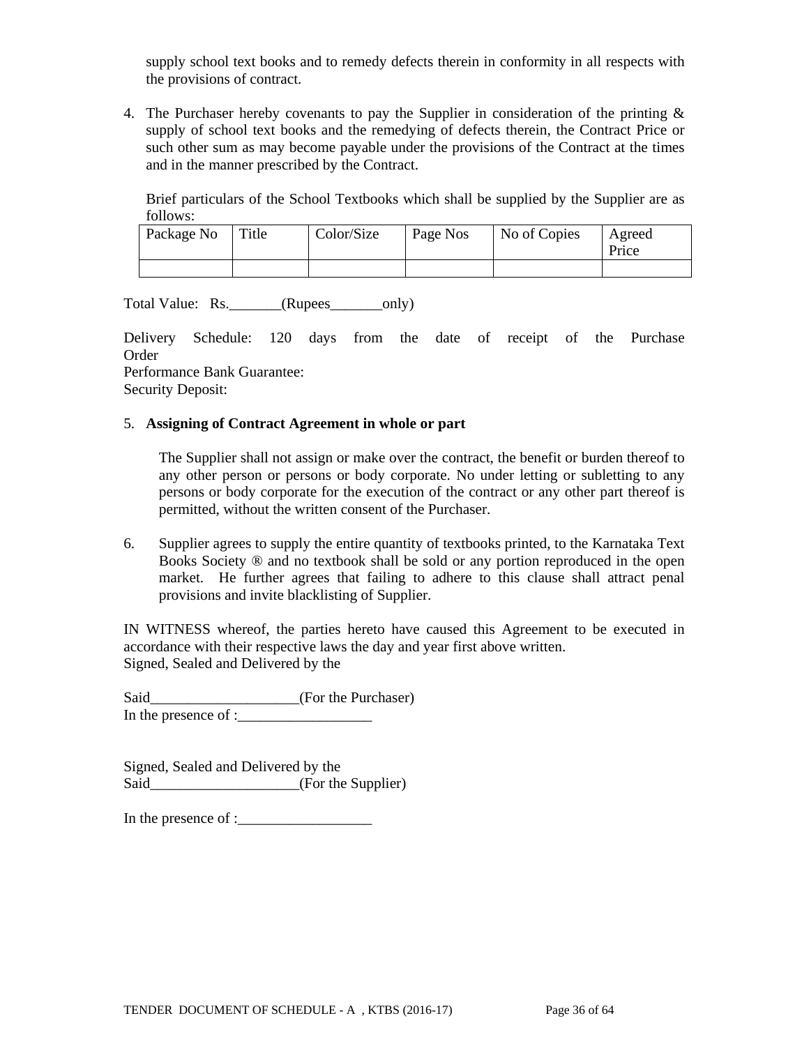supply school text books and to remedy defects therein in conformity in all respects with the provisions of contract.

4. The Purchaser hereby covenants to pay the Supplier in consideration of the printing & supply of school text books and the remedying of defects therein, the Contract Price or such other sum as may become payable under the provisions of the Contract at the times and in the manner prescribed by the Contract.

   Brief particulars of the School Textbooks which shall be supplied by the Supplier are as follows:

| Package No | Title | Color/Size | Page Nos | No of Copies | Agreed Price |
|---|---|---|---|---|---|
| | | | | | |

Total Value: Rs._______(Rupees_______only)

Delivery Schedule: 120 days from the date of receipt of the Purchase Order
Performance Bank Guarantee:
Security Deposit:

5. **Assigning of Contract Agreement in whole or part**

   The Supplier shall not assign or make over the contract, the benefit or burden thereof to any other person or persons or body corporate. No under letting or subletting to any persons or body corporate for the execution of the contract or any other part thereof is permitted, without the written consent of the Purchaser.

6. Supplier agrees to supply the entire quantity of textbooks printed, to the Karnataka Text Books Society ® and no textbook shall be sold or any portion reproduced in the open market. He further agrees that failing to adhere to this clause shall attract penal provisions and invite blacklisting of Supplier.

IN WITNESS whereof, the parties hereto have caused this Agreement to be executed in accordance with their respective laws the day and year first above written.
Signed, Sealed and Delivered by the

Said___________________(For the Purchaser)
In the presence of :__________________

Signed, Sealed and Delivered by the
Said____________________(For the Supplier)

In the presence of :__________________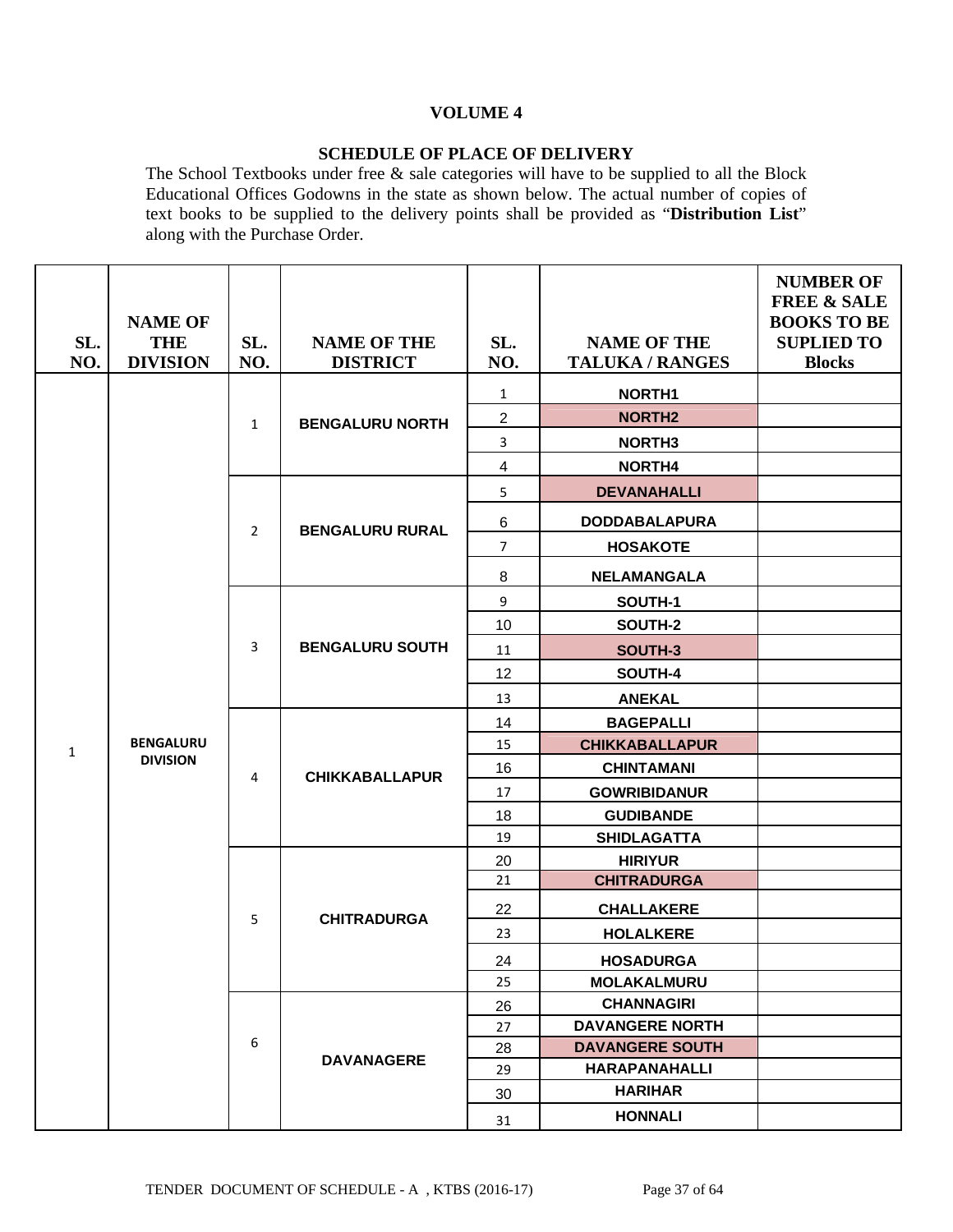# VOLUME 4

## SCHEDULE OF PLACE OF DELIVERY

The School Textbooks under free & sale categories will have to be supplied to all the Block Educational Offices Godowns in the state as shown below. The actual number of copies of text books to be supplied to the delivery points shall be provided as "**Distribution List**" along with the Purchase Order.

| SL. NO. | NAME OF THE DIVISION | SL. NO. | NAME OF THE DISTRICT | SL. NO. | NAME OF THE TALUKA / RANGES | NUMBER OF FREE & SALE BOOKS TO BE SUPLIED TO Blocks |
|---|---|---|---|---|---|---|
| 1 | BENGALURU DIVISION | 1 | BENGALURU NORTH | 1 | NORTH1 | |
| | | | | 2 | NORTH2 | |
| | | | | 3 | NORTH3 | |
| | | | | 4 | NORTH4 | |
| | | 2 | BENGALURU RURAL | 5 | DEVANAHALLI | |
| | | | | 6 | DODDABALAPURA | |
| | | | | 7 | HOSAKOTE | |
| | | | | 8 | NELAMANGALA | |
| | | 3 | BENGALURU SOUTH | 9 | SOUTH-1 | |
| | | | | 10 | SOUTH-2 | |
| | | | | 11 | SOUTH-3 | |
| | | | | 12 | SOUTH-4 | |
| | | | | 13 | ANEKAL | |
| | | 4 | CHIKKABALLAPUR | 14 | BAGEPALLI | |
| | | | | 15 | CHIKKABALLAPUR | |
| | | | | 16 | CHINTAMANI | |
| | | | | 17 | GOWRIBIDANUR | |
| | | | | 18 | GUDIBANDE | |
| | | | | 19 | SHIDLAGATTA | |
| | | 5 | CHITRADURGA | 20 | HIRIYUR | |
| | | | | 21 | CHITRADURGA | |
| | | | | 22 | CHALLAKERE | |
| | | | | 23 | HOLALKERE | |
| | | | | 24 | HOSADURGA | |
| | | | | 25 | MOLAKALMURU | |
| | | 6 | DAVANAGERE | 26 | CHANNAGIRI | |
| | | | | 27 | DAVANGERE NORTH | |
| | | | | 28 | DAVANGERE SOUTH | |
| | | | | 29 | HARAPANAHALLI | |
| | | | | 30 | HARIHAR | |
| | | | | 31 | HONNALI | |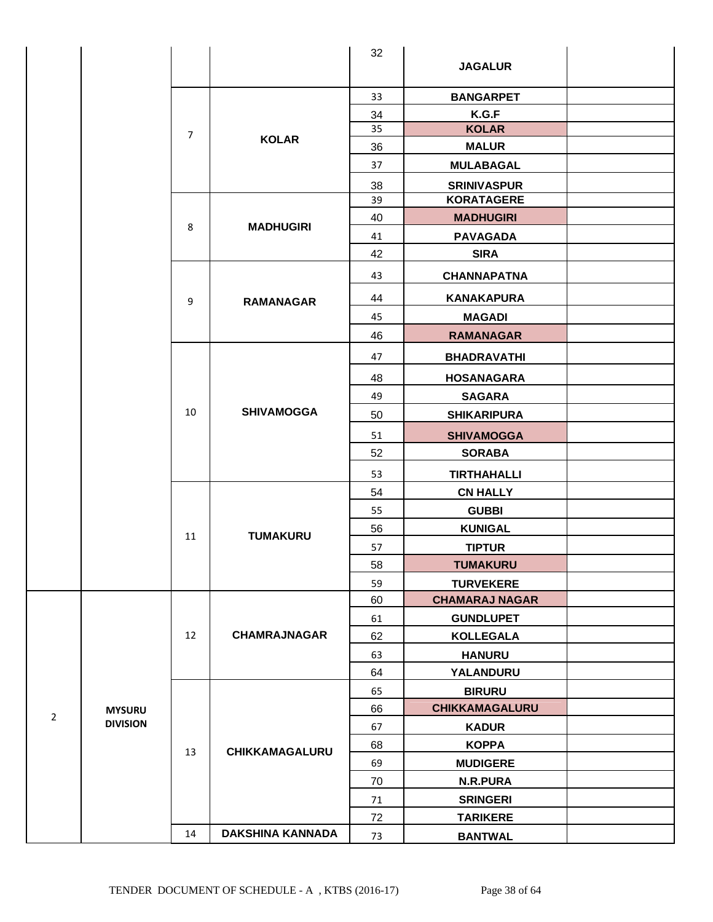| | | | | | | |
|---|---|---|---|---|---|---|
| | | | | 32 | **JAGALUR** | |
| | | 7 | **KOLAR** | 33 | **BANGARPET** | |
| | | | | 34 | **K.G.F** | |
| | | | | 35 | **KOLAR** | |
| | | | | 36 | **MALUR** | |
| | | | | 37 | **MULABAGAL** | |
| | | | | 38 | **SRINIVASPUR** | |
| | | 8 | **MADHUGIRI** | 39 | **KORATAGERE** | |
| | | | | 40 | **MADHUGIRI** | |
| | | | | 41 | **PAVAGADA** | |
| | | | | 42 | **SIRA** | |
| | | 9 | **RAMANAGAR** | 43 | **CHANNAPATNA** | |
| | | | | 44 | **KANAKAPURA** | |
| | | | | 45 | **MAGADI** | |
| | | | | 46 | **RAMANAGAR** | |
| | | 10 | **SHIVAMOGGA** | 47 | **BHADRAVATHI** | |
| | | | | 48 | **HOSANAGARA** | |
| | | | | 49 | **SAGARA** | |
| | | | | 50 | **SHIKARIPURA** | |
| | | | | 51 | **SHIVAMOGGA** | |
| | | | | 52 | **SORABA** | |
| | | | | 53 | **TIRTHAHALLI** | |
| | | 11 | **TUMAKURU** | 54 | **CN HALLY** | |
| | | | | 55 | **GUBBI** | |
| | | | | 56 | **KUNIGAL** | |
| | | | | 57 | **TIPTUR** | |
| | | | | 58 | **TUMAKURU** | |
| | | | | 59 | **TURVEKERE** | |
| 2 | **MYSURU DIVISION** | 12 | **CHAMRAJNAGAR** | 60 | **CHAMARAJ NAGAR** | |
| | | | | 61 | **GUNDLUPET** | |
| | | | | 62 | **KOLLEGALA** | |
| | | | | 63 | **HANURU** | |
| | | | | 64 | **YALANDURU** | |
| | | 13 | **CHIKKAMAGALURU** | 65 | **BIRURU** | |
| | | | | 66 | **CHIKKAMAGALURU** | |
| | | | | 67 | **KADUR** | |
| | | | | 68 | **KOPPA** | |
| | | | | 69 | **MUDIGERE** | |
| | | | | 70 | **N.R.PURA** | |
| | | | | 71 | **SRINGERI** | |
| | | | | 72 | **TARIKERE** | |
| | | 14 | **DAKSHINA KANNADA** | 73 | **BANTWAL** | |

TENDER DOCUMENT OF SCHEDULE - A , KTBS (2016-17)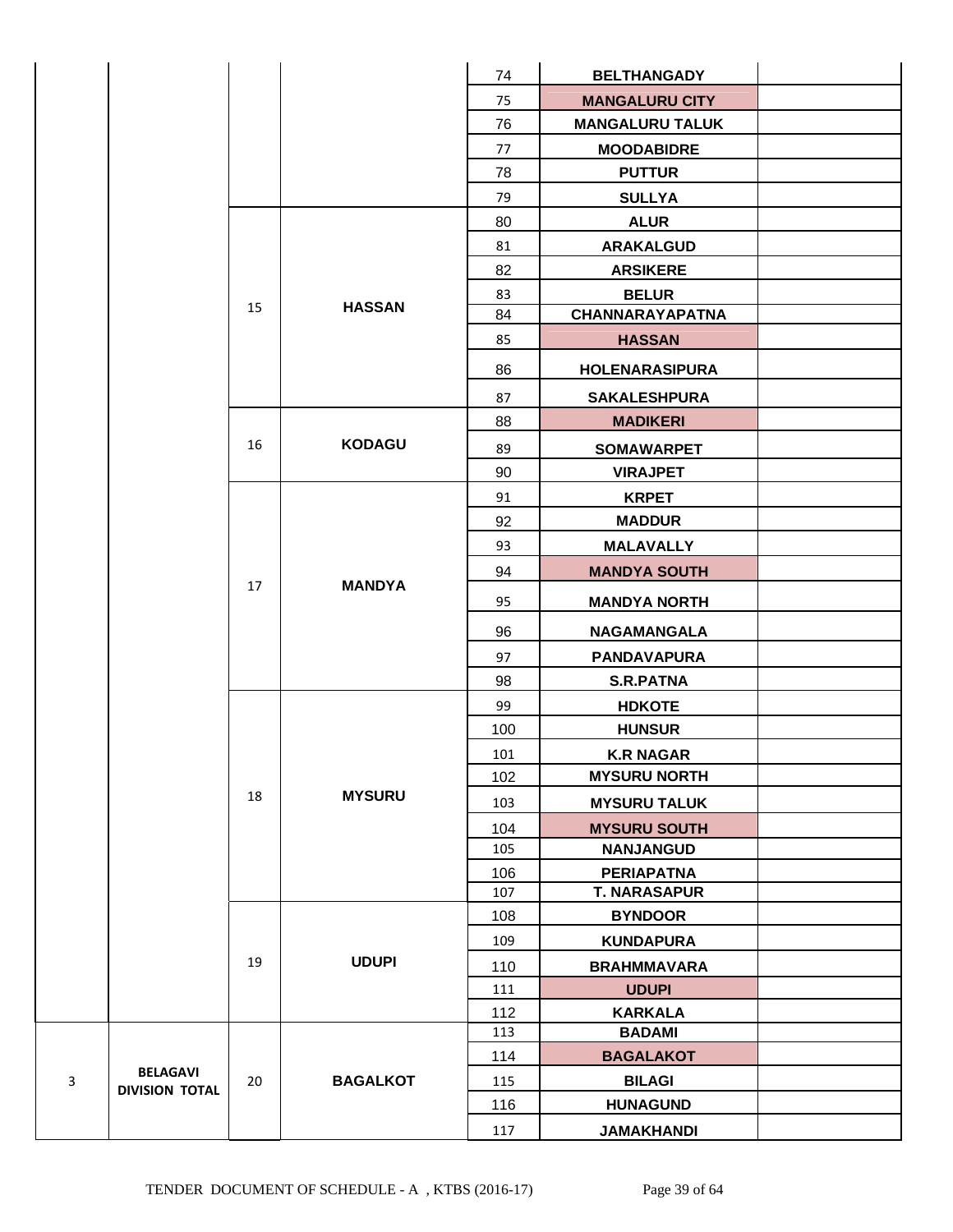| | | | | | | |
|---|---|---|---|---|---|---|
| | | | | 74 | **BELTHANGADY** | |
| | | | | 75 | **MANGALURU CITY** | |
| | | | | 76 | **MANGALURU TALUK** | |
| | | | | 77 | **MOODABIDRE** | |
| | | | | 78 | **PUTTUR** | |
| | | | | 79 | **SULLYA** | |
| | | 15 | **HASSAN** | 80 | **ALUR** | |
| | | | | 81 | **ARAKALGUD** | |
| | | | | 82 | **ARSIKERE** | |
| | | | | 83 | **BELUR** | |
| | | | | 84 | **CHANNARAYAPATNA** | |
| | | | | 85 | **HASSAN** | |
| | | | | 86 | **HOLENARASIPURA** | |
| | | | | 87 | **SAKALESHPURA** | |
| | | 16 | **KODAGU** | 88 | **MADIKERI** | |
| | | | | 89 | **SOMAWARPET** | |
| | | | | 90 | **VIRAJPET** | |
| | | 17 | **MANDYA** | 91 | **KRPET** | |
| | | | | 92 | **MADDUR** | |
| | | | | 93 | **MALAVALLY** | |
| | | | | 94 | **MANDYA SOUTH** | |
| | | | | 95 | **MANDYA NORTH** | |
| | | | | 96 | **NAGAMANGALA** | |
| | | | | 97 | **PANDAVAPURA** | |
| | | | | 98 | **S.R.PATNA** | |
| | | 18 | **MYSURU** | 99 | **HDKOTE** | |
| | | | | 100 | **HUNSUR** | |
| | | | | 101 | **K.R NAGAR** | |
| | | | | 102 | **MYSURU NORTH** | |
| | | | | 103 | **MYSURU TALUK** | |
| | | | | 104 | **MYSURU SOUTH** | |
| | | | | 105 | **NANJANGUD** | |
| | | | | 106 | **PERIAPATNA** | |
| | | | | 107 | **T. NARASAPUR** | |
| | | 19 | **UDUPI** | 108 | **BYNDOOR** | |
| | | | | 109 | **KUNDAPURA** | |
| | | | | 110 | **BRAHMMAVARA** | |
| | | | | 111 | **UDUPI** | |
| | | | | 112 | **KARKALA** | |
| 3 | **BELAGAVI DIVISION TOTAL** | 20 | **BAGALKOT** | 113 | **BADAMI** | |
| | | | | 114 | **BAGALAKOT** | |
| | | | | 115 | **BILAGI** | |
| | | | | 116 | **HUNAGUND** | |
| | | | | 117 | **JAMAKHANDI** | |

TENDER DOCUMENT OF SCHEDULE - A , KTBS (2016-17)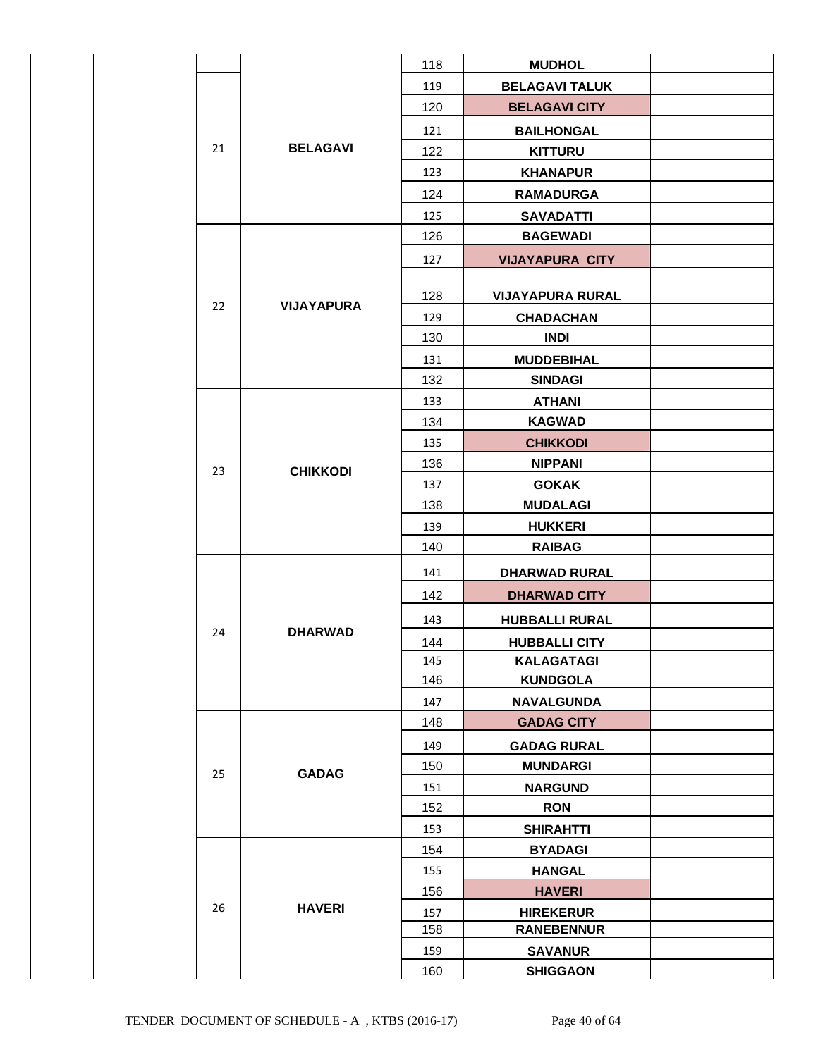| | | | | | |
|---|---|---|---|---|---|
| | | | | 118 | MUDHOL | |
| | | 21 | BELAGAVI | 119 | BELAGAVI TALUK | |
| | | | | 120 | BELAGAVI CITY | |
| | | | | 121 | BAILHONGAL | |
| | | | | 122 | KITTURU | |
| | | | | 123 | KHANAPUR | |
| | | | | 124 | RAMADURGA | |
| | | | | 125 | SAVADATTI | |
| | | 22 | VIJAYAPURA | 126 | BAGEWADI | |
| | | | | 127 | VIJAYAPURA CITY | |
| | | | | 128 | VIJAYAPURA RURAL | |
| | | | | 129 | CHADACHAN | |
| | | | | 130 | INDI | |
| | | | | 131 | MUDDEBIHAL | |
| | | | | 132 | SINDAGI | |
| | | 23 | CHIKKODI | 133 | ATHANI | |
| | | | | 134 | KAGWAD | |
| | | | | 135 | CHIKKODI | |
| | | | | 136 | NIPPANI | |
| | | | | 137 | GOKAK | |
| | | | | 138 | MUDALAGI | |
| | | | | 139 | HUKKERI | |
| | | | | 140 | RAIBAG | |
| | | 24 | DHARWAD | 141 | DHARWAD RURAL | |
| | | | | 142 | DHARWAD CITY | |
| | | | | 143 | HUBBALLI RURAL | |
| | | | | 144 | HUBBALLI CITY | |
| | | | | 145 | KALAGATAGI | |
| | | | | 146 | KUNDGOLA | |
| | | | | 147 | NAVALGUNDA | |
| | | 25 | GADAG | 148 | GADAG CITY | |
| | | | | 149 | GADAG RURAL | |
| | | | | 150 | MUNDARGI | |
| | | | | 151 | NARGUND | |
| | | | | 152 | RON | |
| | | | | 153 | SHIRAHTTI | |
| | | 26 | HAVERI | 154 | BYADAGI | |
| | | | | 155 | HANGAL | |
| | | | | 156 | HAVERI | |
| | | | | 157 | HIREKERUR | |
| | | | | 158 | RANEBENNUR | |
| | | | | 159 | SAVANUR | |
| | | | | 160 | SHIGGAON | |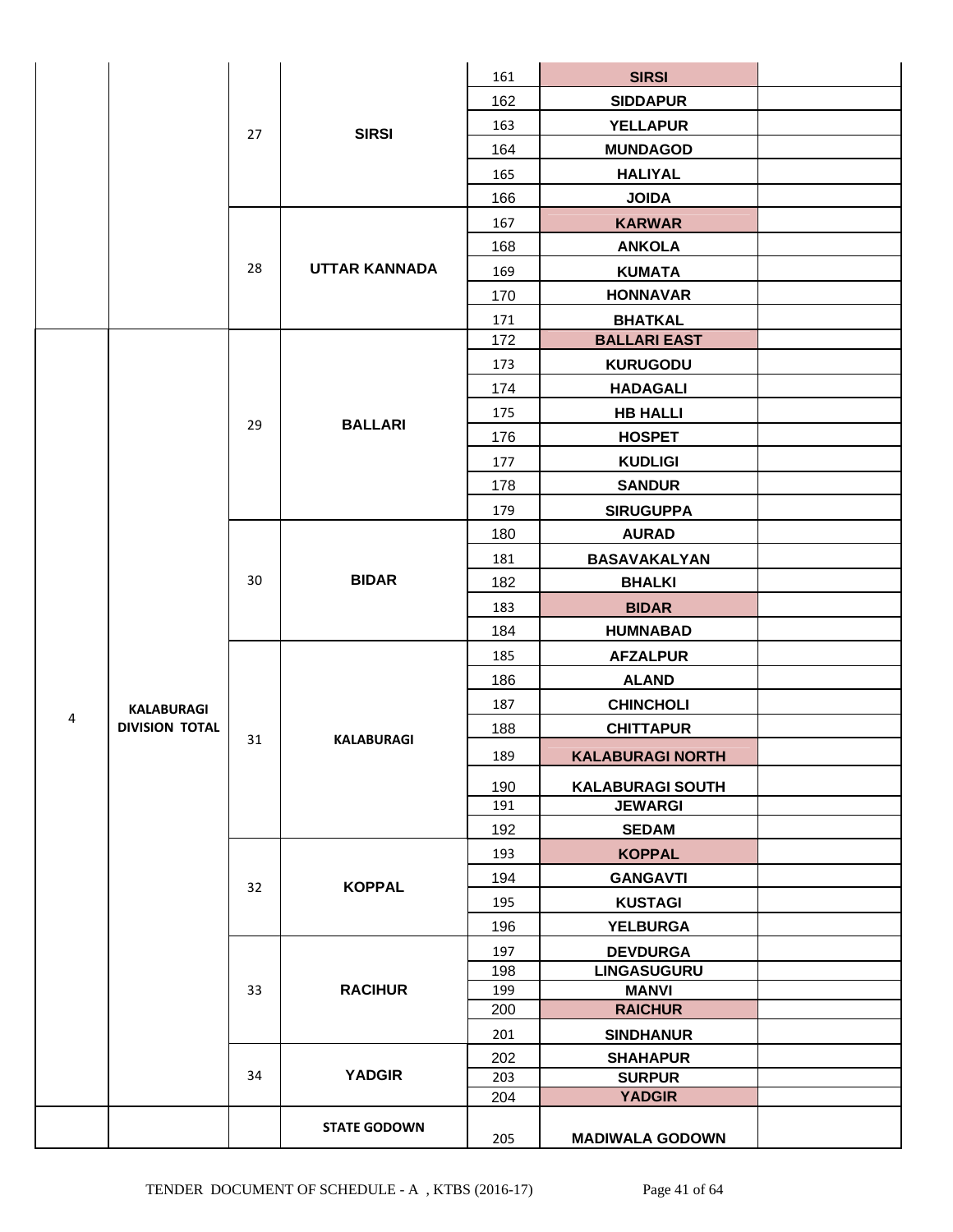| | | | | | | |
|---|---|---|---|---|---|---|
| | | 27 | SIRSI | 161 | **SIRSI** | |
| | | | | 162 | **SIDDAPUR** | |
| | | | | 163 | **YELLAPUR** | |
| | | | | 164 | **MUNDAGOD** | |
| | | | | 165 | **HALIYAL** | |
| | | | | 166 | **JOIDA** | |
| | | 28 | UTTAR KANNADA | 167 | **KARWAR** | |
| | | | | 168 | **ANKOLA** | |
| | | | | 169 | **KUMATA** | |
| | | | | 170 | **HONNAVAR** | |
| | | | | 171 | **BHATKAL** | |
| 4 | KALABURAGI DIVISION TOTAL | 29 | BALLARI | 172 | **BALLARI EAST** | |
| | | | | 173 | **KURUGODU** | |
| | | | | 174 | **HADAGALI** | |
| | | | | 175 | **HB HALLI** | |
| | | | | 176 | **HOSPET** | |
| | | | | 177 | **KUDLIGI** | |
| | | | | 178 | **SANDUR** | |
| | | | | 179 | **SIRUGUPPA** | |
| | | 30 | BIDAR | 180 | **AURAD** | |
| | | | | 181 | **BASAVAKALYAN** | |
| | | | | 182 | **BHALKI** | |
| | | | | 183 | **BIDAR** | |
| | | | | 184 | **HUMNABAD** | |
| | | 31 | KALABURAGI | 185 | **AFZALPUR** | |
| | | | | 186 | **ALAND** | |
| | | | | 187 | **CHINCHOLI** | |
| | | | | 188 | **CHITTAPUR** | |
| | | | | 189 | **KALABURAGI NORTH** | |
| | | | | 190 | **KALABURAGI SOUTH** | |
| | | | | 191 | **JEWARGI** | |
| | | | | 192 | **SEDAM** | |
| | | 32 | KOPPAL | 193 | **KOPPAL** | |
| | | | | 194 | **GANGAVTI** | |
| | | | | 195 | **KUSTAGI** | |
| | | | | 196 | **YELBURGA** | |
| | | 33 | RACIHUR | 197 | **DEVDURGA** | |
| | | | | 198 | **LINGASUGURU** | |
| | | | | 199 | **MANVI** | |
| | | | | 200 | **RAICHUR** | |
| | | | | 201 | **SINDHANUR** | |
| | | 34 | YADGIR | 202 | **SHAHAPUR** | |
| | | | | 203 | **SURPUR** | |
| | | | | 204 | **YADGIR** | |
| | | | STATE GODOWN | 205 | **MADIWALA GODOWN** | |

TENDER DOCUMENT OF SCHEDULE - A , KTBS (2016-17)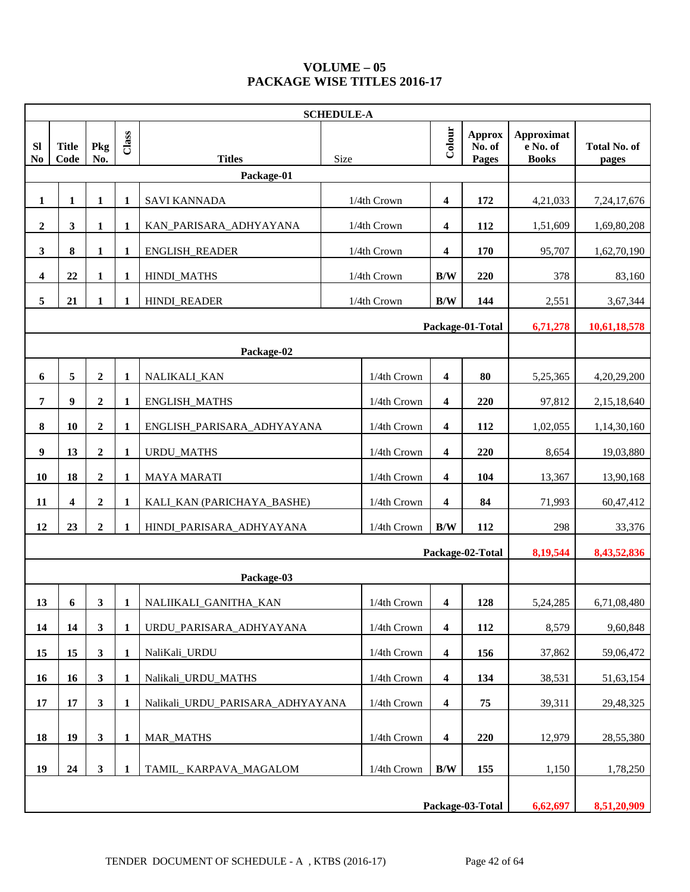# VOLUME – 05
## PACKAGE WISE TITLES 2016-17

| SCHEDULE-A | | | | | | | | | |
|---|---|---|---|---|---|---|---|---|---|
| **Sl No** | **Title Code** | **Pkg No.** | **Class** | **Titles** | Size | **Colour** | **Approx No. of Pages** | **Approximate No. of Books** | **Total No. of pages** |
| | | | | **Package-01** | | | | | |
| **1** | **1** | **1** | **1** | SAVI KANNADA | 1/4th Crown | **4** | **172** | 4,21,033 | 7,24,17,676 |
| **2** | **3** | **1** | **1** | KAN_PARISARA_ADHYAYANA | 1/4th Crown | **4** | **112** | 1,51,609 | 1,69,80,208 |
| **3** | **8** | **1** | **1** | ENGLISH_READER | 1/4th Crown | **4** | **170** | 95,707 | 1,62,70,190 |
| **4** | **22** | **1** | **1** | HINDI_MATHS | 1/4th Crown | **B/W** | **220** | 378 | 83,160 |
| **5** | **21** | **1** | **1** | HINDI_READER | 1/4th Crown | **B/W** | **144** | 2,551 | 3,67,344 |
| | | | | | | **Package-01-Total** | | **6,71,278** | **10,61,18,578** |
| | | | | **Package-02** | | | | | |
| **6** | **5** | **2** | **1** | NALIKALI_KAN | 1/4th Crown | **4** | **80** | 5,25,365 | 4,20,29,200 |
| **7** | **9** | **2** | **1** | ENGLISH_MATHS | 1/4th Crown | **4** | **220** | 97,812 | 2,15,18,640 |
| **8** | **10** | **2** | **1** | ENGLISH_PARISARA_ADHYAYANA | 1/4th Crown | **4** | **112** | 1,02,055 | 1,14,30,160 |
| **9** | **13** | **2** | **1** | URDU_MATHS | 1/4th Crown | **4** | **220** | 8,654 | 19,03,880 |
| **10** | **18** | **2** | **1** | MAYA MARATI | 1/4th Crown | **4** | **104** | 13,367 | 13,90,168 |
| **11** | **4** | **2** | **1** | KALI_KAN (PARICHAYA_BASHE) | 1/4th Crown | **4** | **84** | 71,993 | 60,47,412 |
| **12** | **23** | **2** | **1** | HINDI_PARISARA_ADHYAYANA | 1/4th Crown | **B/W** | **112** | 298 | 33,376 |
| | | | | | | **Package-02-Total** | | **8,19,544** | **8,43,52,836** |
| | | | | **Package-03** | | | | | |
| **13** | **6** | **3** | **1** | NALIIKALI_GANITHA_KAN | 1/4th Crown | **4** | **128** | 5,24,285 | 6,71,08,480 |
| **14** | **14** | **3** | **1** | URDU_PARISARA_ADHYAYANA | 1/4th Crown | **4** | **112** | 8,579 | 9,60,848 |
| **15** | **15** | **3** | **1** | NaliKali_URDU | 1/4th Crown | **4** | **156** | 37,862 | 59,06,472 |
| **16** | **16** | **3** | **1** | Nalikali_URDU_MATHS | 1/4th Crown | **4** | **134** | 38,531 | 51,63,154 |
| **17** | **17** | **3** | **1** | Nalikali_URDU_PARISARA_ADHYAYANA | 1/4th Crown | **4** | **75** | 39,311 | 29,48,325 |
| **18** | **19** | **3** | **1** | MAR_MATHS | 1/4th Crown | **4** | **220** | 12,979 | 28,55,380 |
| **19** | **24** | **3** | **1** | TAMIL_ KARPAVA_MAGALOM | 1/4th Crown | **B/W** | **155** | 1,150 | 1,78,250 |
| | | | | | | **Package-03-Total** | | **6,62,697** | **8,51,20,909** |

TENDER DOCUMENT OF SCHEDULE - A , KTBS (2016-17)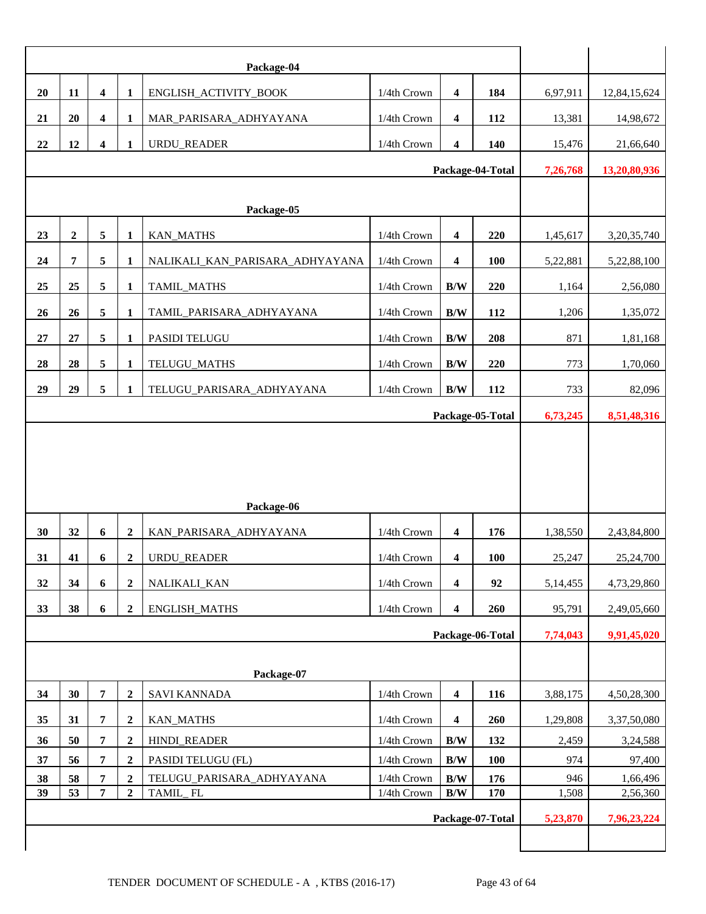| | | | | | | | | | |
|---|---|---|---|---|---|---|---|---|---|
| | | | | **Package-04** | | | | | |
| **20** | **11** | **4** | **1** | ENGLISH_ACTIVITY_BOOK | 1/4th Crown | **4** | **184** | 6,97,911 | 12,84,15,624 |
| **21** | **20** | **4** | **1** | MAR_PARISARA_ADHYAYANA | 1/4th Crown | **4** | **112** | 13,381 | 14,98,672 |
| **22** | **12** | **4** | **1** | URDU_READER | 1/4th Crown | **4** | **140** | 15,476 | 21,66,640 |
| | | | | | | **Package-04-Total** | | **7,26,768** | **13,20,80,936** |
| | | | | **Package-05** | | | | | |
| **23** | **2** | **5** | **1** | KAN_MATHS | 1/4th Crown | **4** | **220** | 1,45,617 | 3,20,35,740 |
| **24** | **7** | **5** | **1** | NALIKALI_KAN_PARISARA_ADHYAYANA | 1/4th Crown | **4** | **100** | 5,22,881 | 5,22,88,100 |
| **25** | **25** | **5** | **1** | TAMIL_MATHS | 1/4th Crown | **B/W** | **220** | 1,164 | 2,56,080 |
| **26** | **26** | **5** | **1** | TAMIL_PARISARA_ADHYAYANA | 1/4th Crown | **B/W** | **112** | 1,206 | 1,35,072 |
| **27** | **27** | **5** | **1** | PASIDI TELUGU | 1/4th Crown | **B/W** | **208** | 871 | 1,81,168 |
| **28** | **28** | **5** | **1** | TELUGU_MATHS | 1/4th Crown | **B/W** | **220** | 773 | 1,70,060 |
| **29** | **29** | **5** | **1** | TELUGU_PARISARA_ADHYAYANA | 1/4th Crown | **B/W** | **112** | 733 | 82,096 |
| | | | | | | **Package-05-Total** | | **6,73,245** | **8,51,48,316** |
| | | | | **Package-06** | | | | | |
| **30** | **32** | **6** | **2** | KAN_PARISARA_ADHYAYANA | 1/4th Crown | **4** | **176** | 1,38,550 | 2,43,84,800 |
| **31** | **41** | **6** | **2** | URDU_READER | 1/4th Crown | **4** | **100** | 25,247 | 25,24,700 |
| **32** | **34** | **6** | **2** | NALIKALI_KAN | 1/4th Crown | **4** | **92** | 5,14,455 | 4,73,29,860 |
| **33** | **38** | **6** | **2** | ENGLISH_MATHS | 1/4th Crown | **4** | **260** | 95,791 | 2,49,05,660 |
| | | | | | | **Package-06-Total** | | **7,74,043** | **9,91,45,020** |
| | | | | **Package-07** | | | | | |
| **34** | **30** | **7** | **2** | SAVI KANNADA | 1/4th Crown | **4** | **116** | 3,88,175 | 4,50,28,300 |
| **35** | **31** | **7** | **2** | KAN_MATHS | 1/4th Crown | **4** | **260** | 1,29,808 | 3,37,50,080 |
| **36** | **50** | **7** | **2** | HINDI_READER | 1/4th Crown | **B/W** | **132** | 2,459 | 3,24,588 |
| **37** | **56** | **7** | **2** | PASIDI TELUGU (FL) | 1/4th Crown | **B/W** | **100** | 974 | 97,400 |
| **38** | **58** | **7** | **2** | TELUGU_PARISARA_ADHYAYANA | 1/4th Crown | **B/W** | **176** | 946 | 1,66,496 |
| **39** | **53** | **7** | **2** | TAMIL_ FL | 1/4th Crown | **B/W** | **170** | 1,508 | 2,56,360 |
| | | | | | | **Package-07-Total** | | **5,23,870** | **7,96,23,224** |

TENDER DOCUMENT OF SCHEDULE - A , KTBS (2016-17)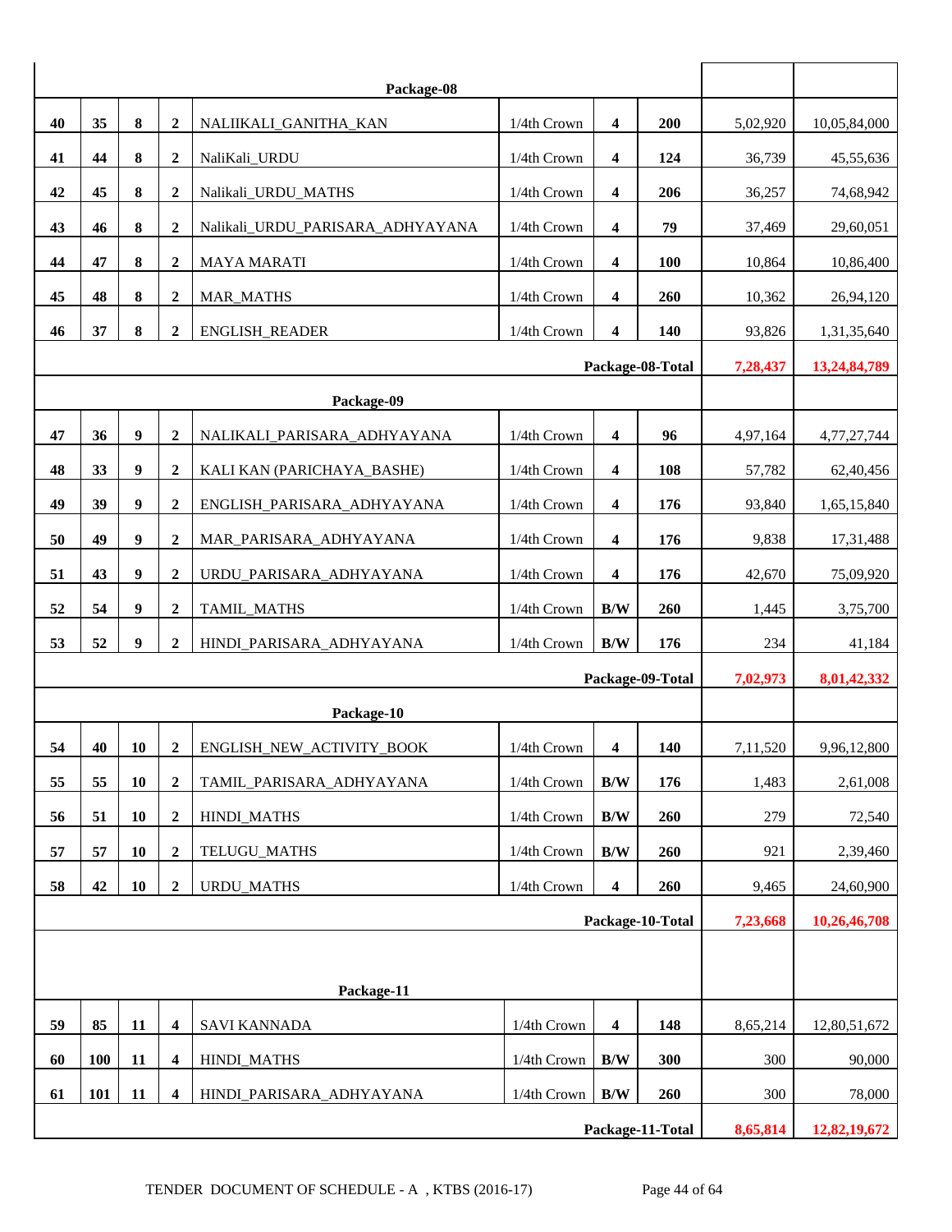| | | | | | | | | | |
|---|---|---|---|---|---|---|---|---|---|
| | | | | **Package-08** | | | | | |
| **40** | **35** | **8** | **2** | NALIIKALI_GANITHA_KAN | 1/4th Crown | **4** | **200** | 5,02,920 | 10,05,84,000 |
| **41** | **44** | **8** | **2** | NaliKali_URDU | 1/4th Crown | **4** | **124** | 36,739 | 45,55,636 |
| **42** | **45** | **8** | **2** | Nalikali_URDU_MATHS | 1/4th Crown | **4** | **206** | 36,257 | 74,68,942 |
| **43** | **46** | **8** | **2** | Nalikali_URDU_PARISARA_ADHYAYANA | 1/4th Crown | **4** | **79** | 37,469 | 29,60,051 |
| **44** | **47** | **8** | **2** | MAYA MARATI | 1/4th Crown | **4** | **100** | 10,864 | 10,86,400 |
| **45** | **48** | **8** | **2** | MAR_MATHS | 1/4th Crown | **4** | **260** | 10,362 | 26,94,120 |
| **46** | **37** | **8** | **2** | ENGLISH_READER | 1/4th Crown | **4** | **140** | 93,826 | 1,31,35,640 |
| | | | | | | **Package-08-Total** | | **7,28,437** | **13,24,84,789** |
| | | | | **Package-09** | | | | | |
| **47** | **36** | **9** | **2** | NALIKALI_PARISARA_ADHYAYANA | 1/4th Crown | **4** | **96** | 4,97,164 | 4,77,27,744 |
| **48** | **33** | **9** | **2** | KALI KAN (PARICHAYA_BASHE) | 1/4th Crown | **4** | **108** | 57,782 | 62,40,456 |
| **49** | **39** | **9** | **2** | ENGLISH_PARISARA_ADHYAYANA | 1/4th Crown | **4** | **176** | 93,840 | 1,65,15,840 |
| **50** | **49** | **9** | **2** | MAR_PARISARA_ADHYAYANA | 1/4th Crown | **4** | **176** | 9,838 | 17,31,488 |
| **51** | **43** | **9** | **2** | URDU_PARISARA_ADHYAYANA | 1/4th Crown | **4** | **176** | 42,670 | 75,09,920 |
| **52** | **54** | **9** | **2** | TAMIL_MATHS | 1/4th Crown | **B/W** | **260** | 1,445 | 3,75,700 |
| **53** | **52** | **9** | **2** | HINDI_PARISARA_ADHYAYANA | 1/4th Crown | **B/W** | **176** | 234 | 41,184 |
| | | | | | | **Package-09-Total** | | **7,02,973** | **8,01,42,332** |
| | | | | **Package-10** | | | | | |
| **54** | **40** | **10** | **2** | ENGLISH_NEW_ACTIVITY_BOOK | 1/4th Crown | **4** | **140** | 7,11,520 | 9,96,12,800 |
| **55** | **55** | **10** | **2** | TAMIL_PARISARA_ADHYAYANA | 1/4th Crown | **B/W** | **176** | 1,483 | 2,61,008 |
| **56** | **51** | **10** | **2** | HINDI_MATHS | 1/4th Crown | **B/W** | **260** | 279 | 72,540 |
| **57** | **57** | **10** | **2** | TELUGU_MATHS | 1/4th Crown | **B/W** | **260** | 921 | 2,39,460 |
| **58** | **42** | **10** | **2** | URDU_MATHS | 1/4th Crown | **4** | **260** | 9,465 | 24,60,900 |
| | | | | | | **Package-10-Total** | | **7,23,668** | **10,26,46,708** |
| | | | | **Package-11** | | | | | |
| **59** | **85** | **11** | **4** | SAVI KANNADA | 1/4th Crown | **4** | **148** | 8,65,214 | 12,80,51,672 |
| **60** | **100** | **11** | **4** | HINDI_MATHS | 1/4th Crown | **B/W** | **300** | 300 | 90,000 |
| **61** | **101** | **11** | **4** | HINDI_PARISARA_ADHYAYANA | 1/4th Crown | **B/W** | **260** | 300 | 78,000 |
| | | | | | | **Package-11-Total** | | **8,65,814** | **12,82,19,672** |

TENDER DOCUMENT OF SCHEDULE - A , KTBS (2016-17)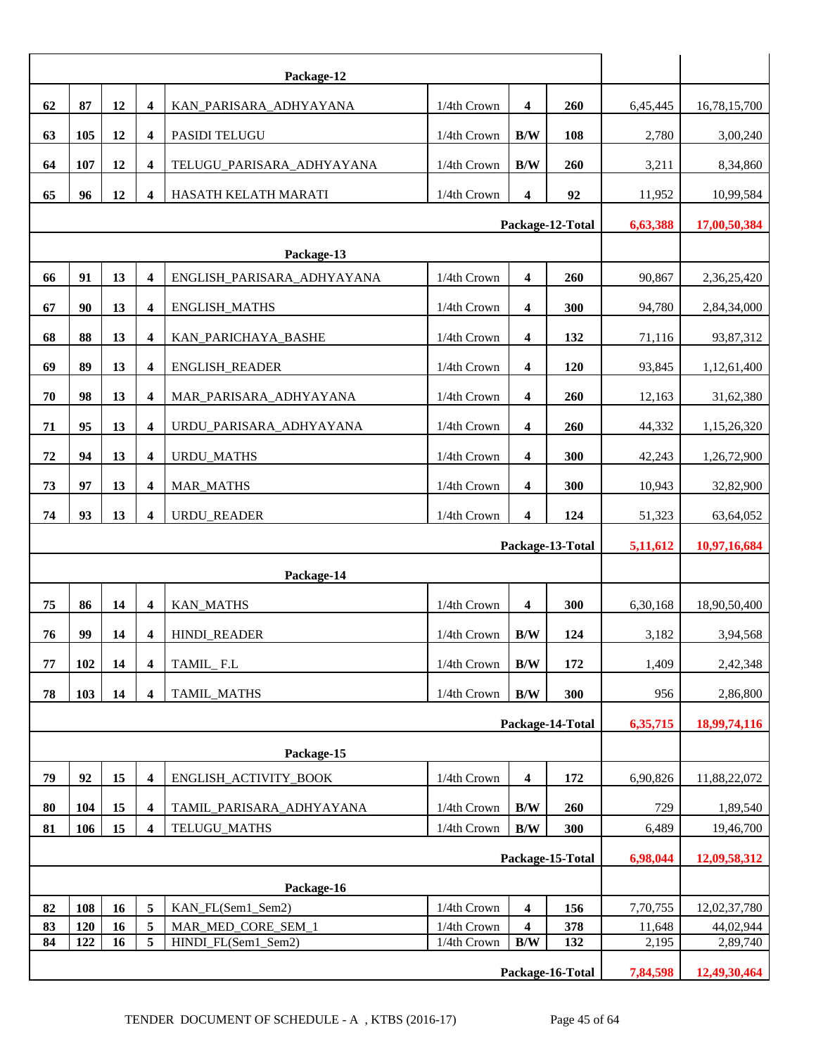| | | | | | | | | | |
|---|---|---|---|---|---|---|---|---|---|
| **Package-12** | | | | | | | | | |
| **62** | **87** | **12** | **4** | KAN_PARISARA_ADHYAYANA | 1/4th Crown | **4** | **260** | 6,45,445 | 16,78,15,700 |
| **63** | **105** | **12** | **4** | PASIDI TELUGU | 1/4th Crown | **B/W** | **108** | 2,780 | 3,00,240 |
| **64** | **107** | **12** | **4** | TELUGU_PARISARA_ADHYAYANA | 1/4th Crown | **B/W** | **260** | 3,211 | 8,34,860 |
| **65** | **96** | **12** | **4** | HASATH KELATH MARATI | 1/4th Crown | **4** | **92** | 11,952 | 10,99,584 |
| | | | | | | | **Package-12-Total** | **6,63,388** | **17,00,50,384** |
| **Package-13** | | | | | | | | | |
| **66** | **91** | **13** | **4** | ENGLISH_PARISARA_ADHYAYANA | 1/4th Crown | **4** | **260** | 90,867 | 2,36,25,420 |
| **67** | **90** | **13** | **4** | ENGLISH_MATHS | 1/4th Crown | **4** | **300** | 94,780 | 2,84,34,000 |
| **68** | **88** | **13** | **4** | KAN_PARICHAYA_BASHE | 1/4th Crown | **4** | **132** | 71,116 | 93,87,312 |
| **69** | **89** | **13** | **4** | ENGLISH_READER | 1/4th Crown | **4** | **120** | 93,845 | 1,12,61,400 |
| **70** | **98** | **13** | **4** | MAR_PARISARA_ADHYAYANA | 1/4th Crown | **4** | **260** | 12,163 | 31,62,380 |
| **71** | **95** | **13** | **4** | URDU_PARISARA_ADHYAYANA | 1/4th Crown | **4** | **260** | 44,332 | 1,15,26,320 |
| **72** | **94** | **13** | **4** | URDU_MATHS | 1/4th Crown | **4** | **300** | 42,243 | 1,26,72,900 |
| **73** | **97** | **13** | **4** | MAR_MATHS | 1/4th Crown | **4** | **300** | 10,943 | 32,82,900 |
| **74** | **93** | **13** | **4** | URDU_READER | 1/4th Crown | **4** | **124** | 51,323 | 63,64,052 |
| | | | | | | | **Package-13-Total** | **5,11,612** | **10,97,16,684** |
| **Package-14** | | | | | | | | | |
| **75** | **86** | **14** | **4** | KAN_MATHS | 1/4th Crown | **4** | **300** | 6,30,168 | 18,90,50,400 |
| **76** | **99** | **14** | **4** | HINDI_READER | 1/4th Crown | **B/W** | **124** | 3,182 | 3,94,568 |
| **77** | **102** | **14** | **4** | TAMIL_ F.L | 1/4th Crown | **B/W** | **172** | 1,409 | 2,42,348 |
| **78** | **103** | **14** | **4** | TAMIL_MATHS | 1/4th Crown | **B/W** | **300** | 956 | 2,86,800 |
| | | | | | | | **Package-14-Total** | **6,35,715** | **18,99,74,116** |
| **Package-15** | | | | | | | | | |
| **79** | **92** | **15** | **4** | ENGLISH_ACTIVITY_BOOK | 1/4th Crown | **4** | **172** | 6,90,826 | 11,88,22,072 |
| **80** | **104** | **15** | **4** | TAMIL_PARISARA_ADHYAYANA | 1/4th Crown | **B/W** | **260** | 729 | 1,89,540 |
| **81** | **106** | **15** | **4** | TELUGU_MATHS | 1/4th Crown | **B/W** | **300** | 6,489 | 19,46,700 |
| | | | | | | | **Package-15-Total** | **6,98,044** | **12,09,58,312** |
| **Package-16** | | | | | | | | | |
| **82** | **108** | **16** | **5** | KAN_FL(Sem1_Sem2) | 1/4th Crown | **4** | **156** | 7,70,755 | 12,02,37,780 |
| **83** | **120** | **16** | **5** | MAR_MED_CORE_SEM_1 | 1/4th Crown | **4** | **378** | 11,648 | 44,02,944 |
| **84** | **122** | **16** | **5** | HINDI_FL(Sem1_Sem2) | 1/4th Crown | **B/W** | **132** | 2,195 | 2,89,740 |
| | | | | | | | **Package-16-Total** | **7,84,598** | **12,49,30,464** |

TENDER DOCUMENT OF SCHEDULE - A , KTBS (2016-17)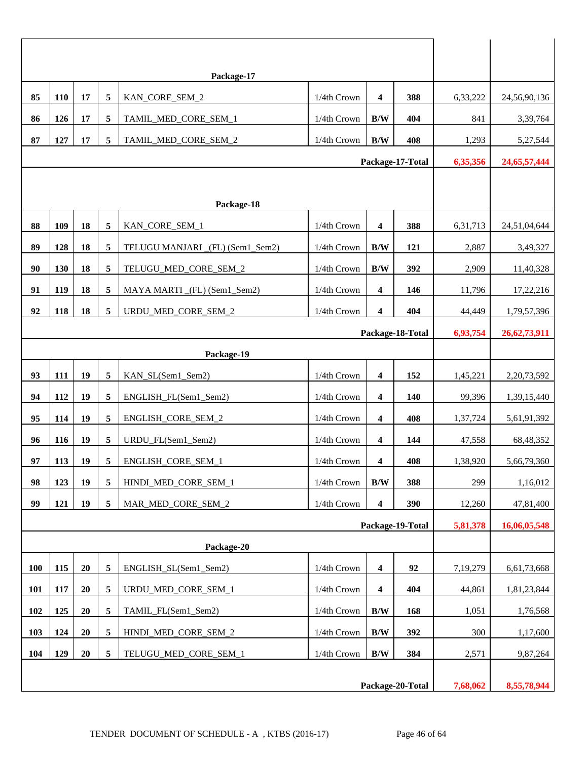| | | | | | | | | | |
|---|---|---|---|---|---|---|---|---|---|
| | | | | **Package-17** | | | | | |
| **85** | **110** | **17** | **5** | KAN_CORE_SEM_2 | 1/4th Crown | **4** | **388** | 6,33,222 | 24,56,90,136 |
| **86** | **126** | **17** | **5** | TAMIL_MED_CORE_SEM_1 | 1/4th Crown | **B/W** | **404** | 841 | 3,39,764 |
| **87** | **127** | **17** | **5** | TAMIL_MED_CORE_SEM_2 | 1/4th Crown | **B/W** | **408** | 1,293 | 5,27,544 |
| | | | | | | | **Package-17-Total** | **6,35,356** | **24,65,57,444** |
| | | | | **Package-18** | | | | | |
| **88** | **109** | **18** | **5** | KAN_CORE_SEM_1 | 1/4th Crown | **4** | **388** | 6,31,713 | 24,51,04,644 |
| **89** | **128** | **18** | **5** | TELUGU MANJARI _(FL) (Sem1_Sem2) | 1/4th Crown | **B/W** | **121** | 2,887 | 3,49,327 |
| **90** | **130** | **18** | **5** | TELUGU_MED_CORE_SEM_2 | 1/4th Crown | **B/W** | **392** | 2,909 | 11,40,328 |
| **91** | **119** | **18** | **5** | MAYA MARTI _(FL) (Sem1_Sem2) | 1/4th Crown | **4** | **146** | 11,796 | 17,22,216 |
| **92** | **118** | **18** | **5** | URDU_MED_CORE_SEM_2 | 1/4th Crown | **4** | **404** | 44,449 | 1,79,57,396 |
| | | | | | | | **Package-18-Total** | **6,93,754** | **26,62,73,911** |
| | | | | **Package-19** | | | | | |
| **93** | **111** | **19** | **5** | KAN_SL(Sem1_Sem2) | 1/4th Crown | **4** | **152** | 1,45,221 | 2,20,73,592 |
| **94** | **112** | **19** | **5** | ENGLISH_FL(Sem1_Sem2) | 1/4th Crown | **4** | **140** | 99,396 | 1,39,15,440 |
| **95** | **114** | **19** | **5** | ENGLISH_CORE_SEM_2 | 1/4th Crown | **4** | **408** | 1,37,724 | 5,61,91,392 |
| **96** | **116** | **19** | **5** | URDU_FL(Sem1_Sem2) | 1/4th Crown | **4** | **144** | 47,558 | 68,48,352 |
| **97** | **113** | **19** | **5** | ENGLISH_CORE_SEM_1 | 1/4th Crown | **4** | **408** | 1,38,920 | 5,66,79,360 |
| **98** | **123** | **19** | **5** | HINDI_MED_CORE_SEM_1 | 1/4th Crown | **B/W** | **388** | 299 | 1,16,012 |
| **99** | **121** | **19** | **5** | MAR_MED_CORE_SEM_2 | 1/4th Crown | **4** | **390** | 12,260 | 47,81,400 |
| | | | | | | | **Package-19-Total** | **5,81,378** | **16,06,05,548** |
| | | | | **Package-20** | | | | | |
| **100** | **115** | **20** | **5** | ENGLISH_SL(Sem1_Sem2) | 1/4th Crown | **4** | **92** | 7,19,279 | 6,61,73,668 |
| **101** | **117** | **20** | **5** | URDU_MED_CORE_SEM_1 | 1/4th Crown | **4** | **404** | 44,861 | 1,81,23,844 |
| **102** | **125** | **20** | **5** | TAMIL_FL(Sem1_Sem2) | 1/4th Crown | **B/W** | **168** | 1,051 | 1,76,568 |
| **103** | **124** | **20** | **5** | HINDI_MED_CORE_SEM_2 | 1/4th Crown | **B/W** | **392** | 300 | 1,17,600 |
| **104** | **129** | **20** | **5** | TELUGU_MED_CORE_SEM_1 | 1/4th Crown | **B/W** | **384** | 2,571 | 9,87,264 |
| | | | | | | | **Package-20-Total** | **7,68,062** | **8,55,78,944** |

TENDER DOCUMENT OF SCHEDULE - A , KTBS (2016-17)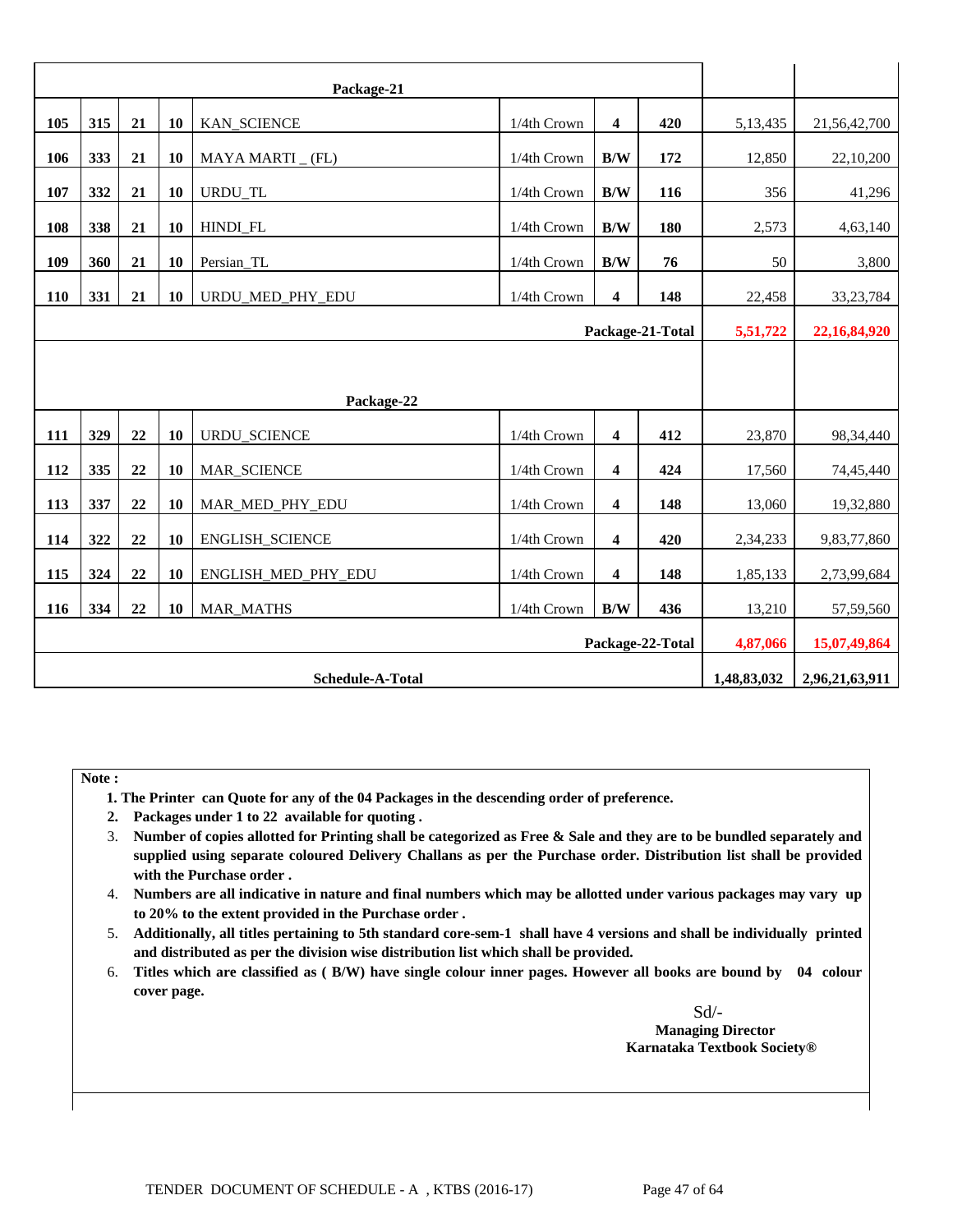| | | | | Package-21 | | | | | |
|---|---|---|---|---|---|---|---|---|---|
| 105 | 315 | 21 | 10 | KAN_SCIENCE | 1/4th Crown | 4 | 420 | 5,13,435 | 21,56,42,700 |
| 106 | 333 | 21 | 10 | MAYA MARTI _ (FL) | 1/4th Crown | B/W | 172 | 12,850 | 22,10,200 |
| 107 | 332 | 21 | 10 | URDU_TL | 1/4th Crown | B/W | 116 | 356 | 41,296 |
| 108 | 338 | 21 | 10 | HINDI_FL | 1/4th Crown | B/W | 180 | 2,573 | 4,63,140 |
| 109 | 360 | 21 | 10 | Persian_TL | 1/4th Crown | B/W | 76 | 50 | 3,800 |
| 110 | 331 | 21 | 10 | URDU_MED_PHY_EDU | 1/4th Crown | 4 | 148 | 22,458 | 33,23,784 |
| | | | | | | | **Package-21-Total** | **5,51,722** | **22,16,84,920** |
| | | | | **Package-22** | | | | | |
| 111 | 329 | 22 | 10 | URDU_SCIENCE | 1/4th Crown | 4 | 412 | 23,870 | 98,34,440 |
| 112 | 335 | 22 | 10 | MAR_SCIENCE | 1/4th Crown | 4 | 424 | 17,560 | 74,45,440 |
| 113 | 337 | 22 | 10 | MAR_MED_PHY_EDU | 1/4th Crown | 4 | 148 | 13,060 | 19,32,880 |
| 114 | 322 | 22 | 10 | ENGLISH_SCIENCE | 1/4th Crown | 4 | 420 | 2,34,233 | 9,83,77,860 |
| 115 | 324 | 22 | 10 | ENGLISH_MED_PHY_EDU | 1/4th Crown | 4 | 148 | 1,85,133 | 2,73,99,684 |
| 116 | 334 | 22 | 10 | MAR_MATHS | 1/4th Crown | B/W | 436 | 13,210 | 57,59,560 |
| | | | | | | | **Package-22-Total** | **4,87,066** | **15,07,49,864** |
| | | | | **Schedule-A-Total** | | | | **1,48,83,032** | **2,96,21,63,911** |

**Note :**

1. **The Printer can Quote for any of the 04 Packages in the descending order of preference.**
2. **Packages under 1 to 22 available for quoting .**
3. **Number of copies allotted for Printing shall be categorized as Free & Sale and they are to be bundled separately and supplied using separate coloured Delivery Challans as per the Purchase order. Distribution list shall be provided with the Purchase order .**
4. **Numbers are all indicative in nature and final numbers which may be allotted under various packages may vary up to 20% to the extent provided in the Purchase order .**
5. **Additionally, all titles pertaining to 5th standard core-sem-1 shall have 4 versions and shall be individually printed and distributed as per the division wise distribution list which shall be provided.**
6. **Titles which are classified as ( B/W) have single colour inner pages. However all books are bound by 04 colour cover page.**

Sd/-
**Managing Director**
**Karnataka Textbook Society®**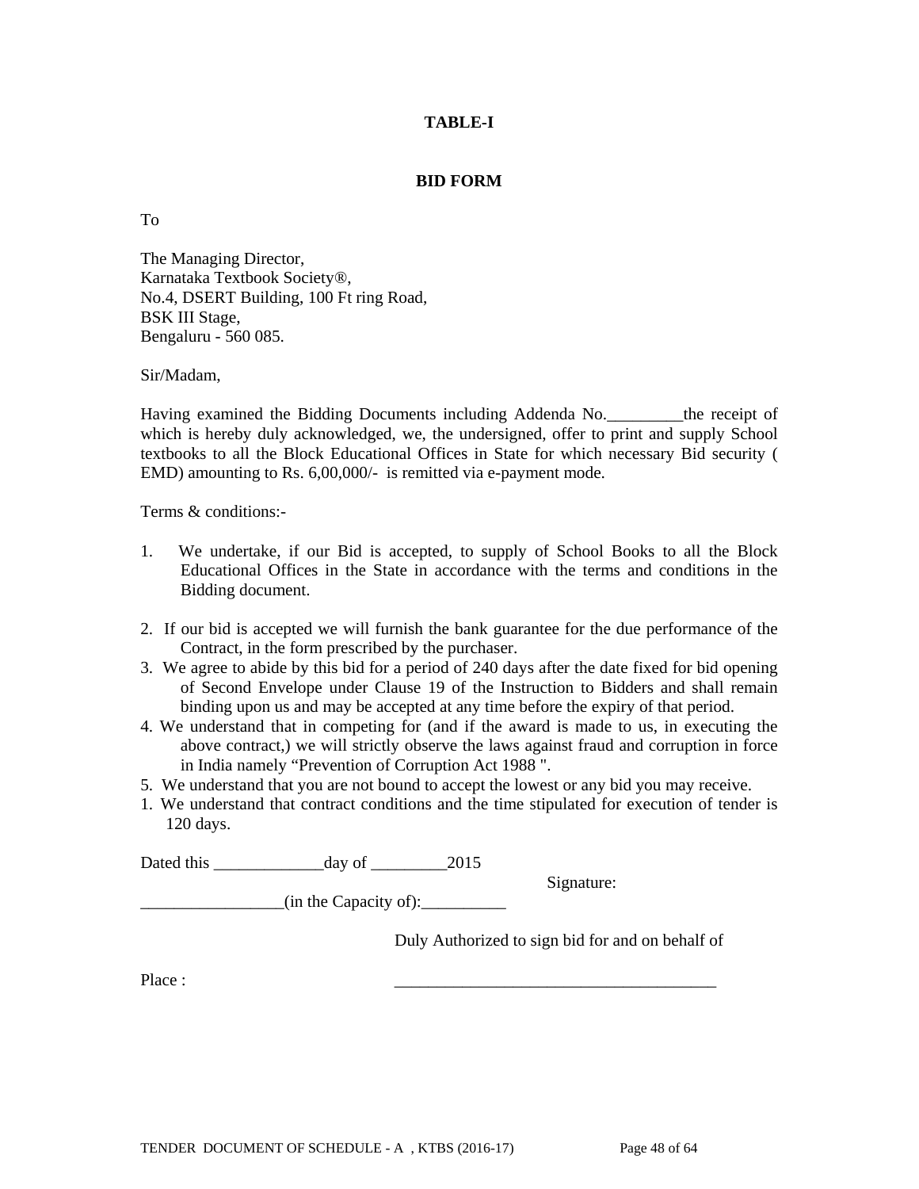**TABLE-I**

**BID FORM**

To

The Managing Director,
Karnataka Textbook Society®,
No.4, DSERT Building, 100 Ft ring Road,
BSK III Stage,
Bengaluru - 560 085.

Sir/Madam,

Having examined the Bidding Documents including Addenda No._________the receipt of which is hereby duly acknowledged, we, the undersigned, offer to print and supply School textbooks to all the Block Educational Offices in State for which necessary Bid security ( EMD) amounting to Rs. 6,00,000/- is remitted via e-payment mode.

Terms & conditions:-

1. We undertake, if our Bid is accepted, to supply of School Books to all the Block Educational Offices in the State in accordance with the terms and conditions in the Bidding document.

2. If our bid is accepted we will furnish the bank guarantee for the due performance of the Contract, in the form prescribed by the purchaser.
3. We agree to abide by this bid for a period of 240 days after the date fixed for bid opening of Second Envelope under Clause 19 of the Instruction to Bidders and shall remain binding upon us and may be accepted at any time before the expiry of that period.
4. We understand that in competing for (and if the award is made to us, in executing the above contract,) we will strictly observe the laws against fraud and corruption in force in India namely “Prevention of Corruption Act 1988 ".
5. We understand that you are not bound to accept the lowest or any bid you may receive.
1. We understand that contract conditions and the time stipulated for execution of tender is 120 days.

Dated this _____________day of _________2015

Signature:

_________________(in the Capacity of):__________

Duly Authorized to sign bid for and on behalf of

Place : _______________________________________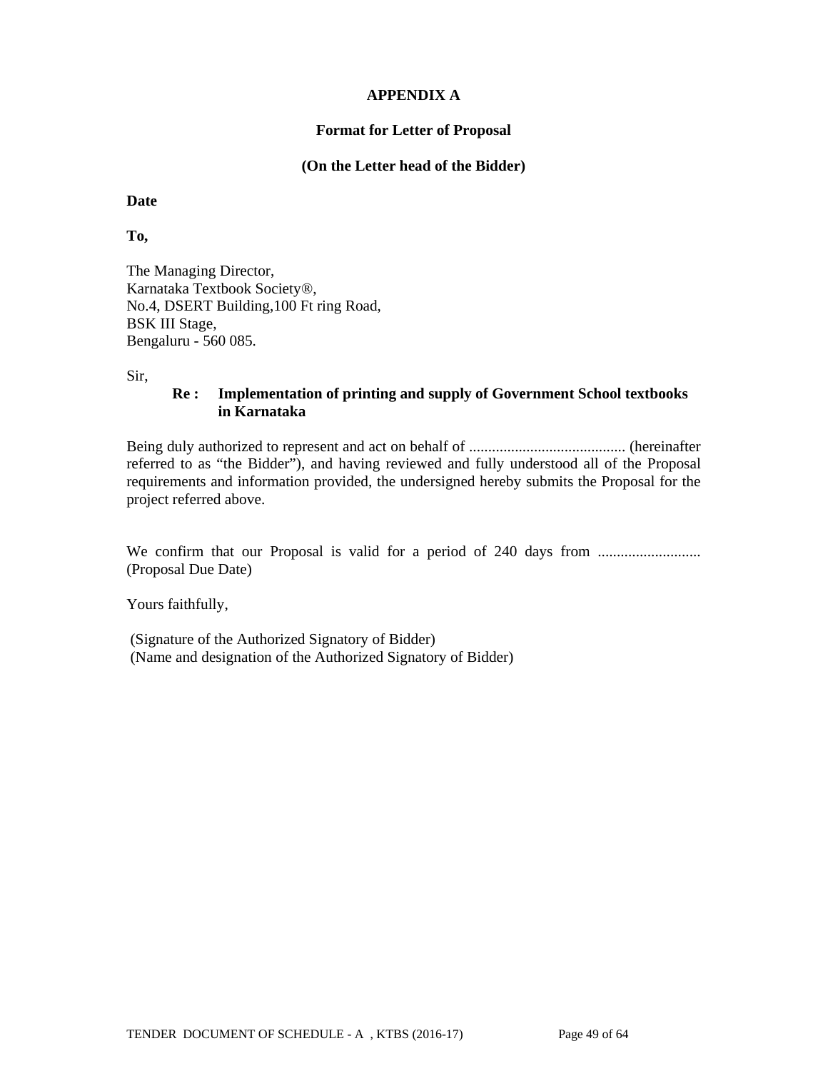**APPENDIX A**

**Format for Letter of Proposal**

**(On the Letter head of the Bidder)**

**Date**

**To,**

The Managing Director,
Karnataka Textbook Society®,
No.4, DSERT Building,100 Ft ring Road,
BSK III Stage,
Bengaluru - 560 085.

Sir,

**Re : Implementation of printing and supply of Government School textbooks in Karnataka**

Being duly authorized to represent and act on behalf of ......................................... (hereinafter referred to as "the Bidder"), and having reviewed and fully understood all of the Proposal requirements and information provided, the undersigned hereby submits the Proposal for the project referred above.

We confirm that our Proposal is valid for a period of 240 days from ........................... (Proposal Due Date)

Yours faithfully,

(Signature of the Authorized Signatory of Bidder)
(Name and designation of the Authorized Signatory of Bidder)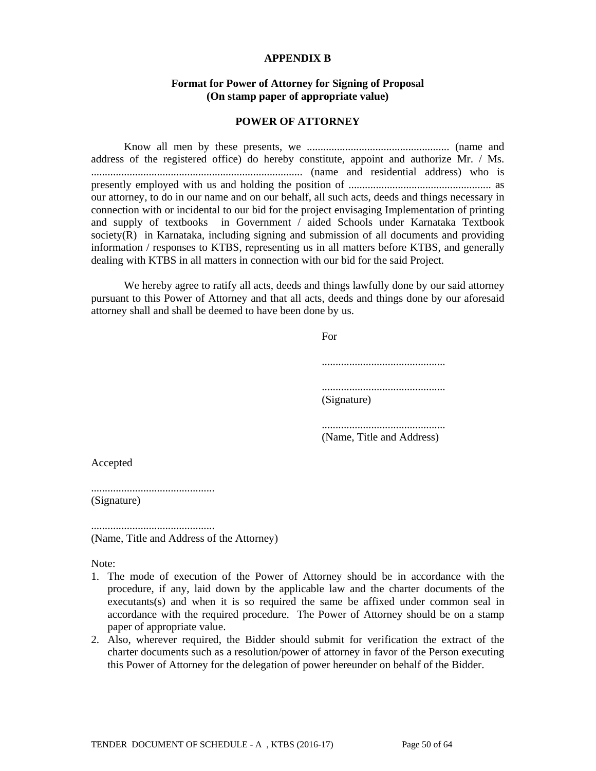**APPENDIX B**

**Format for Power of Attorney for Signing of Proposal**
**(On stamp paper of appropriate value)**

**POWER OF ATTORNEY**

Know all men by these presents, we .................................................... (name and address of the registered office) do hereby constitute, appoint and authorize Mr. / Ms. ............................................................................ (name and residential address) who is presently employed with us and holding the position of .................................................... as our attorney, to do in our name and on our behalf, all such acts, deeds and things necessary in connection with or incidental to our bid for the project envisaging Implementation of printing and supply of textbooks in Government / aided Schools under Karnataka Textbook society(R) in Karnataka, including signing and submission of all documents and providing information / responses to KTBS, representing us in all matters before KTBS, and generally dealing with KTBS in all matters in connection with our bid for the said Project.

We hereby agree to ratify all acts, deeds and things lawfully done by our said attorney pursuant to this Power of Attorney and that all acts, deeds and things done by our aforesaid attorney shall and shall be deemed to have been done by us.

For

.............................................

.............................................
(Signature)

.............................................
(Name, Title and Address)

Accepted

.............................................
(Signature)

.............................................
(Name, Title and Address of the Attorney)

Note:

1. The mode of execution of the Power of Attorney should be in accordance with the procedure, if any, laid down by the applicable law and the charter documents of the executants(s) and when it is so required the same be affixed under common seal in accordance with the required procedure. The Power of Attorney should be on a stamp paper of appropriate value.
2. Also, wherever required, the Bidder should submit for verification the extract of the charter documents such as a resolution/power of attorney in favor of the Person executing this Power of Attorney for the delegation of power hereunder on behalf of the Bidder.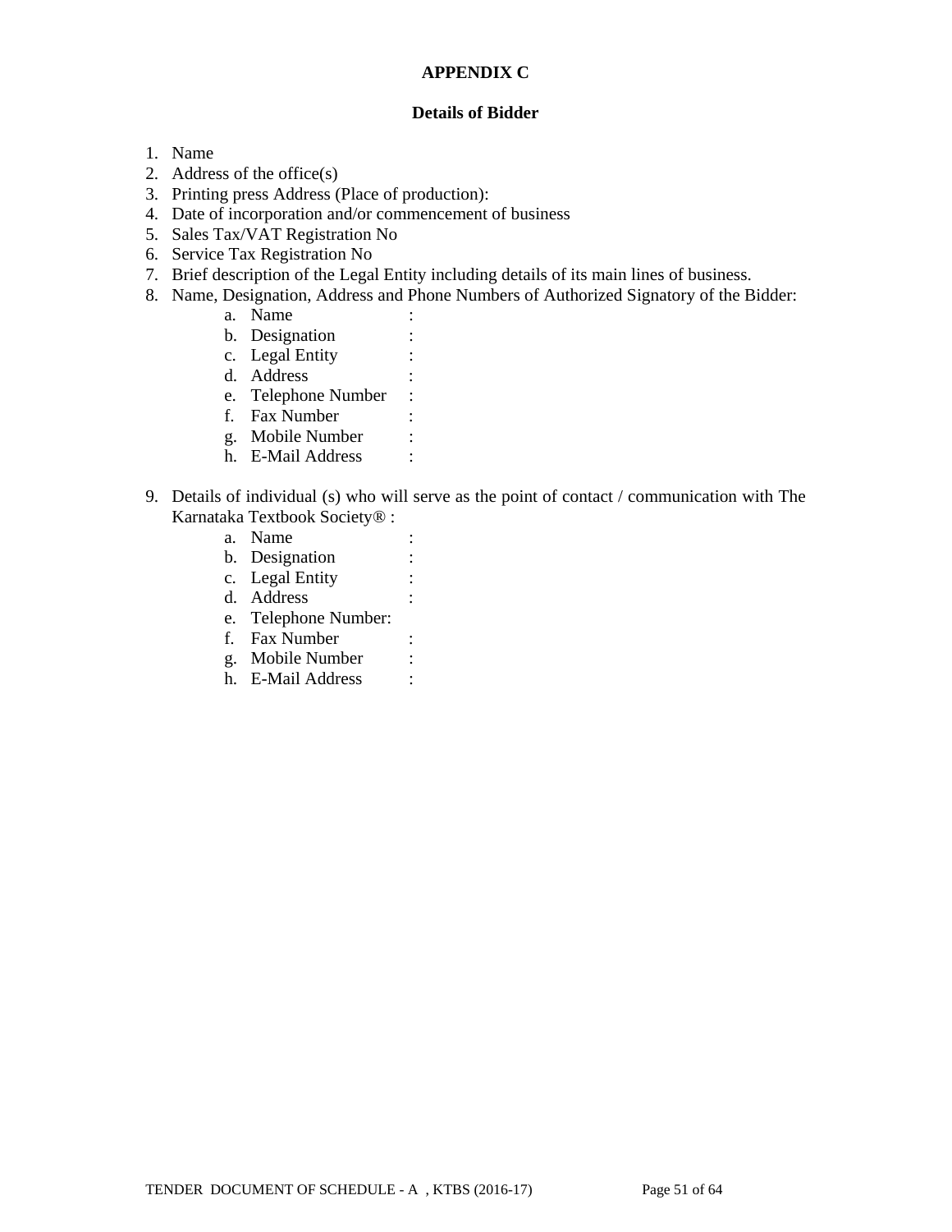## APPENDIX C

### Details of Bidder

1. Name
2. Address of the office(s)
3. Printing press Address (Place of production):
4. Date of incorporation and/or commencement of business
5. Sales Tax/VAT Registration No
6. Service Tax Registration No
7. Brief description of the Legal Entity including details of its main lines of business.
8. Name, Designation, Address and Phone Numbers of Authorized Signatory of the Bidder:
    a. Name :
    b. Designation :
    c. Legal Entity :
    d. Address :
    e. Telephone Number :
    f. Fax Number :
    g. Mobile Number :
    h. E-Mail Address :

9. Details of individual (s) who will serve as the point of contact / communication with The Karnataka Textbook Society® :
    a. Name :
    b. Designation :
    c. Legal Entity :
    d. Address :
    e. Telephone Number:
    f. Fax Number :
    g. Mobile Number :
    h. E-Mail Address :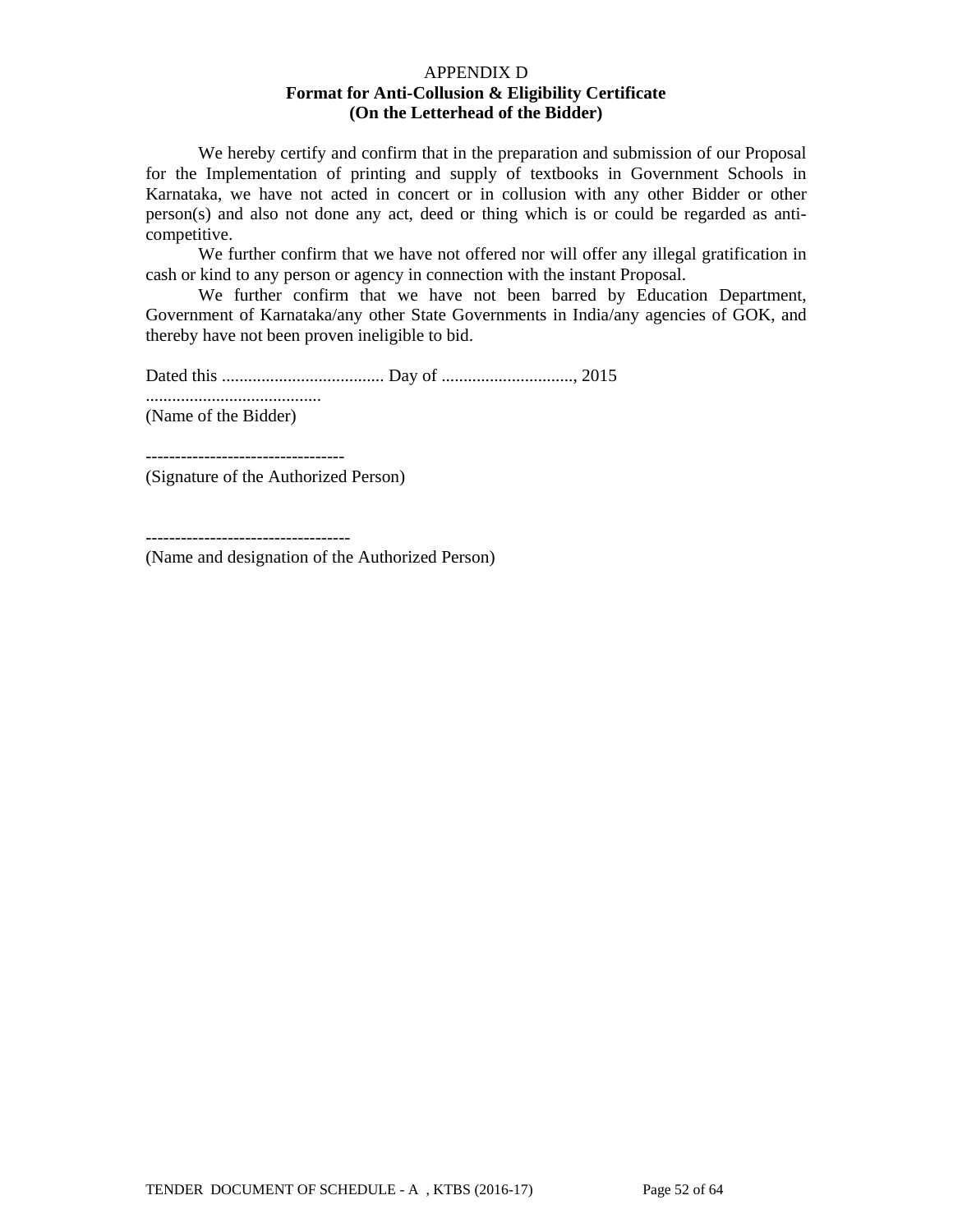APPENDIX D

**Format for Anti-Collusion & Eligibility Certificate**
**(On the Letterhead of the Bidder)**

We hereby certify and confirm that in the preparation and submission of our Proposal for the Implementation of printing and supply of textbooks in Government Schools in Karnataka, we have not acted in concert or in collusion with any other Bidder or other person(s) and also not done any act, deed or thing which is or could be regarded as anti-competitive.

We further confirm that we have not offered nor will offer any illegal gratification in cash or kind to any person or agency in connection with the instant Proposal.

We further confirm that we have not been barred by Education Department, Government of Karnataka/any other State Governments in India/any agencies of GOK, and thereby have not been proven ineligible to bid.

Dated this ..................................... Day of .............................., 2015

........................................
(Name of the Bidder)

----------------------------------
(Signature of the Authorized Person)

-----------------------------------
(Name and designation of the Authorized Person)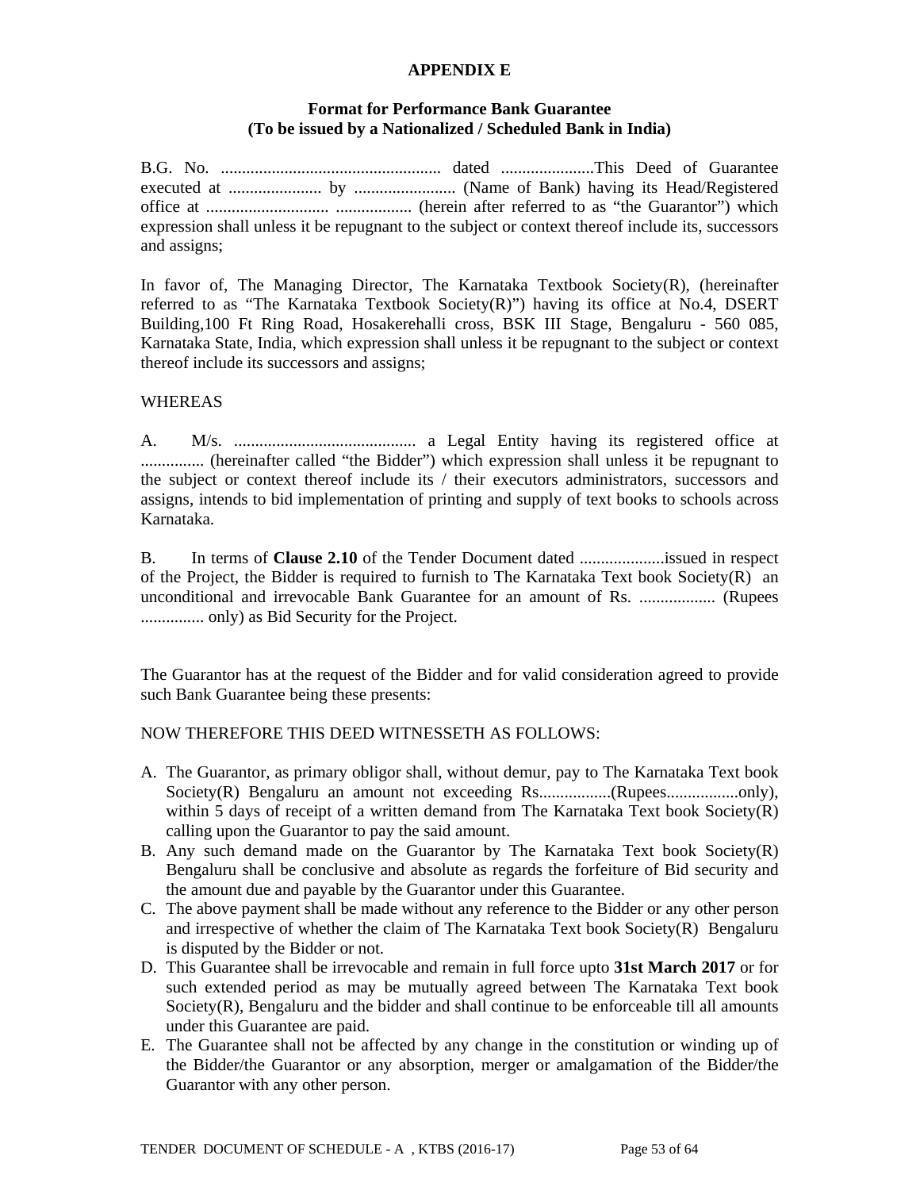## APPENDIX E

### Format for Performance Bank Guarantee
### (To be issued by a Nationalized / Scheduled Bank in India)

B.G. No. .................................................... dated ......................This Deed of Guarantee executed at ...................... by ........................ (Name of Bank) having its Head/Registered office at ............................. .................. (herein after referred to as "the Guarantor") which expression shall unless it be repugnant to the subject or context thereof include its, successors and assigns;

In favor of, The Managing Director, The Karnataka Textbook Society(R), (hereinafter referred to as "The Karnataka Textbook Society(R)") having its office at No.4, DSERT Building,100 Ft Ring Road, Hosakerehalli cross, BSK III Stage, Bengaluru - 560 085, Karnataka State, India, which expression shall unless it be repugnant to the subject or context thereof include its successors and assigns;

WHEREAS

A. M/s. ........................................... a Legal Entity having its registered office at ............... (hereinafter called "the Bidder") which expression shall unless it be repugnant to the subject or context thereof include its / their executors administrators, successors and assigns, intends to bid implementation of printing and supply of text books to schools across Karnataka.

B. In terms of **Clause 2.10** of the Tender Document dated ....................issued in respect of the Project, the Bidder is required to furnish to The Karnataka Text book Society(R) an unconditional and irrevocable Bank Guarantee for an amount of Rs. .................. (Rupees ............... only) as Bid Security for the Project.

The Guarantor has at the request of the Bidder and for valid consideration agreed to provide such Bank Guarantee being these presents:

NOW THEREFORE THIS DEED WITNESSETH AS FOLLOWS:

A. The Guarantor, as primary obligor shall, without demur, pay to The Karnataka Text book Society(R) Bengaluru an amount not exceeding Rs.................(Rupees.................only), within 5 days of receipt of a written demand from The Karnataka Text book Society(R) calling upon the Guarantor to pay the said amount.
B. Any such demand made on the Guarantor by The Karnataka Text book Society(R) Bengaluru shall be conclusive and absolute as regards the forfeiture of Bid security and the amount due and payable by the Guarantor under this Guarantee.
C. The above payment shall be made without any reference to the Bidder or any other person and irrespective of whether the claim of The Karnataka Text book Society(R) Bengaluru is disputed by the Bidder or not.
D. This Guarantee shall be irrevocable and remain in full force upto **31st March 2017** or for such extended period as may be mutually agreed between The Karnataka Text book Society(R), Bengaluru and the bidder and shall continue to be enforceable till all amounts under this Guarantee are paid.
E. The Guarantee shall not be affected by any change in the constitution or winding up of the Bidder/the Guarantor or any absorption, merger or amalgamation of the Bidder/the Guarantor with any other person.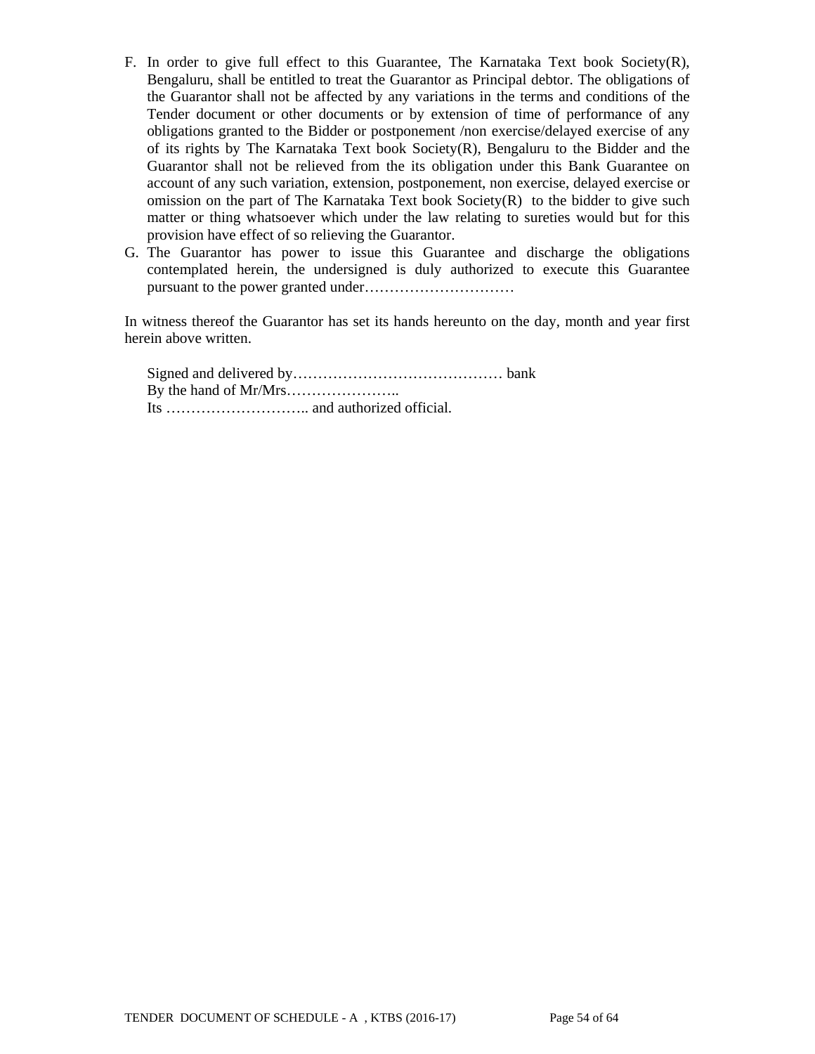F. In order to give full effect to this Guarantee, The Karnataka Text book Society(R), Bengaluru, shall be entitled to treat the Guarantor as Principal debtor. The obligations of the Guarantor shall not be affected by any variations in the terms and conditions of the Tender document or other documents or by extension of time of performance of any obligations granted to the Bidder or postponement /non exercise/delayed exercise of any of its rights by The Karnataka Text book Society(R), Bengaluru to the Bidder and the Guarantor shall not be relieved from the its obligation under this Bank Guarantee on account of any such variation, extension, postponement, non exercise, delayed exercise or omission on the part of The Karnataka Text book Society(R) to the bidder to give such matter or thing whatsoever which under the law relating to sureties would but for this provision have effect of so relieving the Guarantor.

G. The Guarantor has power to issue this Guarantee and discharge the obligations contemplated herein, the undersigned is duly authorized to execute this Guarantee pursuant to the power granted under…………………………

In witness thereof the Guarantor has set its hands hereunto on the day, month and year first herein above written.

Signed and delivered by…………………………………… bank
By the hand of Mr/Mrs…………………..
Its ……………………….. and authorized official.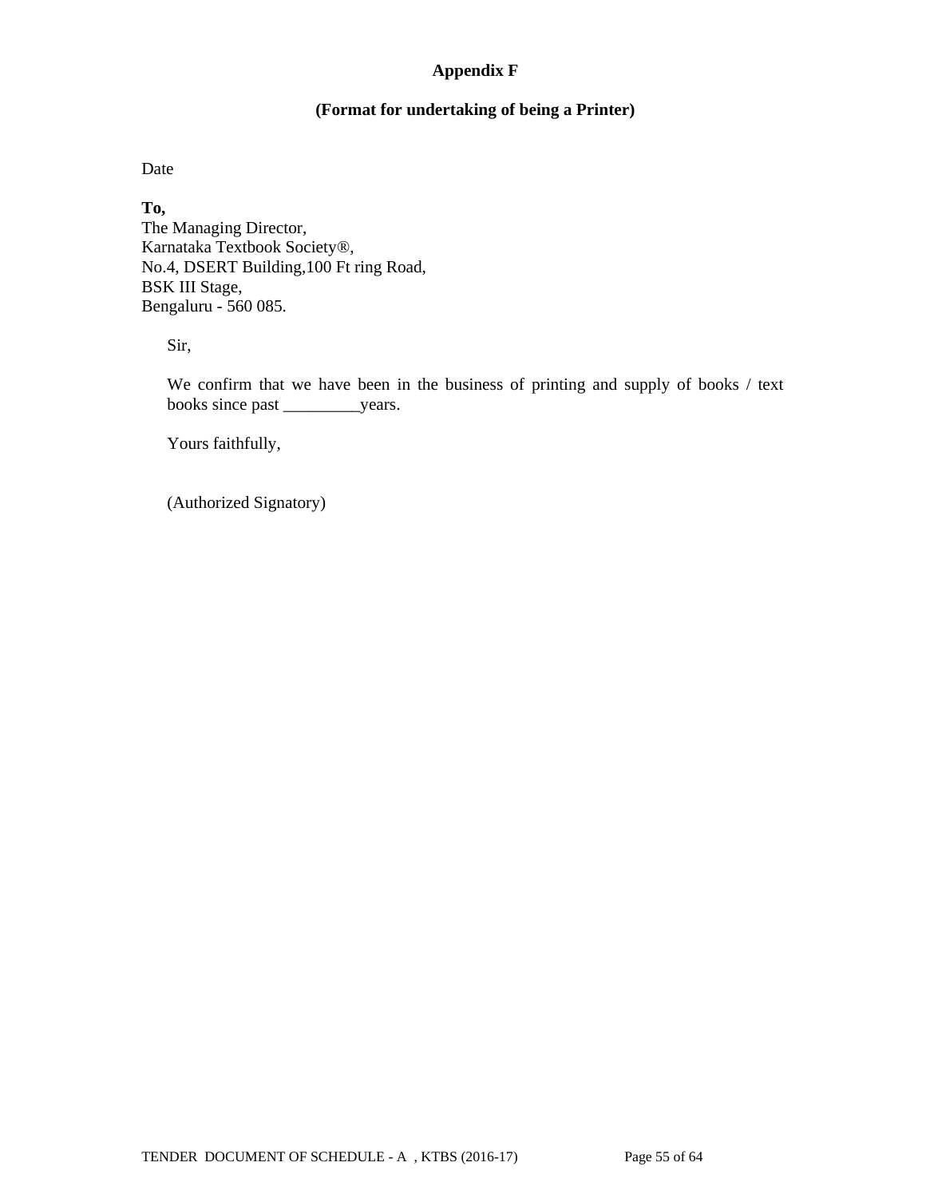## Appendix F

### (Format for undertaking of being a Printer)

Date

**To,**
The Managing Director,
Karnataka Textbook Society®,
No.4, DSERT Building,100 Ft ring Road,
BSK III Stage,
Bengaluru - 560 085.

Sir,

We confirm that we have been in the business of printing and supply of books / text books since past _________years.

Yours faithfully,

(Authorized Signatory)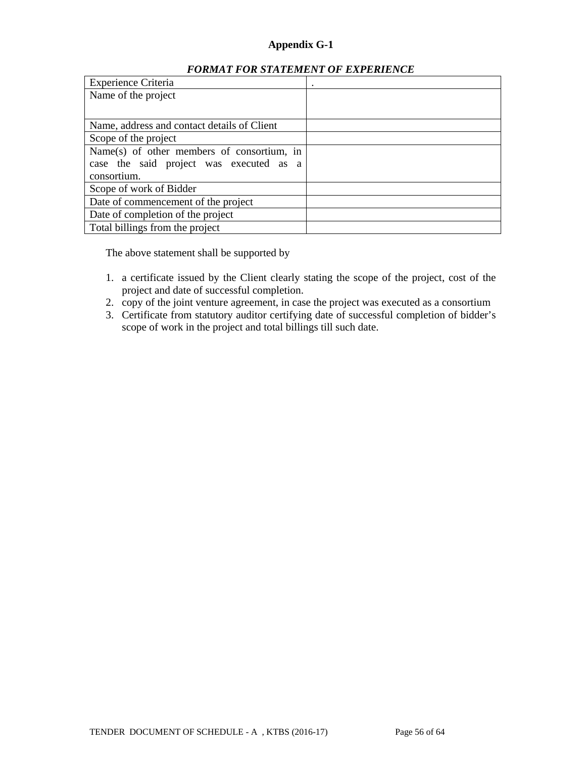# Appendix G-1

***FORMAT FOR STATEMENT OF EXPERIENCE***

| Experience Criteria | . |
|---|---|
| Name of the project | |
| Name, address and contact details of Client | |
| Scope of the project | |
| Name(s) of other members of consortium, in case the said project was executed as a consortium. | |
| Scope of work of Bidder | |
| Date of commencement of the project | |
| Date of completion of the project | |
| Total billings from the project | |

The above statement shall be supported by

1. a certificate issued by the Client clearly stating the scope of the project, cost of the project and date of successful completion.
2. copy of the joint venture agreement, in case the project was executed as a consortium
3. Certificate from statutory auditor certifying date of successful completion of bidder's scope of work in the project and total billings till such date.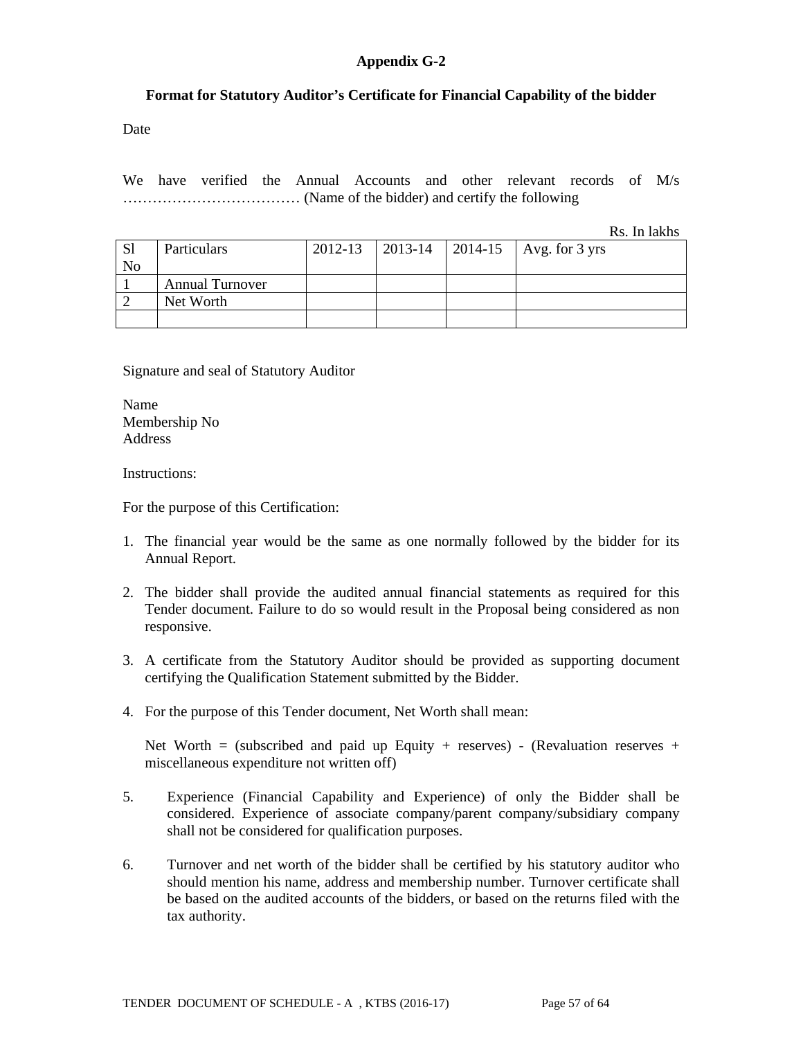## Appendix G-2

### Format for Statutory Auditor's Certificate for Financial Capability of the bidder

Date

We have verified the Annual Accounts and other relevant records of M/s ……………………………… (Name of the bidder) and certify the following

Rs. In lakhs

| Sl No | Particulars | 2012-13 | 2013-14 | 2014-15 | Avg. for 3 yrs |
|---|---|---|---|---|---|
| 1 | Annual Turnover | | | | |
| 2 | Net Worth | | | | |
| | | | | | |

Signature and seal of Statutory Auditor

Name
Membership No
Address

Instructions:

For the purpose of this Certification:

1. The financial year would be the same as one normally followed by the bidder for its Annual Report.

2. The bidder shall provide the audited annual financial statements as required for this Tender document. Failure to do so would result in the Proposal being considered as non responsive.

3. A certificate from the Statutory Auditor should be provided as supporting document certifying the Qualification Statement submitted by the Bidder.

4. For the purpose of this Tender document, Net Worth shall mean:

   Net Worth = (subscribed and paid up Equity + reserves) - (Revaluation reserves + miscellaneous expenditure not written off)

5. Experience (Financial Capability and Experience) of only the Bidder shall be considered. Experience of associate company/parent company/subsidiary company shall not be considered for qualification purposes.

6. Turnover and net worth of the bidder shall be certified by his statutory auditor who should mention his name, address and membership number. Turnover certificate shall be based on the audited accounts of the bidders, or based on the returns filed with the tax authority.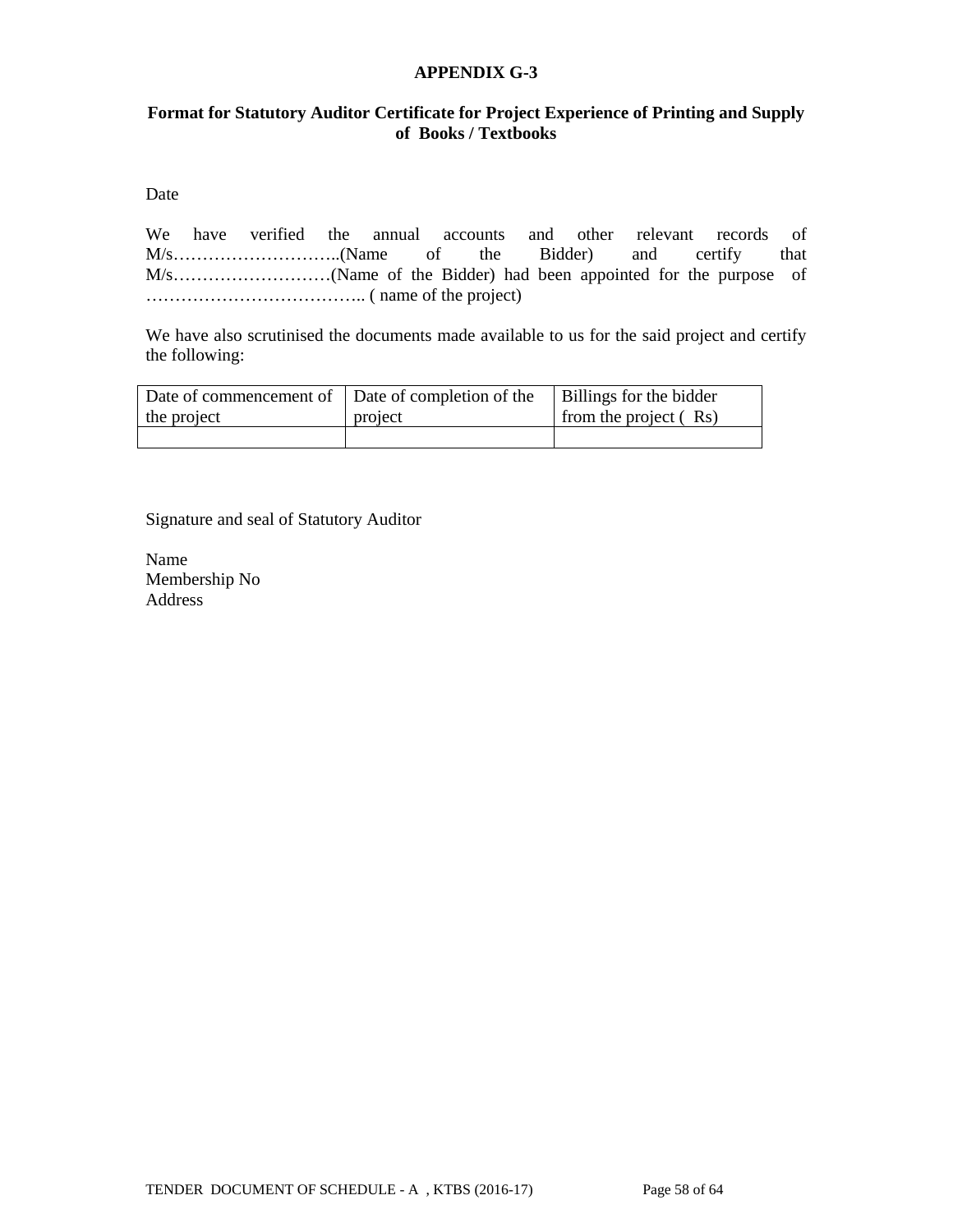# APPENDIX G-3

## Format for Statutory Auditor Certificate for Project Experience of Printing and Supply of Books / Textbooks

Date

We have verified the annual accounts and other relevant records of M/s………………………..(Name of the Bidder) and certify that M/s………………………(Name of the Bidder) had been appointed for the purpose of ……………………………….. ( name of the project)

We have also scrutinised the documents made available to us for the said project and certify the following:

| Date of commencement of the project | Date of completion of the project | Billings for the bidder from the project ( Rs) |
|---|---|---|
| | | |

Signature and seal of Statutory Auditor

Name
Membership No
Address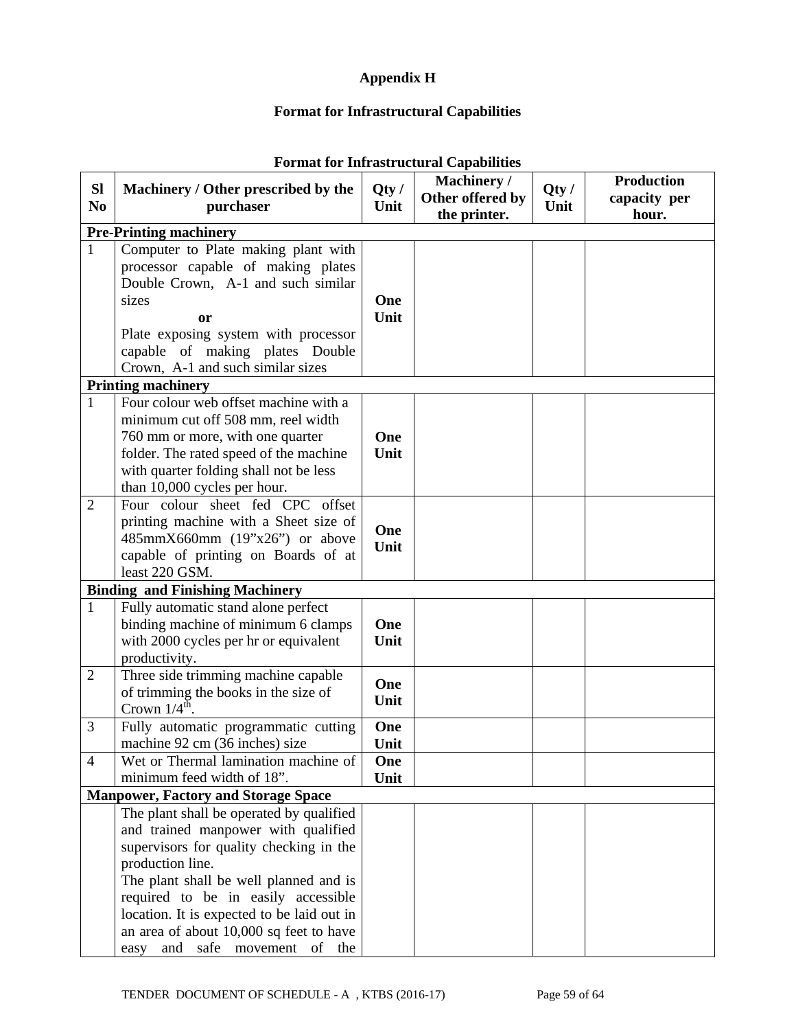# Appendix H

## Format for Infrastructural Capabilities

**Format for Infrastructural Capabilities**

| Sl No | Machinery / Other prescribed by the purchaser | Qty / Unit | Machinery / Other offered by the printer. | Qty / Unit | Production capacity per hour. |
|---|---|---|---|---|---|
| **Pre-Printing machinery** | | | | | |
| 1 | Computer to Plate making plant with processor capable of making plates Double Crown, A-1 and such similar sizes **or** Plate exposing system with processor capable of making plates Double Crown, A-1 and such similar sizes | **One Unit** | | | |
| **Printing machinery** | | | | | |
| 1 | Four colour web offset machine with a minimum cut off 508 mm, reel width 760 mm or more, with one quarter folder. The rated speed of the machine with quarter folding shall not be less than 10,000 cycles per hour. | **One Unit** | | | |
| 2 | Four colour sheet fed CPC offset printing machine with a Sheet size of 485mmX660mm (19"x26") or above capable of printing on Boards of at least 220 GSM. | **One Unit** | | | |
| **Binding and Finishing Machinery** | | | | | |
| 1 | Fully automatic stand alone perfect binding machine of minimum 6 clamps with 2000 cycles per hr or equivalent productivity. | **One Unit** | | | |
| 2 | Three side trimming machine capable of trimming the books in the size of Crown 1/4th. | **One Unit** | | | |
| 3 | Fully automatic programmatic cutting machine 92 cm (36 inches) size | **One Unit** | | | |
| 4 | Wet or Thermal lamination machine of minimum feed width of 18". | **One Unit** | | | |
| **Manpower, Factory and Storage Space** | | | | | |
| | The plant shall be operated by qualified and trained manpower with qualified supervisors for quality checking in the production line. The plant shall be well planned and is required to be in easily accessible location. It is expected to be laid out in an area of about 10,000 sq feet to have easy and safe movement of the | | | | |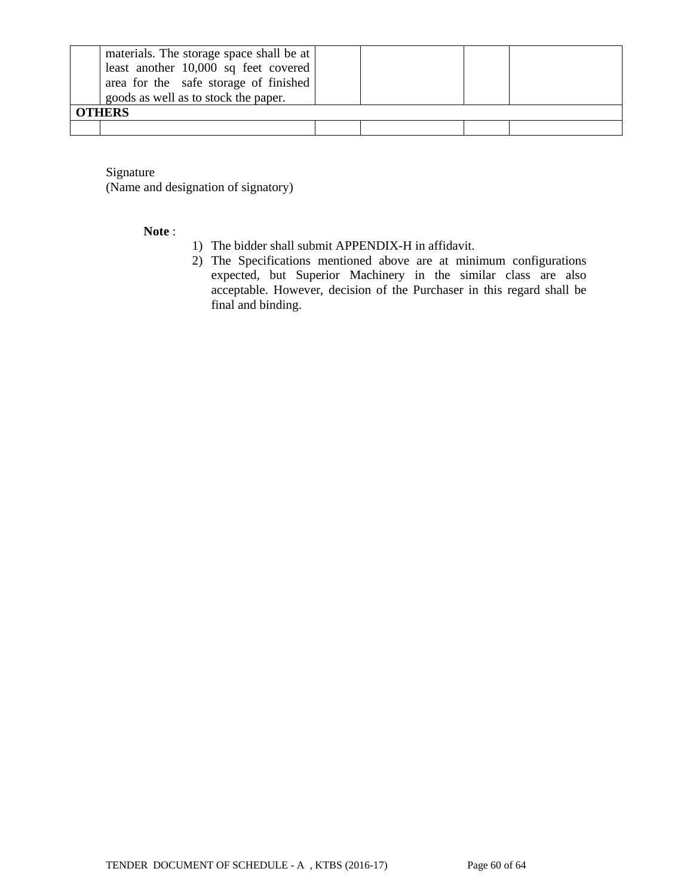| | | | | | |
|---|---|---|---|---|---|
| | materials. The storage space shall be at least another 10,000 sq feet covered area for the safe storage of finished goods as well as to stock the paper. | | | | |
| **OTHERS** | | | | | |
| | | | | | |

Signature
(Name and designation of signatory)

**Note** :

1) The bidder shall submit APPENDIX-H in affidavit.
2) The Specifications mentioned above are at minimum configurations expected, but Superior Machinery in the similar class are also acceptable. However, decision of the Purchaser in this regard shall be final and binding.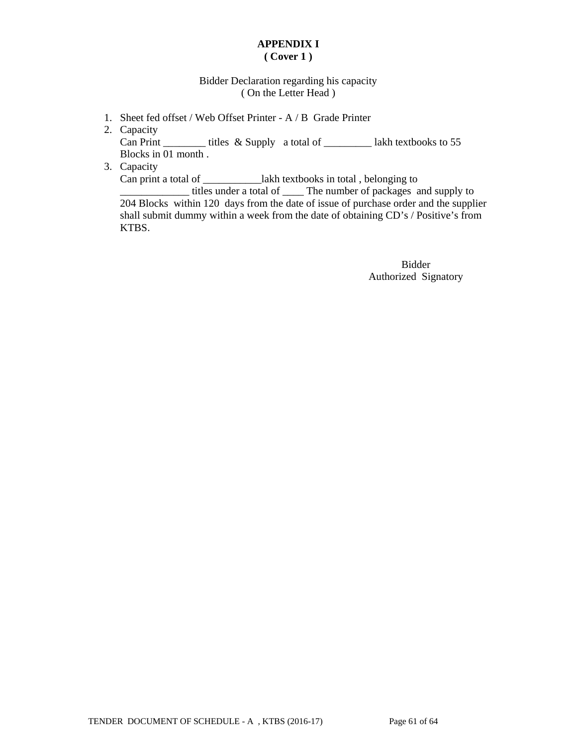**APPENDIX I**
**( Cover 1 )**

Bidder Declaration regarding his capacity
( On the Letter Head )

1. Sheet fed offset / Web Offset Printer - A / B Grade Printer
2. Capacity
   Can Print ________ titles & Supply a total of _________ lakh textbooks to 55 Blocks in 01 month .
3. Capacity
   Can print a total of ___________lakh textbooks in total , belonging to _____________ titles under a total of ____ The number of packages and supply to 204 Blocks within 120 days from the date of issue of purchase order and the supplier shall submit dummy within a week from the date of obtaining CD's / Positive's from KTBS.

Bidder
Authorized Signatory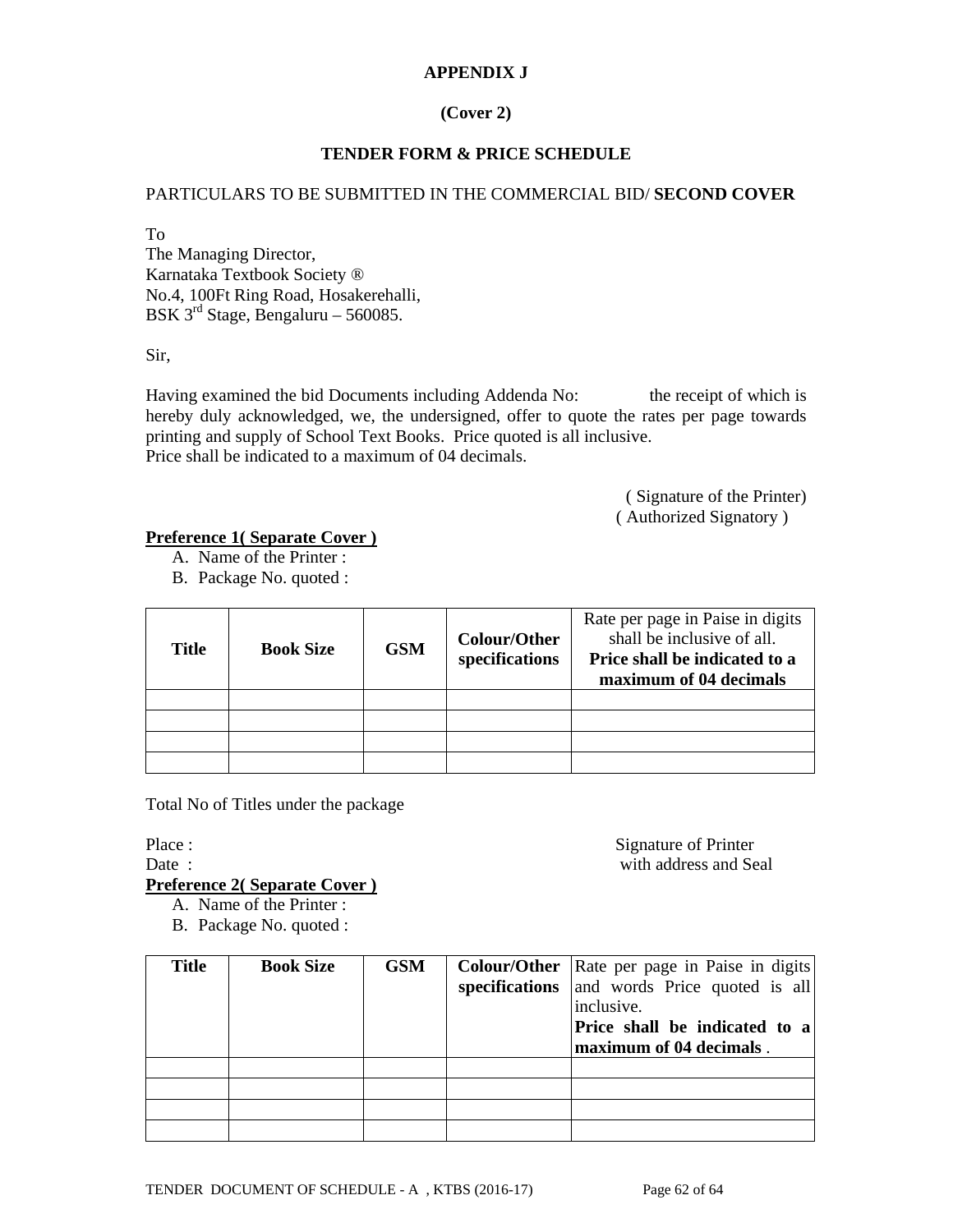**APPENDIX J**

**(Cover 2)**

**TENDER FORM & PRICE SCHEDULE**

PARTICULARS TO BE SUBMITTED IN THE COMMERCIAL BID/ **SECOND COVER**

To
The Managing Director,
Karnataka Textbook Society ®
No.4, 100Ft Ring Road, Hosakerehalli,
BSK 3rd Stage, Bengaluru – 560085.

Sir,

Having examined the bid Documents including Addenda No: the receipt of which is hereby duly acknowledged, we, the undersigned, offer to quote the rates per page towards printing and supply of School Text Books. Price quoted is all inclusive.
Price shall be indicated to a maximum of 04 decimals.

( Signature of the Printer)
( Authorized Signatory )

**Preference 1( Separate Cover )**

A. Name of the Printer :
B. Package No. quoted :

| **Title** | **Book Size** | **GSM** | **Colour/Other specifications** | Rate per page in Paise in digits shall be inclusive of all. **Price shall be indicated to a maximum of 04 decimals** |
|---|---|---|---|---|
| | | | | |
| | | | | |
| | | | | |
| | | | | |

Total No of Titles under the package

Place :
Date :

Signature of Printer
with address and Seal

**Preference 2( Separate Cover )**

A. Name of the Printer :
B. Package No. quoted :

| **Title** | **Book Size** | **GSM** | **Colour/Other specifications** | Rate per page in Paise in digits and words Price quoted is all inclusive. **Price shall be indicated to a maximum of 04 decimals** . |
|---|---|---|---|---|
| | | | | |
| | | | | |
| | | | | |
| | | | | |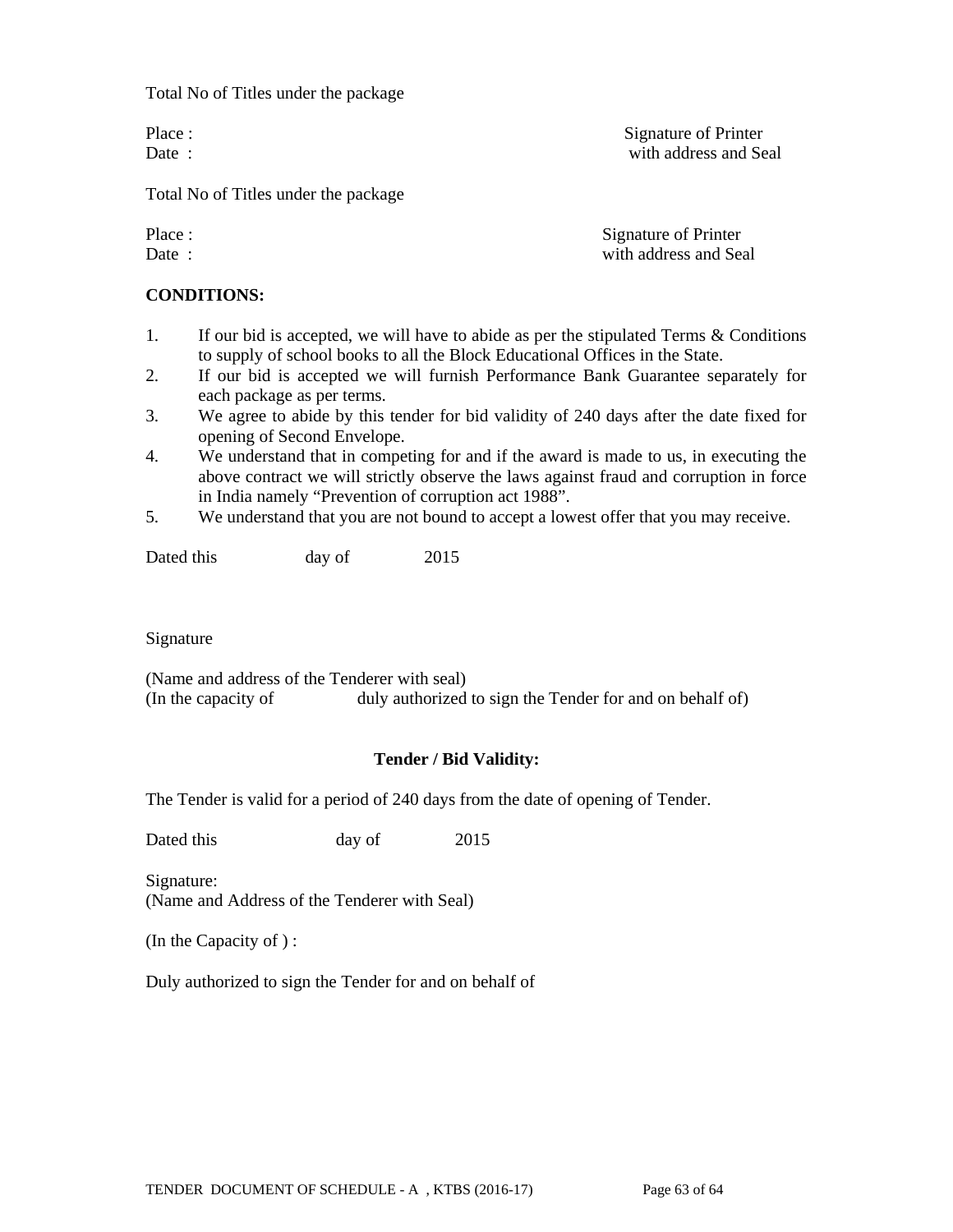Total No of Titles under the package

Place : Signature of Printer
Date : with address and Seal

Total No of Titles under the package

Place : Signature of Printer
Date : with address and Seal

**CONDITIONS:**

1. If our bid is accepted, we will have to abide as per the stipulated Terms & Conditions to supply of school books to all the Block Educational Offices in the State.
2. If our bid is accepted we will furnish Performance Bank Guarantee separately for each package as per terms.
3. We agree to abide by this tender for bid validity of 240 days after the date fixed for opening of Second Envelope.
4. We understand that in competing for and if the award is made to us, in executing the above contract we will strictly observe the laws against fraud and corruption in force in India namely "Prevention of corruption act 1988".
5. We understand that you are not bound to accept a lowest offer that you may receive.

Dated this day of 2015

Signature

(Name and address of the Tenderer with seal)
(In the capacity of duly authorized to sign the Tender for and on behalf of)

**Tender / Bid Validity:**

The Tender is valid for a period of 240 days from the date of opening of Tender.

Dated this day of 2015

Signature:
(Name and Address of the Tenderer with Seal)

(In the Capacity of ) :

Duly authorized to sign the Tender for and on behalf of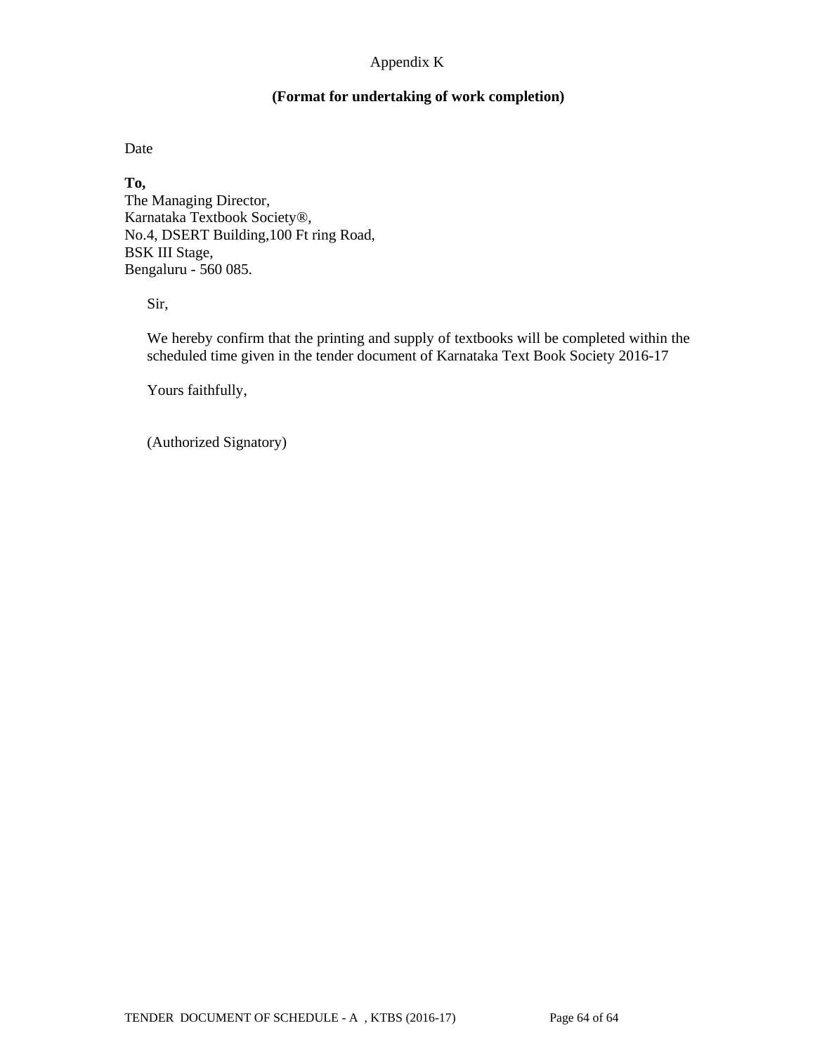Appendix K

**(Format for undertaking of work completion)**

Date

**To,**
The Managing Director,
Karnataka Textbook Society®,
No.4, DSERT Building,100 Ft ring Road,
BSK III Stage,
Bengaluru - 560 085.

Sir,

We hereby confirm that the printing and supply of textbooks will be completed within the scheduled time given in the tender document of Karnataka Text Book Society 2016-17

Yours faithfully,

(Authorized Signatory)